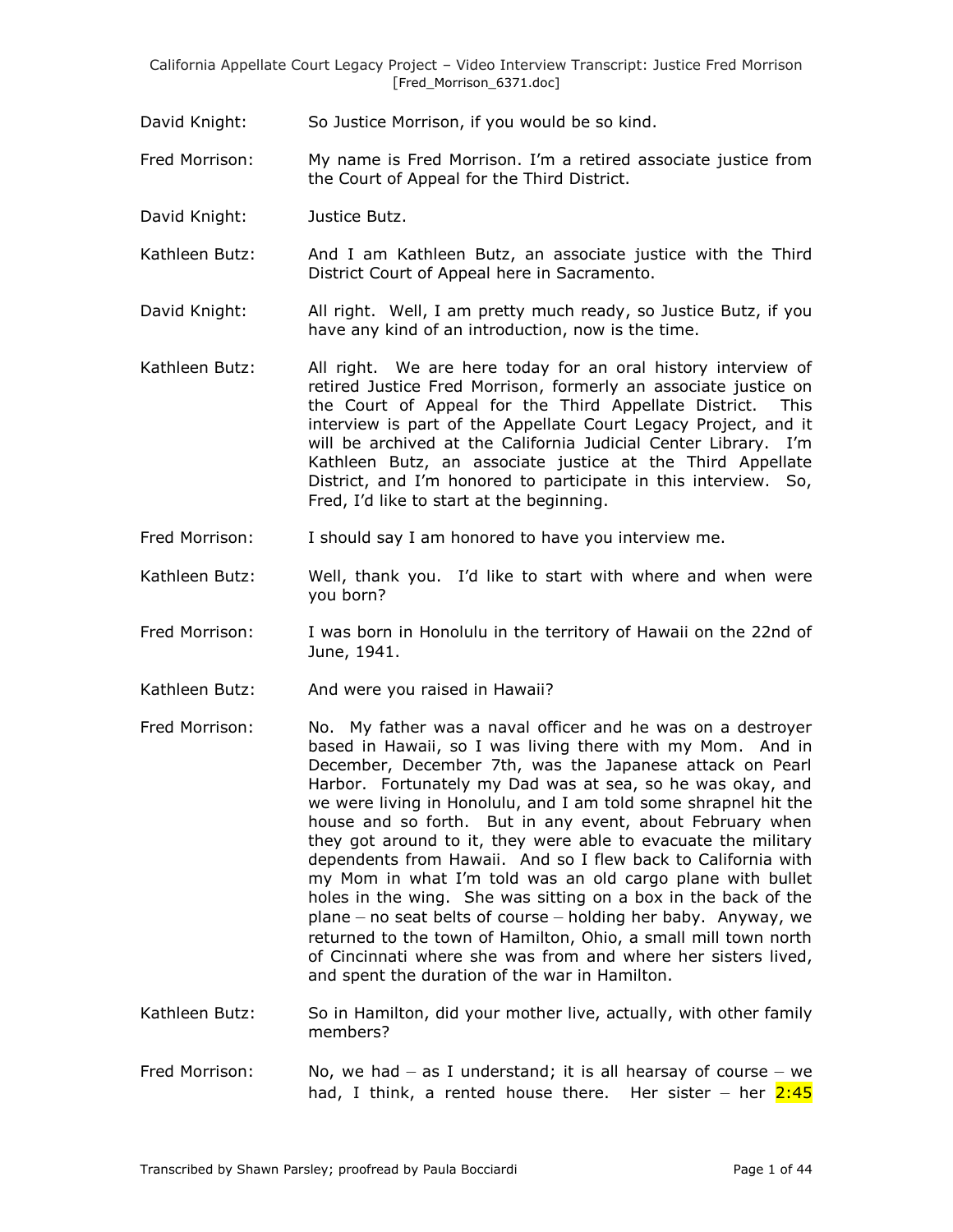David Knight: So Justice Morrison, if you would be so kind.

Fred Morrison: My name is Fred Morrison. I'm a retired associate justice from the Court of Appeal for the Third District.

David Knight: Justice Butz.

Kathleen Butz: And I am Kathleen Butz, an associate justice with the Third District Court of Appeal here in Sacramento.

David Knight: All right. Well, I am pretty much ready, so Justice Butz, if you have any kind of an introduction, now is the time.

Kathleen Butz: All right. We are here today for an oral history interview of retired Justice Fred Morrison, formerly an associate justice on the Court of Appeal for the Third Appellate District. This interview is part of the Appellate Court Legacy Project, and it will be archived at the California Judicial Center Library. I'm Kathleen Butz, an associate justice at the Third Appellate District, and I'm honored to participate in this interview. So, Fred, I'd like to start at the beginning.

Fred Morrison: I should say I am honored to have you interview me.

Kathleen Butz: Well, thank you. I'd like to start with where and when were you born?

Fred Morrison: I was born in Honolulu in the territory of Hawaii on the 22nd of June, 1941.

Kathleen Butz: And were you raised in Hawaii?

Fred Morrison: No. My father was a naval officer and he was on a destroyer based in Hawaii, so I was living there with my Mom. And in December, December 7th, was the Japanese attack on Pearl Harbor. Fortunately my Dad was at sea, so he was okay, and we were living in Honolulu, and I am told some shrapnel hit the house and so forth. But in any event, about February when they got around to it, they were able to evacuate the military dependents from Hawaii. And so I flew back to California with my Mom in what I'm told was an old cargo plane with bullet holes in the wing. She was sitting on a box in the back of the plane – no seat belts of course – holding her baby. Anyway, we returned to the town of Hamilton, Ohio, a small mill town north of Cincinnati where she was from and where her sisters lived, and spent the duration of the war in Hamilton.

Kathleen Butz: So in Hamilton, did your mother live, actually, with other family members?

Fred Morrison: No, we had – as I understand; it is all hearsay of course – we had, I think, a rented house there. Her sister – her 2:45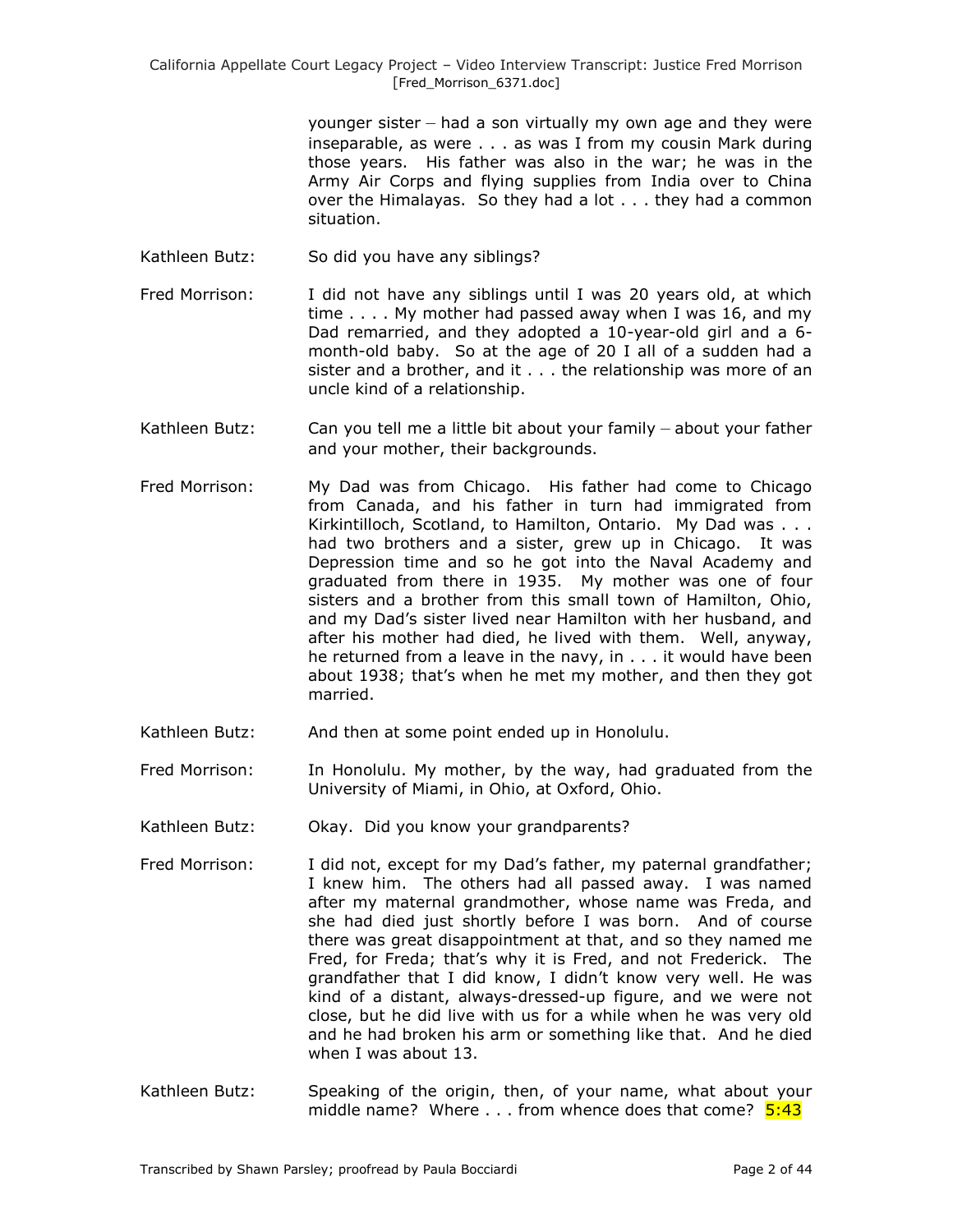younger sister – had a son virtually my own age and they were inseparable, as were . . . as was I from my cousin Mark during those years. His father was also in the war; he was in the Army Air Corps and flying supplies from India over to China over the Himalayas. So they had a lot . . . they had a common situation.

Kathleen Butz: So did you have any siblings?

Fred Morrison: I did not have any siblings until I was 20 years old, at which time . . . . My mother had passed away when I was 16, and my Dad remarried, and they adopted a 10-year-old girl and a 6-month-old baby. So at the age of 20 I all of a sudden had a sister and a brother, and it . . . the relationship was more of an uncle kind of a relationship.

Kathleen Butz: Can you tell me a little bit about your family – about your father and your mother, their backgrounds.

Fred Morrison: My Dad was from Chicago. His father had come to Chicago from Canada, and his father in turn had immigrated from Kirkintilloch, Scotland, to Hamilton, Ontario. My Dad was . . . had two brothers and a sister, grew up in Chicago. It was Depression time and so he got into the Naval Academy and graduated from there in 1935. My mother was one of four sisters and a brother from this small town of Hamilton, Ohio, and my Dad's sister lived near Hamilton with her husband, and after his mother had died, he lived with them. Well, anyway, he returned from a leave in the navy, in . . . it would have been about 1938; that's when he met my mother, and then they got married.

Kathleen Butz: And then at some point ended up in Honolulu.

Fred Morrison: In Honolulu. My mother, by the way, had graduated from the University of Miami, in Ohio, at Oxford, Ohio.

Kathleen Butz: Okay. Did you know your grandparents?

Fred Morrison: I did not, except for my Dad's father, my paternal grandfather; I knew him. The others had all passed away. I was named after my maternal grandmother, whose name was Freda, and she had died just shortly before I was born. And of course there was great disappointment at that, and so they named me Fred, for Freda; that's why it is Fred, and not Frederick. The grandfather that I did know, I didn't know very well. He was kind of a distant, always-dressed-up figure, and we were not close, but he did live with us for a while when he was very old and he had broken his arm or something like that. And he died when I was about 13.

Kathleen Butz: Speaking of the origin, then, of your name, what about your middle name? Where . . . from whence does that come? 5:43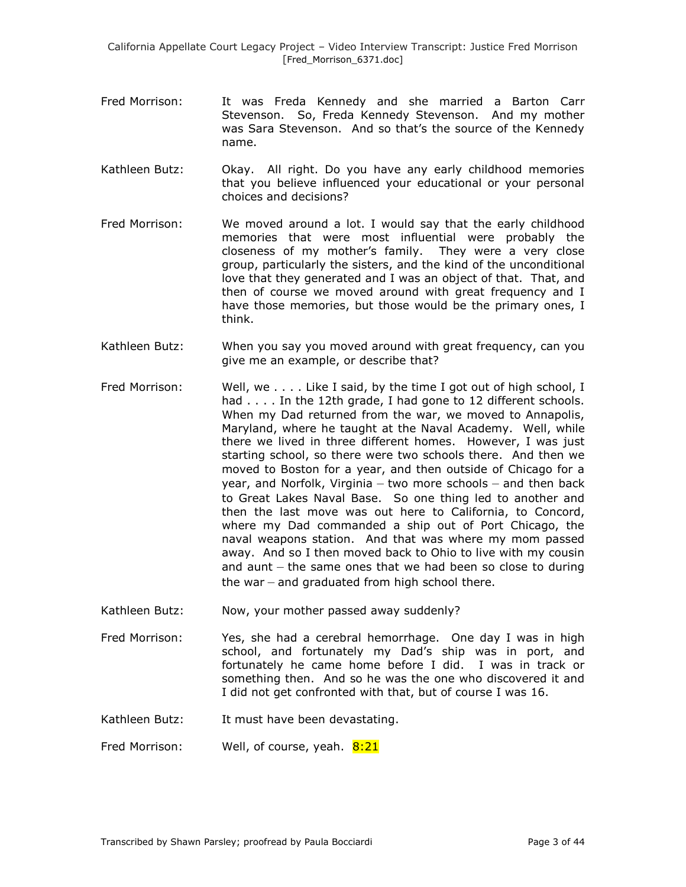Fred Morrison: It was Freda Kennedy and she married a Barton Carr Stevenson. So, Freda Kennedy Stevenson. And my mother was Sara Stevenson. And so that's the source of the Kennedy name.

Kathleen Butz: Okay. All right. Do you have any early childhood memories that you believe influenced your educational or your personal choices and decisions?

Fred Morrison: We moved around a lot. I would say that the early childhood memories that were most influential were probably the closeness of my mother's family. They were a very close group, particularly the sisters, and the kind of the unconditional love that they generated and I was an object of that. That, and then of course we moved around with great frequency and I have those memories, but those would be the primary ones, I think.

Kathleen Butz: When you say you moved around with great frequency, can you give me an example, or describe that?

Fred Morrison: Well, we . . . . Like I said, by the time I got out of high school, I had . . . . In the 12th grade, I had gone to 12 different schools. When my Dad returned from the war, we moved to Annapolis, Maryland, where he taught at the Naval Academy. Well, while there we lived in three different homes. However, I was just starting school, so there were two schools there. And then we moved to Boston for a year, and then outside of Chicago for a year, and Norfolk, Virginia – two more schools – and then back to Great Lakes Naval Base. So one thing led to another and then the last move was out here to California, to Concord, where my Dad commanded a ship out of Port Chicago, the naval weapons station. And that was where my mom passed away. And so I then moved back to Ohio to live with my cousin and aunt – the same ones that we had been so close to during the war – and graduated from high school there.

Kathleen Butz: Now, your mother passed away suddenly?

Fred Morrison: Yes, she had a cerebral hemorrhage. One day I was in high school, and fortunately my Dad's ship was in port, and fortunately he came home before I did. I was in track or something then. And so he was the one who discovered it and I did not get confronted with that, but of course I was 16.

Kathleen Butz: It must have been devastating.

Fred Morrison: Well, of course, yeah. 8:21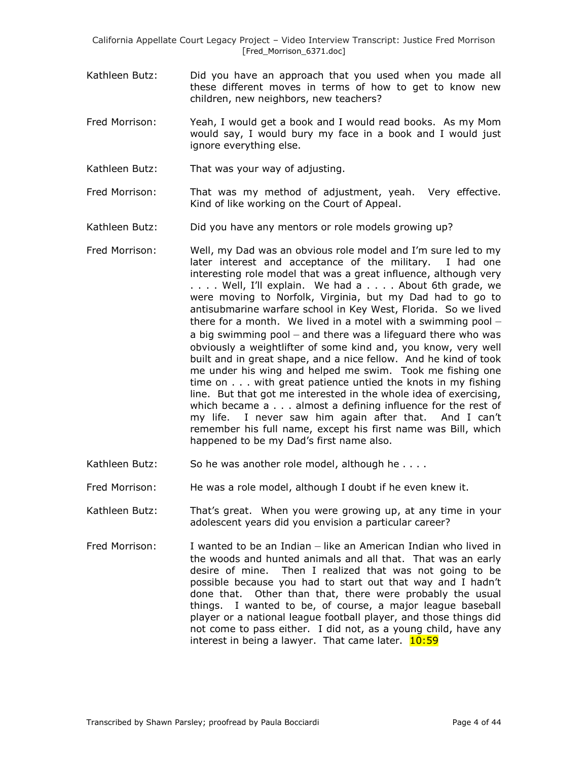Kathleen Butz: Did you have an approach that you used when you made all these different moves in terms of how to get to know new children, new neighbors, new teachers?

Fred Morrison: Yeah, I would get a book and I would read books. As my Mom would say, I would bury my face in a book and I would just ignore everything else.

Kathleen Butz: That was your way of adjusting.

Fred Morrison: That was my method of adjustment, yeah. Very effective. Kind of like working on the Court of Appeal.

Kathleen Butz: Did you have any mentors or role models growing up?

Fred Morrison: Well, my Dad was an obvious role model and I'm sure led to my later interest and acceptance of the military. I had one interesting role model that was a great influence, although very . . . . Well, I'll explain. We had a . . . . About 6th grade, we were moving to Norfolk, Virginia, but my Dad had to go to antisubmarine warfare school in Key West, Florida. So we lived there for a month. We lived in a motel with a swimming pool – a big swimming pool – and there was a lifeguard there who was obviously a weightlifter of some kind and, you know, very well built and in great shape, and a nice fellow. And he kind of took me under his wing and helped me swim. Took me fishing one time on . . . with great patience untied the knots in my fishing line. But that got me interested in the whole idea of exercising, which became a . . . almost a defining influence for the rest of my life. I never saw him again after that. And I can't remember his full name, except his first name was Bill, which happened to be my Dad's first name also.

Kathleen Butz: So he was another role model, although he . . . .

Fred Morrison: He was a role model, although I doubt if he even knew it.

Kathleen Butz: That's great. When you were growing up, at any time in your adolescent years did you envision a particular career?

Fred Morrison: I wanted to be an Indian – like an American Indian who lived in the woods and hunted animals and all that. That was an early desire of mine. Then I realized that was not going to be possible because you had to start out that way and I hadn't done that. Other than that, there were probably the usual things. I wanted to be, of course, a major league baseball player or a national league football player, and those things did not come to pass either. I did not, as a young child, have any interest in being a lawyer. That came later. 10:59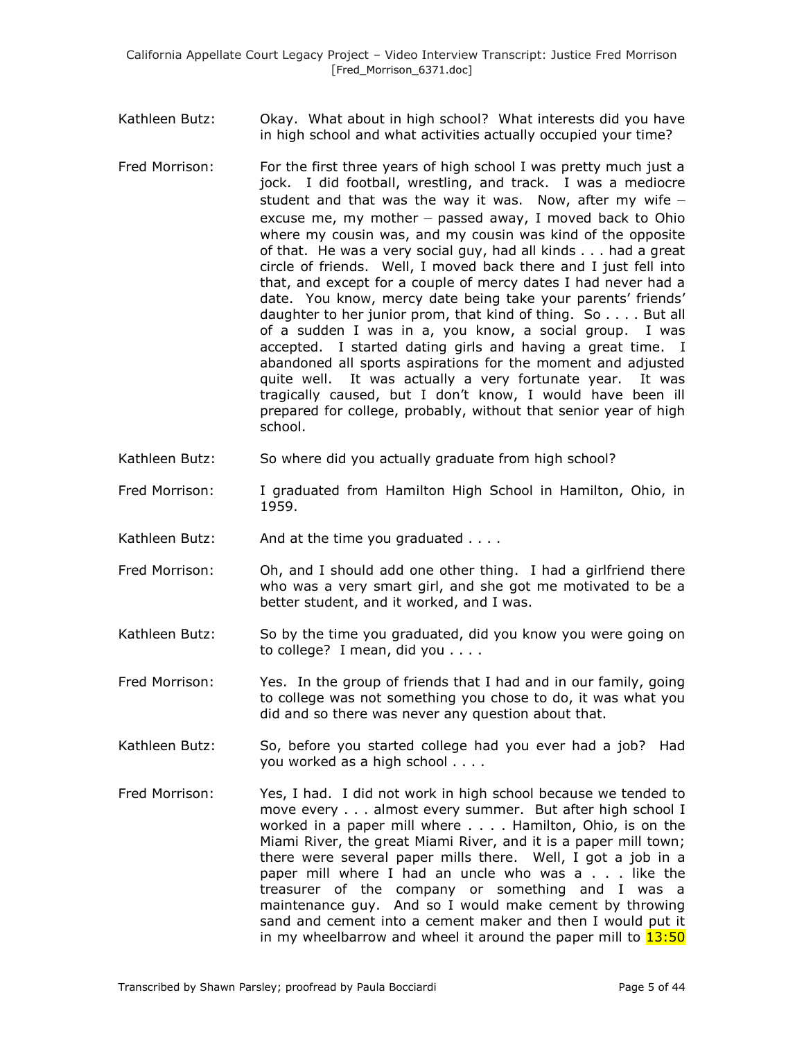Kathleen Butz: Okay. What about in high school? What interests did you have in high school and what activities actually occupied your time?

Fred Morrison: For the first three years of high school I was pretty much just a jock. I did football, wrestling, and track. I was a mediocre student and that was the way it was. Now, after my wife – excuse me, my mother – passed away, I moved back to Ohio where my cousin was, and my cousin was kind of the opposite of that. He was a very social guy, had all kinds . . . had a great circle of friends. Well, I moved back there and I just fell into that, and except for a couple of mercy dates I had never had a date. You know, mercy date being take your parents' friends' daughter to her junior prom, that kind of thing. So . . . . But all of a sudden I was in a, you know, a social group. I was accepted. I started dating girls and having a great time. I abandoned all sports aspirations for the moment and adjusted quite well. It was actually a very fortunate year. It was tragically caused, but I don't know, I would have been ill prepared for college, probably, without that senior year of high school.

Kathleen Butz: So where did you actually graduate from high school?

Fred Morrison: I graduated from Hamilton High School in Hamilton, Ohio, in 1959.

Kathleen Butz: And at the time you graduated . . . .

Fred Morrison: Oh, and I should add one other thing. I had a girlfriend there who was a very smart girl, and she got me motivated to be a better student, and it worked, and I was.

Kathleen Butz: So by the time you graduated, did you know you were going on to college? I mean, did you . . . .

Fred Morrison: Yes. In the group of friends that I had and in our family, going to college was not something you chose to do, it was what you did and so there was never any question about that.

Kathleen Butz: So, before you started college had you ever had a job? Had you worked as a high school . . . .

Fred Morrison: Yes, I had. I did not work in high school because we tended to move every . . . almost every summer. But after high school I worked in a paper mill where . . . . Hamilton, Ohio, is on the Miami River, the great Miami River, and it is a paper mill town; there were several paper mills there. Well, I got a job in a paper mill where I had an uncle who was a . . . like the treasurer of the company or something and I was a maintenance guy. And so I would make cement by throwing sand and cement into a cement maker and then I would put it in my wheelbarrow and wheel it around the paper mill to 13:50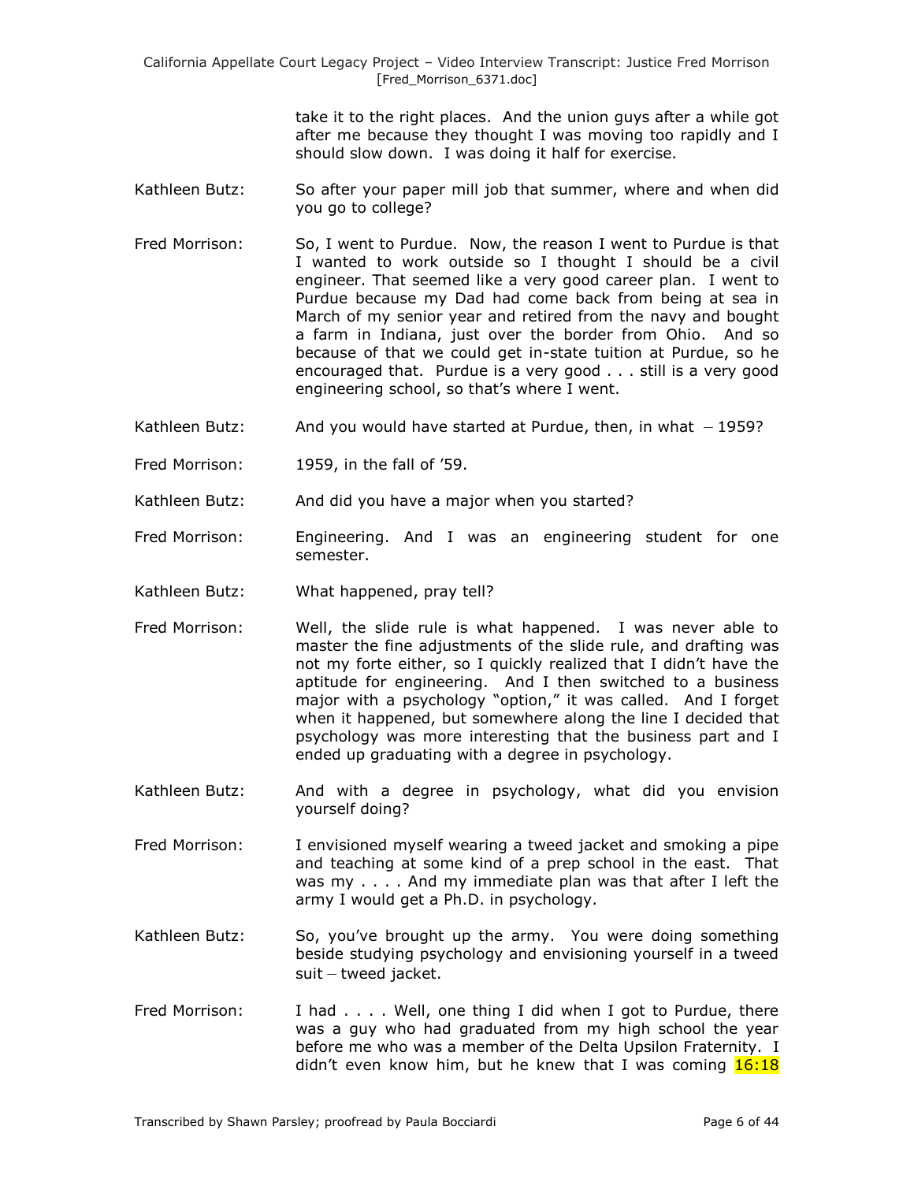take it to the right places. And the union guys after a while got after me because they thought I was moving too rapidly and I should slow down. I was doing it half for exercise.

Kathleen Butz: So after your paper mill job that summer, where and when did you go to college?

Fred Morrison: So, I went to Purdue. Now, the reason I went to Purdue is that I wanted to work outside so I thought I should be a civil engineer. That seemed like a very good career plan. I went to Purdue because my Dad had come back from being at sea in March of my senior year and retired from the navy and bought a farm in Indiana, just over the border from Ohio. And so because of that we could get in-state tuition at Purdue, so he encouraged that. Purdue is a very good . . . still is a very good engineering school, so that's where I went.

Kathleen Butz: And you would have started at Purdue, then, in what – 1959?

Fred Morrison: 1959, in the fall of '59.

Kathleen Butz: And did you have a major when you started?

Fred Morrison: Engineering. And I was an engineering student for one semester.

Kathleen Butz: What happened, pray tell?

Fred Morrison: Well, the slide rule is what happened. I was never able to master the fine adjustments of the slide rule, and drafting was not my forte either, so I quickly realized that I didn't have the aptitude for engineering. And I then switched to a business major with a psychology "option," it was called. And I forget when it happened, but somewhere along the line I decided that psychology was more interesting that the business part and I ended up graduating with a degree in psychology.

Kathleen Butz: And with a degree in psychology, what did you envision yourself doing?

Fred Morrison: I envisioned myself wearing a tweed jacket and smoking a pipe and teaching at some kind of a prep school in the east. That was my . . . . And my immediate plan was that after I left the army I would get a Ph.D. in psychology.

Kathleen Butz: So, you've brought up the army. You were doing something beside studying psychology and envisioning yourself in a tweed suit – tweed jacket.

Fred Morrison: I had . . . . Well, one thing I did when I got to Purdue, there was a guy who had graduated from my high school the year before me who was a member of the Delta Upsilon Fraternity. I didn't even know him, but he knew that I was coming 16:18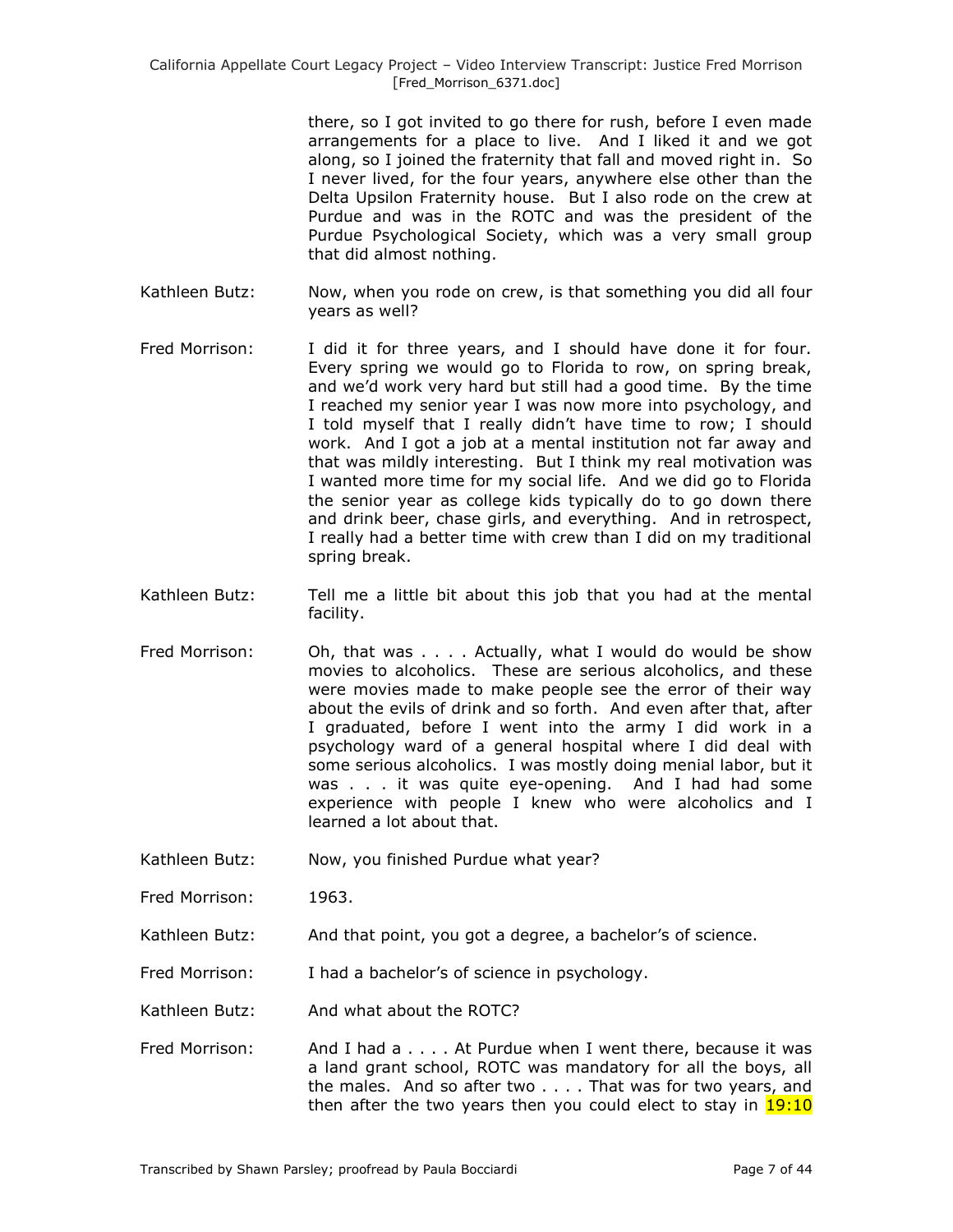there, so I got invited to go there for rush, before I even made arrangements for a place to live. And I liked it and we got along, so I joined the fraternity that fall and moved right in. So I never lived, for the four years, anywhere else other than the Delta Upsilon Fraternity house. But I also rode on the crew at Purdue and was in the ROTC and was the president of the Purdue Psychological Society, which was a very small group that did almost nothing.

Kathleen Butz: Now, when you rode on crew, is that something you did all four years as well?

Fred Morrison: I did it for three years, and I should have done it for four. Every spring we would go to Florida to row, on spring break, and we'd work very hard but still had a good time. By the time I reached my senior year I was now more into psychology, and I told myself that I really didn't have time to row; I should work. And I got a job at a mental institution not far away and that was mildly interesting. But I think my real motivation was I wanted more time for my social life. And we did go to Florida the senior year as college kids typically do to go down there and drink beer, chase girls, and everything. And in retrospect, I really had a better time with crew than I did on my traditional spring break.

Kathleen Butz: Tell me a little bit about this job that you had at the mental facility.

Fred Morrison: Oh, that was . . . . Actually, what I would do would be show movies to alcoholics. These are serious alcoholics, and these were movies made to make people see the error of their way about the evils of drink and so forth. And even after that, after I graduated, before I went into the army I did work in a psychology ward of a general hospital where I did deal with some serious alcoholics. I was mostly doing menial labor, but it was . . . it was quite eye-opening. And I had had some experience with people I knew who were alcoholics and I learned a lot about that.

Kathleen Butz: Now, you finished Purdue what year?

Fred Morrison: 1963.

Kathleen Butz: And that point, you got a degree, a bachelor's of science.

Fred Morrison: I had a bachelor's of science in psychology.

Kathleen Butz: And what about the ROTC?

Fred Morrison: And I had a . . . . At Purdue when I went there, because it was a land grant school, ROTC was mandatory for all the boys, all the males. And so after two . . . . That was for two years, and then after the two years then you could elect to stay in 19:10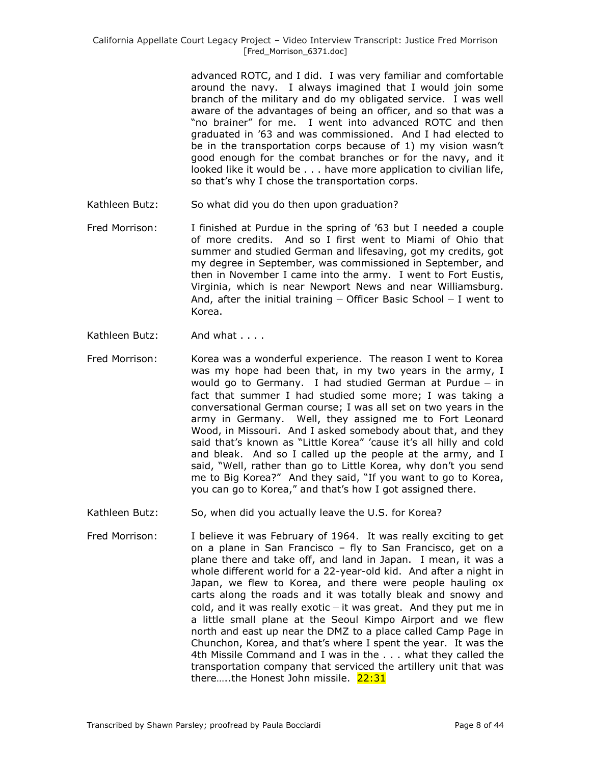advanced ROTC, and I did. I was very familiar and comfortable around the navy. I always imagined that I would join some branch of the military and do my obligated service. I was well aware of the advantages of being an officer, and so that was a "no brainer" for me. I went into advanced ROTC and then graduated in '63 and was commissioned. And I had elected to be in the transportation corps because of 1) my vision wasn't good enough for the combat branches or for the navy, and it looked like it would be . . . have more application to civilian life, so that's why I chose the transportation corps.

Kathleen Butz: So what did you do then upon graduation?

Fred Morrison: I finished at Purdue in the spring of '63 but I needed a couple of more credits. And so I first went to Miami of Ohio that summer and studied German and lifesaving, got my credits, got my degree in September, was commissioned in September, and then in November I came into the army. I went to Fort Eustis, Virginia, which is near Newport News and near Williamsburg. And, after the initial training – Officer Basic School – I went to Korea.

Kathleen Butz: And what . . . .

Fred Morrison: Korea was a wonderful experience. The reason I went to Korea was my hope had been that, in my two years in the army, I would go to Germany. I had studied German at Purdue – in fact that summer I had studied some more; I was taking a conversational German course; I was all set on two years in the army in Germany. Well, they assigned me to Fort Leonard Wood, in Missouri. And I asked somebody about that, and they said that's known as "Little Korea" 'cause it's all hilly and cold and bleak. And so I called up the people at the army, and I said, "Well, rather than go to Little Korea, why don't you send me to Big Korea?" And they said, "If you want to go to Korea, you can go to Korea," and that's how I got assigned there.

Kathleen Butz: So, when did you actually leave the U.S. for Korea?

Fred Morrison: I believe it was February of 1964. It was really exciting to get on a plane in San Francisco – fly to San Francisco, get on a plane there and take off, and land in Japan. I mean, it was a whole different world for a 22-year-old kid. And after a night in Japan, we flew to Korea, and there were people hauling ox carts along the roads and it was totally bleak and snowy and cold, and it was really exotic – it was great. And they put me in a little small plane at the Seoul Kimpo Airport and we flew north and east up near the DMZ to a place called Camp Page in Chunchon, Korea, and that's where I spent the year. It was the 4th Missile Command and I was in the . . . what they called the transportation company that serviced the artillery unit that was there…..the Honest John missile. 22:31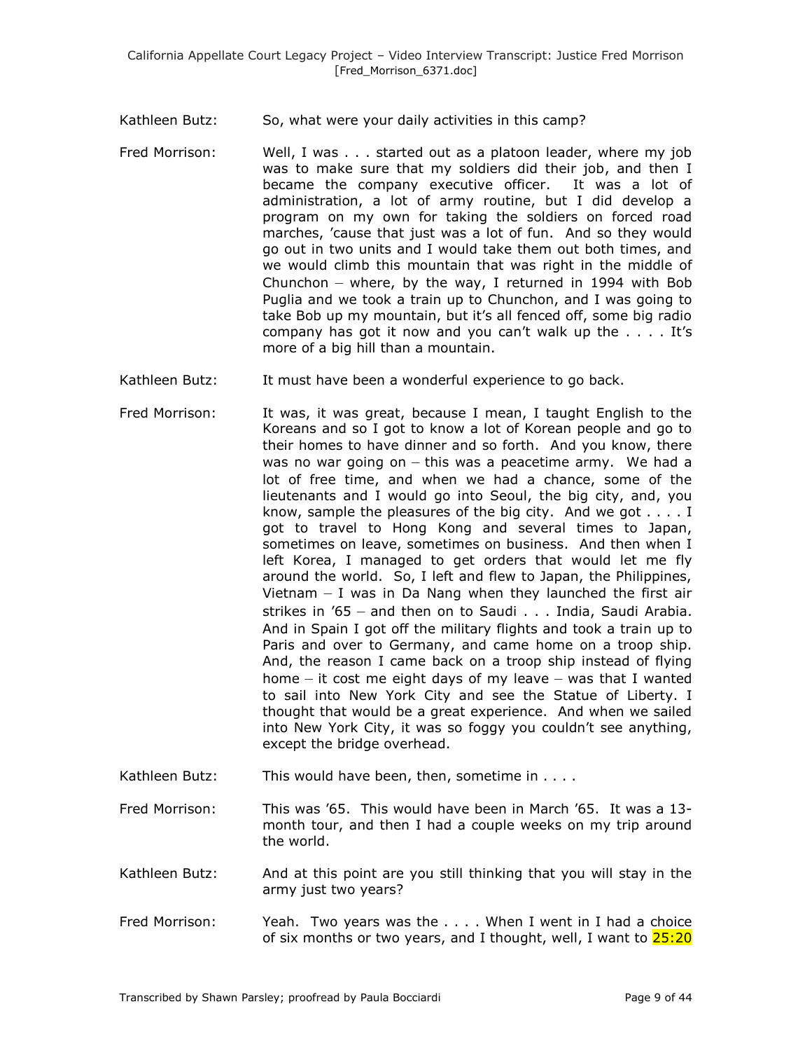Kathleen Butz: So, what were your daily activities in this camp?

Fred Morrison: Well, I was . . . started out as a platoon leader, where my job was to make sure that my soldiers did their job, and then I became the company executive officer. It was a lot of administration, a lot of army routine, but I did develop a program on my own for taking the soldiers on forced road marches, 'cause that just was a lot of fun. And so they would go out in two units and I would take them out both times, and we would climb this mountain that was right in the middle of Chunchon – where, by the way, I returned in 1994 with Bob Puglia and we took a train up to Chunchon, and I was going to take Bob up my mountain, but it's all fenced off, some big radio company has got it now and you can't walk up the . . . . It's more of a big hill than a mountain.

Kathleen Butz: It must have been a wonderful experience to go back.

Fred Morrison: It was, it was great, because I mean, I taught English to the Koreans and so I got to know a lot of Korean people and go to their homes to have dinner and so forth. And you know, there was no war going on – this was a peacetime army. We had a lot of free time, and when we had a chance, some of the lieutenants and I would go into Seoul, the big city, and, you know, sample the pleasures of the big city. And we got . . . . I got to travel to Hong Kong and several times to Japan, sometimes on leave, sometimes on business. And then when I left Korea, I managed to get orders that would let me fly around the world. So, I left and flew to Japan, the Philippines, Vietnam – I was in Da Nang when they launched the first air strikes in '65 – and then on to Saudi . . . India, Saudi Arabia. And in Spain I got off the military flights and took a train up to Paris and over to Germany, and came home on a troop ship. And, the reason I came back on a troop ship instead of flying home – it cost me eight days of my leave – was that I wanted to sail into New York City and see the Statue of Liberty. I thought that would be a great experience. And when we sailed into New York City, it was so foggy you couldn't see anything, except the bridge overhead.

Kathleen Butz: This would have been, then, sometime in . . . .

Fred Morrison: This was '65. This would have been in March '65. It was a 13-month tour, and then I had a couple weeks on my trip around the world.

Kathleen Butz: And at this point are you still thinking that you will stay in the army just two years?

Fred Morrison: Yeah. Two years was the . . . . When I went in I had a choice of six months or two years, and I thought, well, I want to 25:20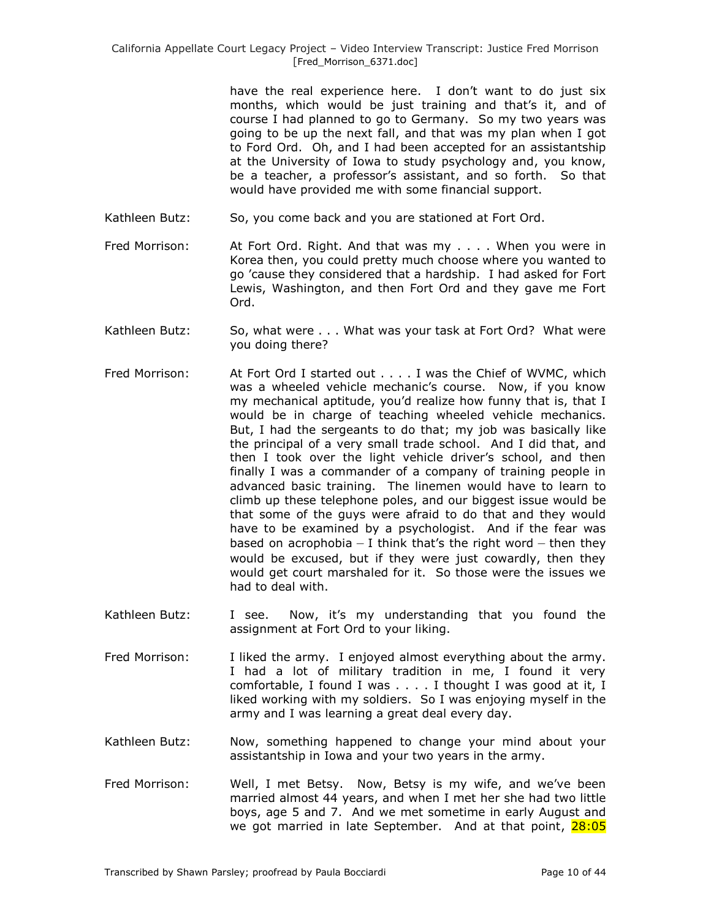have the real experience here. I don't want to do just six months, which would be just training and that's it, and of course I had planned to go to Germany. So my two years was going to be up the next fall, and that was my plan when I got to Ford Ord. Oh, and I had been accepted for an assistantship at the University of Iowa to study psychology and, you know, be a teacher, a professor's assistant, and so forth. So that would have provided me with some financial support.

Kathleen Butz: So, you come back and you are stationed at Fort Ord.

Fred Morrison: At Fort Ord. Right. And that was my . . . . When you were in Korea then, you could pretty much choose where you wanted to go 'cause they considered that a hardship. I had asked for Fort Lewis, Washington, and then Fort Ord and they gave me Fort Ord.

Kathleen Butz: So, what were . . . What was your task at Fort Ord? What were you doing there?

Fred Morrison: At Fort Ord I started out . . . . I was the Chief of WVMC, which was a wheeled vehicle mechanic's course. Now, if you know my mechanical aptitude, you'd realize how funny that is, that I would be in charge of teaching wheeled vehicle mechanics. But, I had the sergeants to do that; my job was basically like the principal of a very small trade school. And I did that, and then I took over the light vehicle driver's school, and then finally I was a commander of a company of training people in advanced basic training. The linemen would have to learn to climb up these telephone poles, and our biggest issue would be that some of the guys were afraid to do that and they would have to be examined by a psychologist. And if the fear was based on acrophobia – I think that's the right word – then they would be excused, but if they were just cowardly, then they would get court marshaled for it. So those were the issues we had to deal with.

Kathleen Butz: I see. Now, it's my understanding that you found the assignment at Fort Ord to your liking.

Fred Morrison: I liked the army. I enjoyed almost everything about the army. I had a lot of military tradition in me, I found it very comfortable, I found I was . . . . I thought I was good at it, I liked working with my soldiers. So I was enjoying myself in the army and I was learning a great deal every day.

Kathleen Butz: Now, something happened to change your mind about your assistantship in Iowa and your two years in the army.

Fred Morrison: Well, I met Betsy. Now, Betsy is my wife, and we've been married almost 44 years, and when I met her she had two little boys, age 5 and 7. And we met sometime in early August and we got married in late September. And at that point, 28:05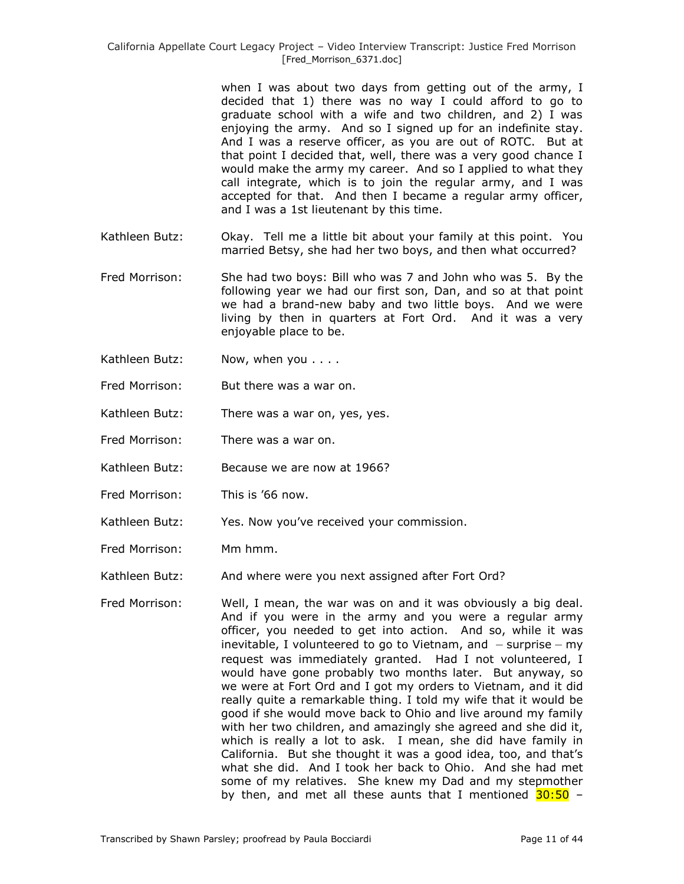when I was about two days from getting out of the army, I decided that 1) there was no way I could afford to go to graduate school with a wife and two children, and 2) I was enjoying the army. And so I signed up for an indefinite stay. And I was a reserve officer, as you are out of ROTC. But at that point I decided that, well, there was a very good chance I would make the army my career. And so I applied to what they call integrate, which is to join the regular army, and I was accepted for that. And then I became a regular army officer, and I was a 1st lieutenant by this time.

Kathleen Butz: Okay. Tell me a little bit about your family at this point. You married Betsy, she had her two boys, and then what occurred?

Fred Morrison: She had two boys: Bill who was 7 and John who was 5. By the following year we had our first son, Dan, and so at that point we had a brand-new baby and two little boys. And we were living by then in quarters at Fort Ord. And it was a very enjoyable place to be.

Kathleen Butz: Now, when you . . . .

Fred Morrison: But there was a war on.

Kathleen Butz: There was a war on, yes, yes.

Fred Morrison: There was a war on.

Kathleen Butz: Because we are now at 1966?

Fred Morrison: This is '66 now.

Kathleen Butz: Yes. Now you've received your commission.

Fred Morrison: Mm hmm.

Kathleen Butz: And where were you next assigned after Fort Ord?

Fred Morrison: Well, I mean, the war was on and it was obviously a big deal. And if you were in the army and you were a regular army officer, you needed to get into action. And so, while it was inevitable, I volunteered to go to Vietnam, and – surprise – my request was immediately granted. Had I not volunteered, I would have gone probably two months later. But anyway, so we were at Fort Ord and I got my orders to Vietnam, and it did really quite a remarkable thing. I told my wife that it would be good if she would move back to Ohio and live around my family with her two children, and amazingly she agreed and she did it, which is really a lot to ask. I mean, she did have family in California. But she thought it was a good idea, too, and that's what she did. And I took her back to Ohio. And she had met some of my relatives. She knew my Dad and my stepmother by then, and met all these aunts that I mentioned 30:50 –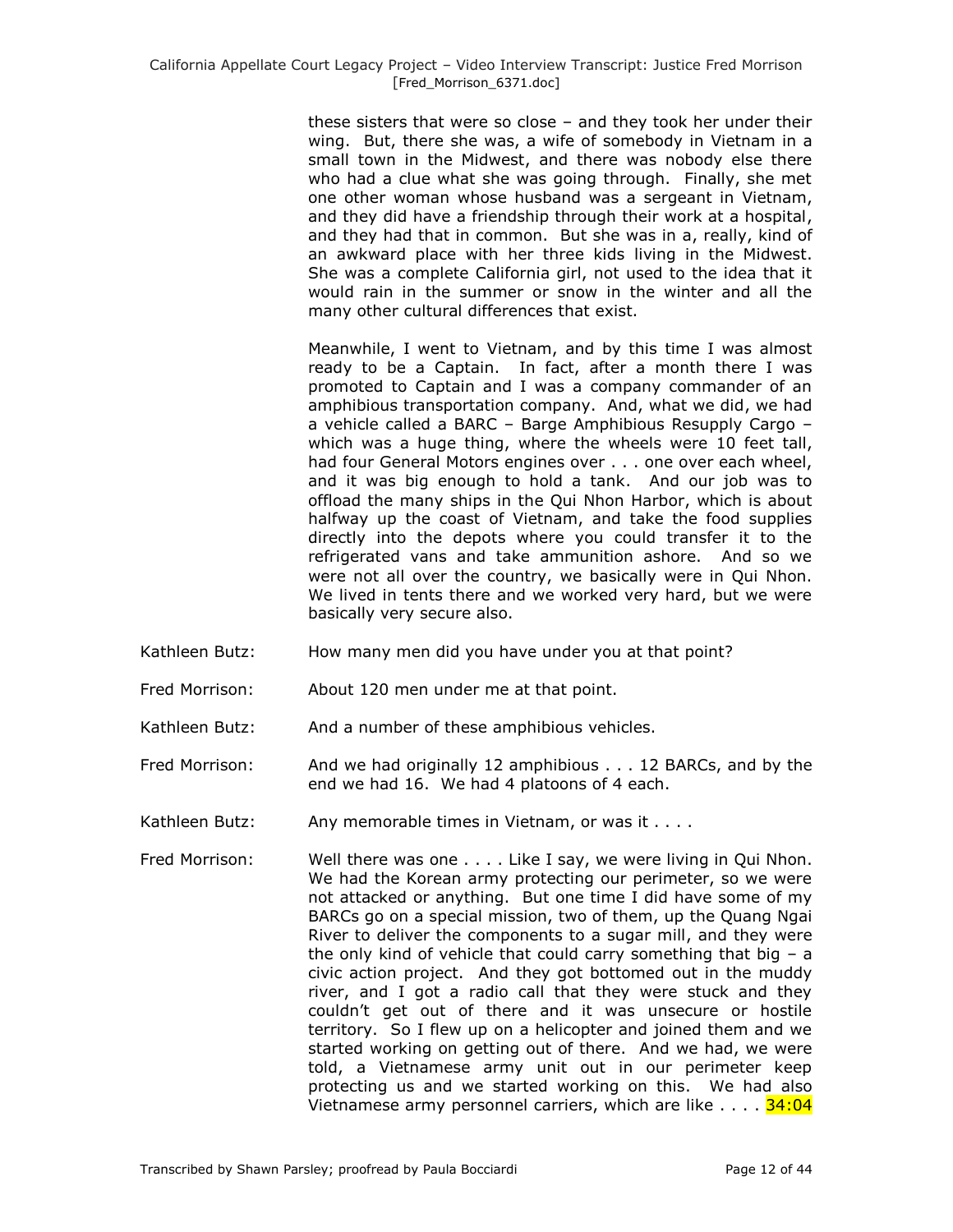these sisters that were so close – and they took her under their wing. But, there she was, a wife of somebody in Vietnam in a small town in the Midwest, and there was nobody else there who had a clue what she was going through. Finally, she met one other woman whose husband was a sergeant in Vietnam, and they did have a friendship through their work at a hospital, and they had that in common. But she was in a, really, kind of an awkward place with her three kids living in the Midwest. She was a complete California girl, not used to the idea that it would rain in the summer or snow in the winter and all the many other cultural differences that exist.

Meanwhile, I went to Vietnam, and by this time I was almost ready to be a Captain. In fact, after a month there I was promoted to Captain and I was a company commander of an amphibious transportation company. And, what we did, we had a vehicle called a BARC – Barge Amphibious Resupply Cargo – which was a huge thing, where the wheels were 10 feet tall, had four General Motors engines over . . . one over each wheel, and it was big enough to hold a tank. And our job was to offload the many ships in the Qui Nhon Harbor, which is about halfway up the coast of Vietnam, and take the food supplies directly into the depots where you could transfer it to the refrigerated vans and take ammunition ashore. And so we were not all over the country, we basically were in Qui Nhon. We lived in tents there and we worked very hard, but we were basically very secure also.

Kathleen Butz: How many men did you have under you at that point?

Fred Morrison: About 120 men under me at that point.

Kathleen Butz: And a number of these amphibious vehicles.

Fred Morrison: And we had originally 12 amphibious . . . 12 BARCs, and by the end we had 16. We had 4 platoons of 4 each.

Kathleen Butz: Any memorable times in Vietnam, or was it . . . .

Fred Morrison: Well there was one . . . . Like I say, we were living in Qui Nhon. We had the Korean army protecting our perimeter, so we were not attacked or anything. But one time I did have some of my BARCs go on a special mission, two of them, up the Quang Ngai River to deliver the components to a sugar mill, and they were the only kind of vehicle that could carry something that big – a civic action project. And they got bottomed out in the muddy river, and I got a radio call that they were stuck and they couldn't get out of there and it was unsecure or hostile territory. So I flew up on a helicopter and joined them and we started working on getting out of there. And we had, we were told, a Vietnamese army unit out in our perimeter keep protecting us and we started working on this. We had also Vietnamese army personnel carriers, which are like . . . . 34:04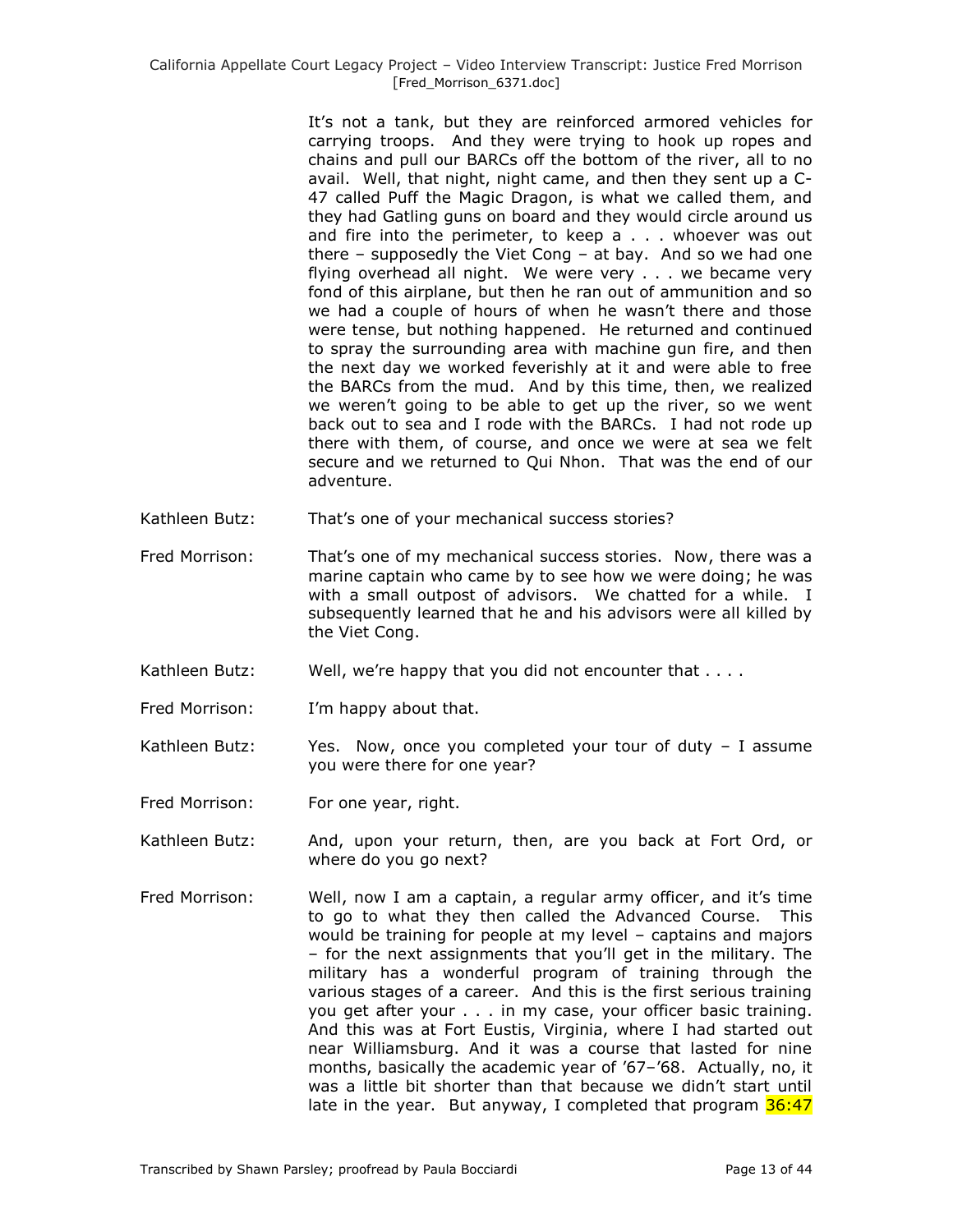It's not a tank, but they are reinforced armored vehicles for carrying troops. And they were trying to hook up ropes and chains and pull our BARCs off the bottom of the river, all to no avail. Well, that night, night came, and then they sent up a C-47 called Puff the Magic Dragon, is what we called them, and they had Gatling guns on board and they would circle around us and fire into the perimeter, to keep a . . . whoever was out there – supposedly the Viet Cong – at bay. And so we had one flying overhead all night. We were very . . . we became very fond of this airplane, but then he ran out of ammunition and so we had a couple of hours of when he wasn't there and those were tense, but nothing happened. He returned and continued to spray the surrounding area with machine gun fire, and then the next day we worked feverishly at it and were able to free the BARCs from the mud. And by this time, then, we realized we weren't going to be able to get up the river, so we went back out to sea and I rode with the BARCs. I had not rode up there with them, of course, and once we were at sea we felt secure and we returned to Qui Nhon. That was the end of our adventure.

Kathleen Butz: That's one of your mechanical success stories?

Fred Morrison: That's one of my mechanical success stories. Now, there was a marine captain who came by to see how we were doing; he was with a small outpost of advisors. We chatted for a while. I subsequently learned that he and his advisors were all killed by the Viet Cong.

Kathleen Butz: Well, we're happy that you did not encounter that . . . .

Fred Morrison: I'm happy about that.

Kathleen Butz: Yes. Now, once you completed your tour of duty – I assume you were there for one year?

Fred Morrison: For one year, right.

Kathleen Butz: And, upon your return, then, are you back at Fort Ord, or where do you go next?

Fred Morrison: Well, now I am a captain, a regular army officer, and it's time to go to what they then called the Advanced Course. This would be training for people at my level – captains and majors – for the next assignments that you'll get in the military. The military has a wonderful program of training through the various stages of a career. And this is the first serious training you get after your . . . in my case, your officer basic training. And this was at Fort Eustis, Virginia, where I had started out near Williamsburg. And it was a course that lasted for nine months, basically the academic year of '67–'68. Actually, no, it was a little bit shorter than that because we didn't start until late in the year. But anyway, I completed that program 36:47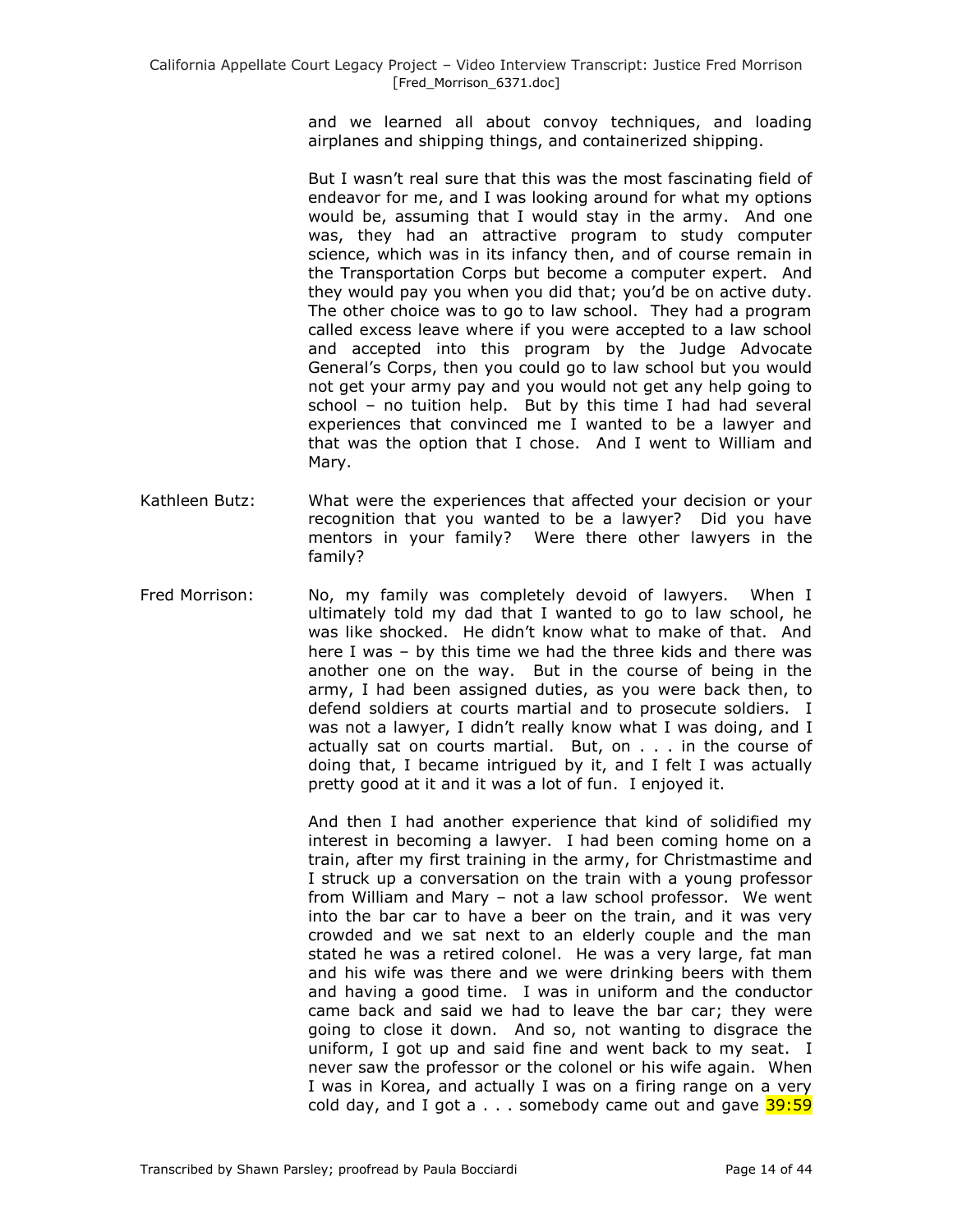and we learned all about convoy techniques, and loading airplanes and shipping things, and containerized shipping.

But I wasn't real sure that this was the most fascinating field of endeavor for me, and I was looking around for what my options would be, assuming that I would stay in the army. And one was, they had an attractive program to study computer science, which was in its infancy then, and of course remain in the Transportation Corps but become a computer expert. And they would pay you when you did that; you'd be on active duty. The other choice was to go to law school. They had a program called excess leave where if you were accepted to a law school and accepted into this program by the Judge Advocate General's Corps, then you could go to law school but you would not get your army pay and you would not get any help going to school – no tuition help. But by this time I had had several experiences that convinced me I wanted to be a lawyer and that was the option that I chose. And I went to William and Mary.

Kathleen Butz: What were the experiences that affected your decision or your recognition that you wanted to be a lawyer? Did you have mentors in your family? Were there other lawyers in the family?

Fred Morrison: No, my family was completely devoid of lawyers. When I ultimately told my dad that I wanted to go to law school, he was like shocked. He didn't know what to make of that. And here I was – by this time we had the three kids and there was another one on the way. But in the course of being in the army, I had been assigned duties, as you were back then, to defend soldiers at courts martial and to prosecute soldiers. I was not a lawyer, I didn't really know what I was doing, and I actually sat on courts martial. But, on . . . in the course of doing that, I became intrigued by it, and I felt I was actually pretty good at it and it was a lot of fun. I enjoyed it.

And then I had another experience that kind of solidified my interest in becoming a lawyer. I had been coming home on a train, after my first training in the army, for Christmastime and I struck up a conversation on the train with a young professor from William and Mary – not a law school professor. We went into the bar car to have a beer on the train, and it was very crowded and we sat next to an elderly couple and the man stated he was a retired colonel. He was a very large, fat man and his wife was there and we were drinking beers with them and having a good time. I was in uniform and the conductor came back and said we had to leave the bar car; they were going to close it down. And so, not wanting to disgrace the uniform, I got up and said fine and went back to my seat. I never saw the professor or the colonel or his wife again. When I was in Korea, and actually I was on a firing range on a very cold day, and I got a . . . somebody came out and gave 39:59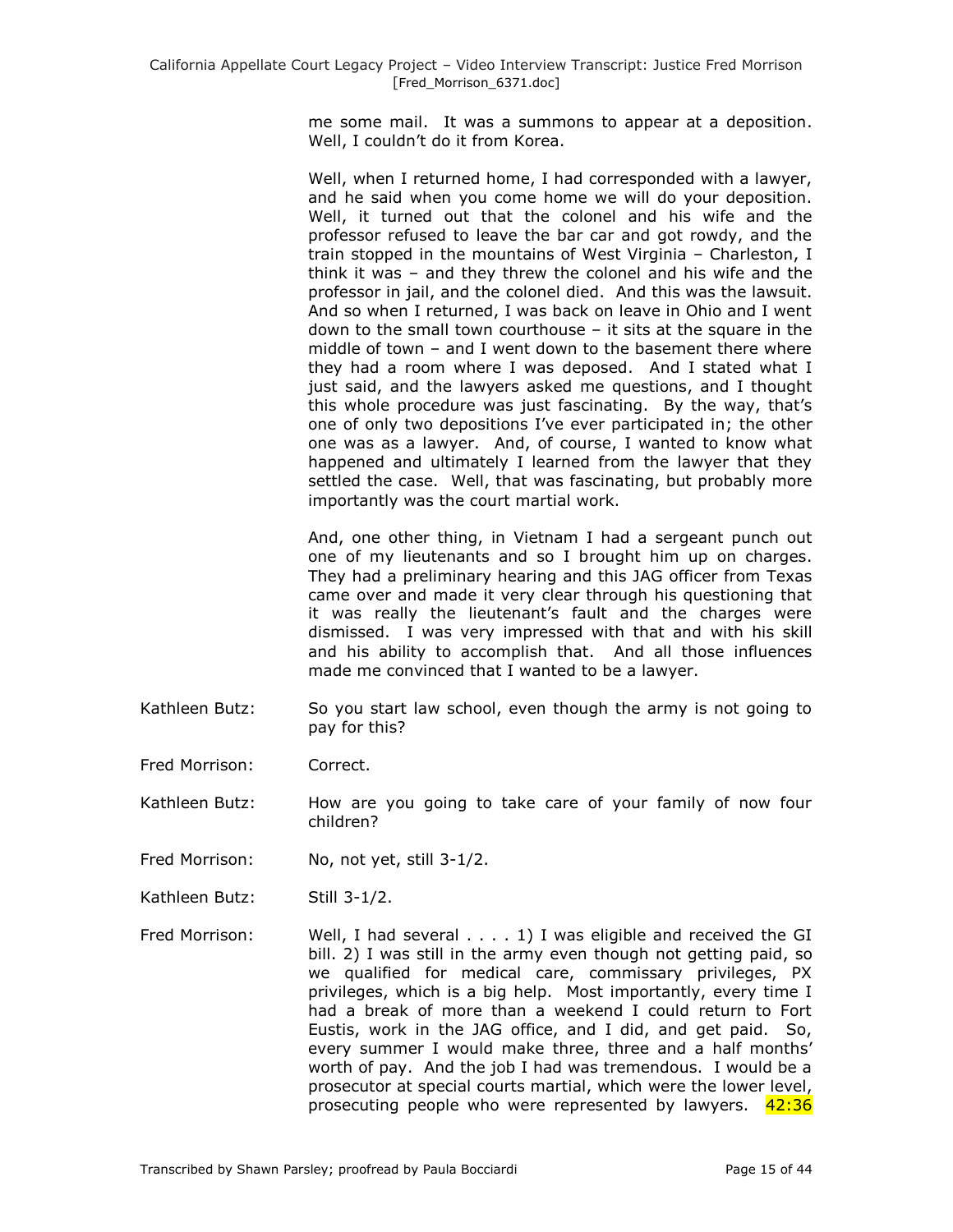me some mail. It was a summons to appear at a deposition. Well, I couldn't do it from Korea.

Well, when I returned home, I had corresponded with a lawyer, and he said when you come home we will do your deposition. Well, it turned out that the colonel and his wife and the professor refused to leave the bar car and got rowdy, and the train stopped in the mountains of West Virginia – Charleston, I think it was – and they threw the colonel and his wife and the professor in jail, and the colonel died. And this was the lawsuit. And so when I returned, I was back on leave in Ohio and I went down to the small town courthouse – it sits at the square in the middle of town – and I went down to the basement there where they had a room where I was deposed. And I stated what I just said, and the lawyers asked me questions, and I thought this whole procedure was just fascinating. By the way, that's one of only two depositions I've ever participated in; the other one was as a lawyer. And, of course, I wanted to know what happened and ultimately I learned from the lawyer that they settled the case. Well, that was fascinating, but probably more importantly was the court martial work.

And, one other thing, in Vietnam I had a sergeant punch out one of my lieutenants and so I brought him up on charges. They had a preliminary hearing and this JAG officer from Texas came over and made it very clear through his questioning that it was really the lieutenant's fault and the charges were dismissed. I was very impressed with that and with his skill and his ability to accomplish that. And all those influences made me convinced that I wanted to be a lawyer.

Kathleen Butz: So you start law school, even though the army is not going to pay for this?

Fred Morrison: Correct.

Kathleen Butz: How are you going to take care of your family of now four children?

Fred Morrison: No, not yet, still 3-1/2.

Kathleen Butz: Still 3-1/2.

Fred Morrison: Well, I had several . . . . 1) I was eligible and received the GI bill. 2) I was still in the army even though not getting paid, so we qualified for medical care, commissary privileges, PX privileges, which is a big help. Most importantly, every time I had a break of more than a weekend I could return to Fort Eustis, work in the JAG office, and I did, and get paid. So, every summer I would make three, three and a half months' worth of pay. And the job I had was tremendous. I would be a prosecutor at special courts martial, which were the lower level, prosecuting people who were represented by lawyers. 42:36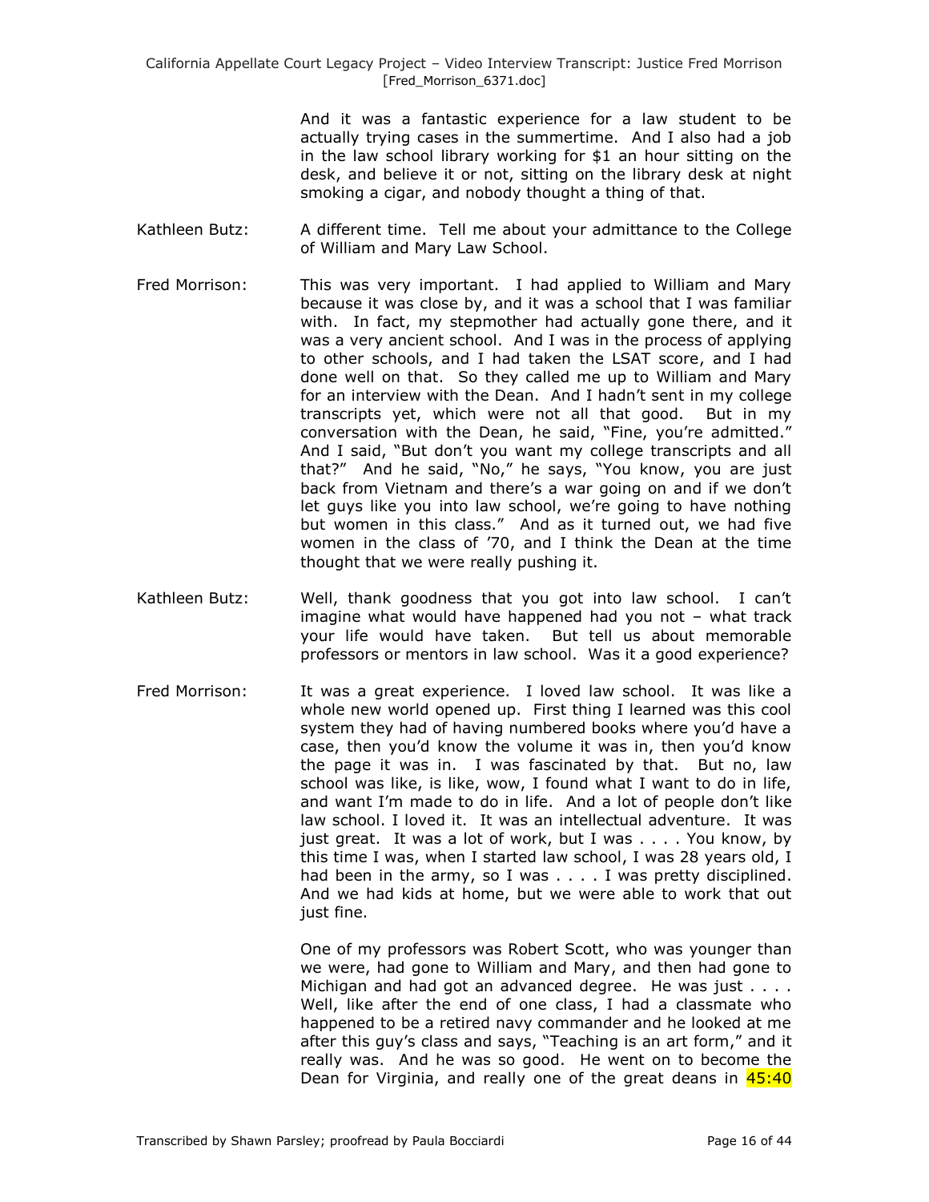And it was a fantastic experience for a law student to be actually trying cases in the summertime. And I also had a job in the law school library working for $1 an hour sitting on the desk, and believe it or not, sitting on the library desk at night smoking a cigar, and nobody thought a thing of that.

Kathleen Butz: A different time. Tell me about your admittance to the College of William and Mary Law School.

Fred Morrison: This was very important. I had applied to William and Mary because it was close by, and it was a school that I was familiar with. In fact, my stepmother had actually gone there, and it was a very ancient school. And I was in the process of applying to other schools, and I had taken the LSAT score, and I had done well on that. So they called me up to William and Mary for an interview with the Dean. And I hadn't sent in my college transcripts yet, which were not all that good. But in my conversation with the Dean, he said, "Fine, you're admitted." And I said, "But don't you want my college transcripts and all that?" And he said, "No," he says, "You know, you are just back from Vietnam and there's a war going on and if we don't let guys like you into law school, we're going to have nothing but women in this class." And as it turned out, we had five women in the class of '70, and I think the Dean at the time thought that we were really pushing it.

Kathleen Butz: Well, thank goodness that you got into law school. I can't imagine what would have happened had you not – what track your life would have taken. But tell us about memorable professors or mentors in law school. Was it a good experience?

Fred Morrison: It was a great experience. I loved law school. It was like a whole new world opened up. First thing I learned was this cool system they had of having numbered books where you'd have a case, then you'd know the volume it was in, then you'd know the page it was in. I was fascinated by that. But no, law school was like, is like, wow, I found what I want to do in life, and want I'm made to do in life. And a lot of people don't like law school. I loved it. It was an intellectual adventure. It was just great. It was a lot of work, but I was . . . . You know, by this time I was, when I started law school, I was 28 years old, I had been in the army, so I was . . . . I was pretty disciplined. And we had kids at home, but we were able to work that out just fine.

One of my professors was Robert Scott, who was younger than we were, had gone to William and Mary, and then had gone to Michigan and had got an advanced degree. He was just . . . . Well, like after the end of one class, I had a classmate who happened to be a retired navy commander and he looked at me after this guy's class and says, "Teaching is an art form," and it really was. And he was so good. He went on to become the Dean for Virginia, and really one of the great deans in 45:40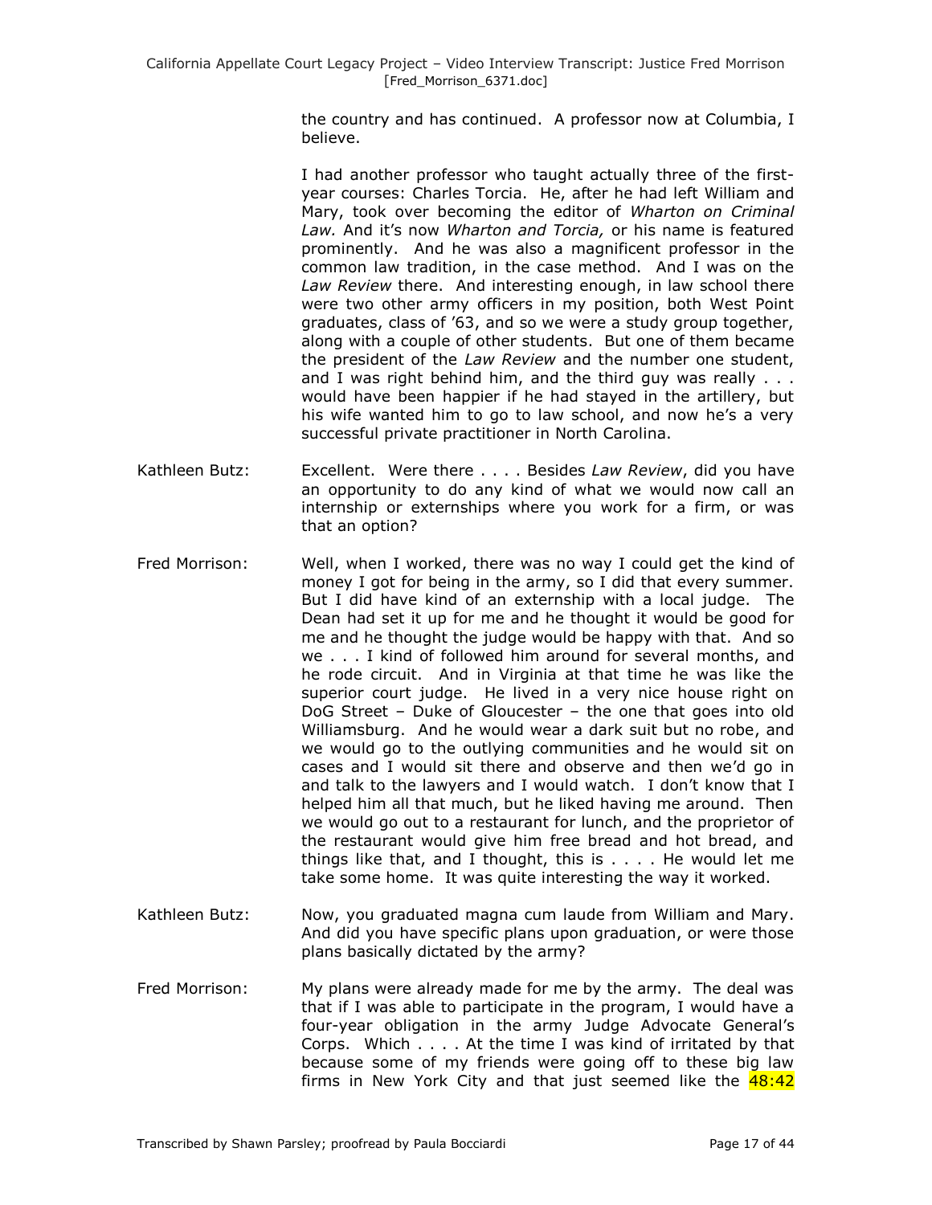the country and has continued. A professor now at Columbia, I believe.

I had another professor who taught actually three of the first-year courses: Charles Torcia. He, after he had left William and Mary, took over becoming the editor of *Wharton on Criminal Law*. And it's now *Wharton and Torcia,* or his name is featured prominently. And he was also a magnificent professor in the common law tradition, in the case method. And I was on the *Law Review* there. And interesting enough, in law school there were two other army officers in my position, both West Point graduates, class of '63, and so we were a study group together, along with a couple of other students. But one of them became the president of the *Law Review* and the number one student, and I was right behind him, and the third guy was really . . . would have been happier if he had stayed in the artillery, but his wife wanted him to go to law school, and now he's a very successful private practitioner in North Carolina.

Kathleen Butz: Excellent. Were there . . . . Besides *Law Review*, did you have an opportunity to do any kind of what we would now call an internship or externships where you work for a firm, or was that an option?

Fred Morrison: Well, when I worked, there was no way I could get the kind of money I got for being in the army, so I did that every summer. But I did have kind of an externship with a local judge. The Dean had set it up for me and he thought it would be good for me and he thought the judge would be happy with that. And so we . . . I kind of followed him around for several months, and he rode circuit. And in Virginia at that time he was like the superior court judge. He lived in a very nice house right on DoG Street – Duke of Gloucester – the one that goes into old Williamsburg. And he would wear a dark suit but no robe, and we would go to the outlying communities and he would sit on cases and I would sit there and observe and then we'd go in and talk to the lawyers and I would watch. I don't know that I helped him all that much, but he liked having me around. Then we would go out to a restaurant for lunch, and the proprietor of the restaurant would give him free bread and hot bread, and things like that, and I thought, this is . . . . He would let me take some home. It was quite interesting the way it worked.

Kathleen Butz: Now, you graduated magna cum laude from William and Mary. And did you have specific plans upon graduation, or were those plans basically dictated by the army?

Fred Morrison: My plans were already made for me by the army. The deal was that if I was able to participate in the program, I would have a four-year obligation in the army Judge Advocate General's Corps. Which . . . . At the time I was kind of irritated by that because some of my friends were going off to these big law firms in New York City and that just seemed like the 48:42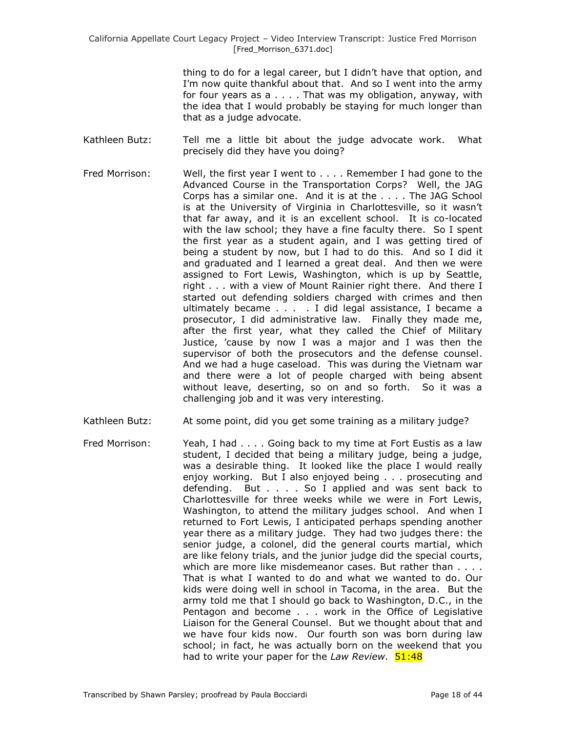thing to do for a legal career, but I didn't have that option, and I'm now quite thankful about that. And so I went into the army for four years as a . . . . That was my obligation, anyway, with the idea that I would probably be staying for much longer than that as a judge advocate.

Kathleen Butz: Tell me a little bit about the judge advocate work. What precisely did they have you doing?

Fred Morrison: Well, the first year I went to . . . . Remember I had gone to the Advanced Course in the Transportation Corps? Well, the JAG Corps has a similar one. And it is at the . . . . The JAG School is at the University of Virginia in Charlottesville, so it wasn't that far away, and it is an excellent school. It is co-located with the law school; they have a fine faculty there. So I spent the first year as a student again, and I was getting tired of being a student by now, but I had to do this. And so I did it and graduated and I learned a great deal. And then we were assigned to Fort Lewis, Washington, which is up by Seattle, right . . . with a view of Mount Rainier right there. And there I started out defending soldiers charged with crimes and then ultimately became . . . . I did legal assistance, I became a prosecutor, I did administrative law. Finally they made me, after the first year, what they called the Chief of Military Justice, 'cause by now I was a major and I was then the supervisor of both the prosecutors and the defense counsel. And we had a huge caseload. This was during the Vietnam war and there were a lot of people charged with being absent without leave, deserting, so on and so forth. So it was a challenging job and it was very interesting.

Kathleen Butz: At some point, did you get some training as a military judge?

Fred Morrison: Yeah, I had . . . . Going back to my time at Fort Eustis as a law student, I decided that being a military judge, being a judge, was a desirable thing. It looked like the place I would really enjoy working. But I also enjoyed being . . . prosecuting and defending. But . . . . So I applied and was sent back to Charlottesville for three weeks while we were in Fort Lewis, Washington, to attend the military judges school. And when I returned to Fort Lewis, I anticipated perhaps spending another year there as a military judge. They had two judges there: the senior judge, a colonel, did the general courts martial, which are like felony trials, and the junior judge did the special courts, which are more like misdemeanor cases. But rather than . . . . That is what I wanted to do and what we wanted to do. Our kids were doing well in school in Tacoma, in the area. But the army told me that I should go back to Washington, D.C., in the Pentagon and become . . . work in the Office of Legislative Liaison for the General Counsel. But we thought about that and we have four kids now. Our fourth son was born during law school; in fact, he was actually born on the weekend that you had to write your paper for the *Law Review*. 51:48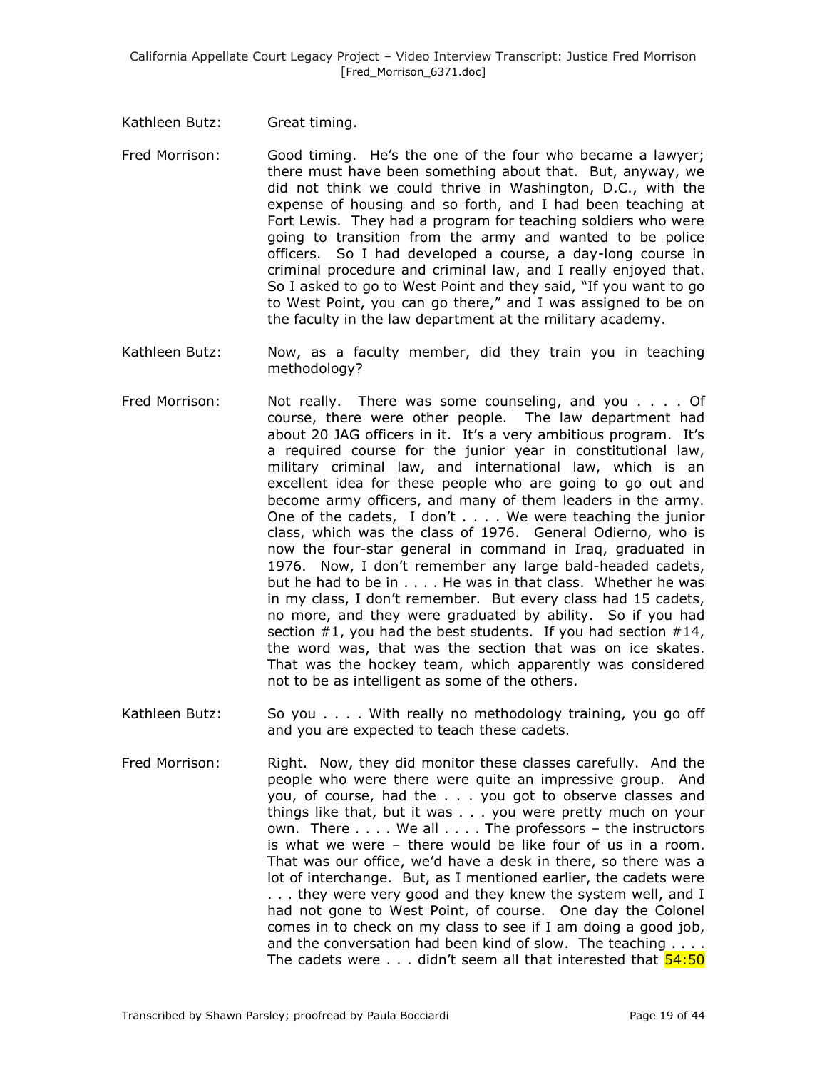Kathleen Butz: Great timing.

Fred Morrison: Good timing. He's the one of the four who became a lawyer; there must have been something about that. But, anyway, we did not think we could thrive in Washington, D.C., with the expense of housing and so forth, and I had been teaching at Fort Lewis. They had a program for teaching soldiers who were going to transition from the army and wanted to be police officers. So I had developed a course, a day-long course in criminal procedure and criminal law, and I really enjoyed that. So I asked to go to West Point and they said, "If you want to go to West Point, you can go there," and I was assigned to be on the faculty in the law department at the military academy.

Kathleen Butz: Now, as a faculty member, did they train you in teaching methodology?

Fred Morrison: Not really. There was some counseling, and you . . . . Of course, there were other people. The law department had about 20 JAG officers in it. It's a very ambitious program. It's a required course for the junior year in constitutional law, military criminal law, and international law, which is an excellent idea for these people who are going to go out and become army officers, and many of them leaders in the army. One of the cadets, I don't . . . . We were teaching the junior class, which was the class of 1976. General Odierno, who is now the four-star general in command in Iraq, graduated in 1976. Now, I don't remember any large bald-headed cadets, but he had to be in . . . . He was in that class. Whether he was in my class, I don't remember. But every class had 15 cadets, no more, and they were graduated by ability. So if you had section #1, you had the best students. If you had section #14, the word was, that was the section that was on ice skates. That was the hockey team, which apparently was considered not to be as intelligent as some of the others.

Kathleen Butz: So you . . . . With really no methodology training, you go off and you are expected to teach these cadets.

Fred Morrison: Right. Now, they did monitor these classes carefully. And the people who were there were quite an impressive group. And you, of course, had the . . . you got to observe classes and things like that, but it was . . . you were pretty much on your own. There . . . . We all . . . . The professors – the instructors is what we were – there would be like four of us in a room. That was our office, we'd have a desk in there, so there was a lot of interchange. But, as I mentioned earlier, the cadets were . . . they were very good and they knew the system well, and I had not gone to West Point, of course. One day the Colonel comes in to check on my class to see if I am doing a good job, and the conversation had been kind of slow. The teaching . . . . The cadets were . . . didn't seem all that interested that 54:50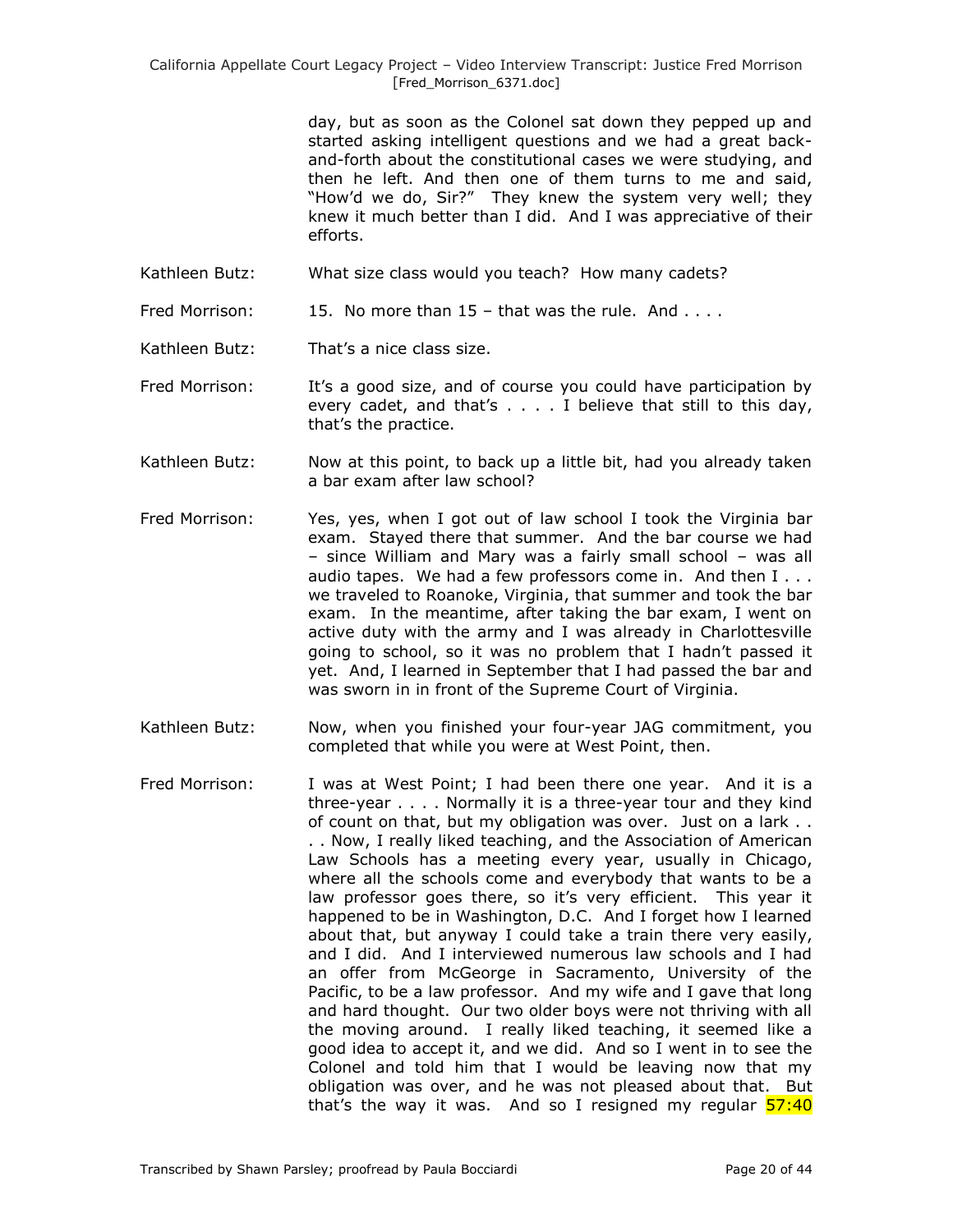day, but as soon as the Colonel sat down they pepped up and started asking intelligent questions and we had a great back-and-forth about the constitutional cases we were studying, and then he left. And then one of them turns to me and said, "How'd we do, Sir?" They knew the system very well; they knew it much better than I did. And I was appreciative of their efforts.

Kathleen Butz: What size class would you teach? How many cadets?

Fred Morrison: 15. No more than 15 – that was the rule. And . . . .

Kathleen Butz: That's a nice class size.

Fred Morrison: It's a good size, and of course you could have participation by every cadet, and that's . . . . I believe that still to this day, that's the practice.

Kathleen Butz: Now at this point, to back up a little bit, had you already taken a bar exam after law school?

Fred Morrison: Yes, yes, when I got out of law school I took the Virginia bar exam. Stayed there that summer. And the bar course we had – since William and Mary was a fairly small school – was all audio tapes. We had a few professors come in. And then I . . . we traveled to Roanoke, Virginia, that summer and took the bar exam. In the meantime, after taking the bar exam, I went on active duty with the army and I was already in Charlottesville going to school, so it was no problem that I hadn't passed it yet. And, I learned in September that I had passed the bar and was sworn in in front of the Supreme Court of Virginia.

Kathleen Butz: Now, when you finished your four-year JAG commitment, you completed that while you were at West Point, then.

Fred Morrison: I was at West Point; I had been there one year. And it is a three-year . . . . Normally it is a three-year tour and they kind of count on that, but my obligation was over. Just on a lark . . . . Now, I really liked teaching, and the Association of American Law Schools has a meeting every year, usually in Chicago, where all the schools come and everybody that wants to be a law professor goes there, so it's very efficient. This year it happened to be in Washington, D.C. And I forget how I learned about that, but anyway I could take a train there very easily, and I did. And I interviewed numerous law schools and I had an offer from McGeorge in Sacramento, University of the Pacific, to be a law professor. And my wife and I gave that long and hard thought. Our two older boys were not thriving with all the moving around. I really liked teaching, it seemed like a good idea to accept it, and we did. And so I went in to see the Colonel and told him that I would be leaving now that my obligation was over, and he was not pleased about that. But that's the way it was. And so I resigned my regular 57:40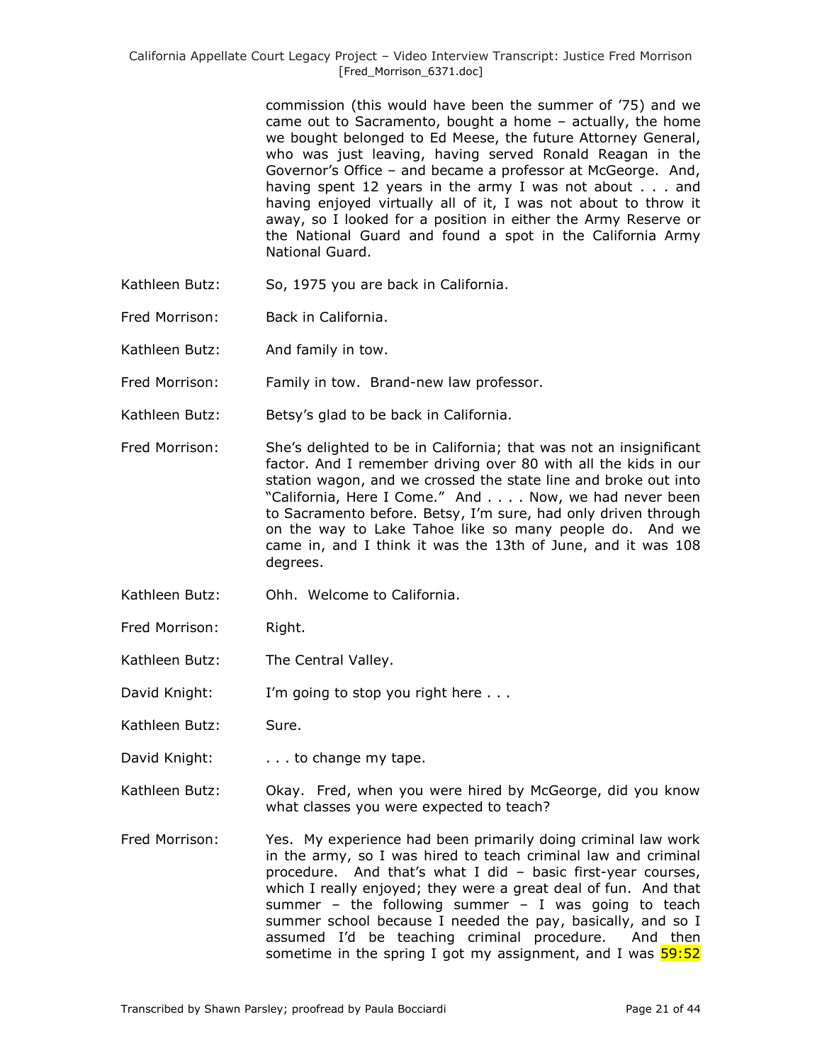commission (this would have been the summer of '75) and we came out to Sacramento, bought a home – actually, the home we bought belonged to Ed Meese, the future Attorney General, who was just leaving, having served Ronald Reagan in the Governor's Office – and became a professor at McGeorge. And, having spent 12 years in the army I was not about . . . and having enjoyed virtually all of it, I was not about to throw it away, so I looked for a position in either the Army Reserve or the National Guard and found a spot in the California Army National Guard.

Kathleen Butz: So, 1975 you are back in California.

Fred Morrison: Back in California.

Kathleen Butz: And family in tow.

Fred Morrison: Family in tow. Brand-new law professor.

Kathleen Butz: Betsy's glad to be back in California.

Fred Morrison: She's delighted to be in California; that was not an insignificant factor. And I remember driving over 80 with all the kids in our station wagon, and we crossed the state line and broke out into "California, Here I Come." And . . . . Now, we had never been to Sacramento before. Betsy, I'm sure, had only driven through on the way to Lake Tahoe like so many people do. And we came in, and I think it was the 13th of June, and it was 108 degrees.

Kathleen Butz: Ohh. Welcome to California.

Fred Morrison: Right.

Kathleen Butz: The Central Valley.

David Knight: I'm going to stop you right here . . .

Kathleen Butz: Sure.

David Knight: . . . to change my tape.

Kathleen Butz: Okay. Fred, when you were hired by McGeorge, did you know what classes you were expected to teach?

Fred Morrison: Yes. My experience had been primarily doing criminal law work in the army, so I was hired to teach criminal law and criminal procedure. And that's what I did – basic first-year courses, which I really enjoyed; they were a great deal of fun. And that summer – the following summer – I was going to teach summer school because I needed the pay, basically, and so I assumed I'd be teaching criminal procedure. And then sometime in the spring I got my assignment, and I was 59:52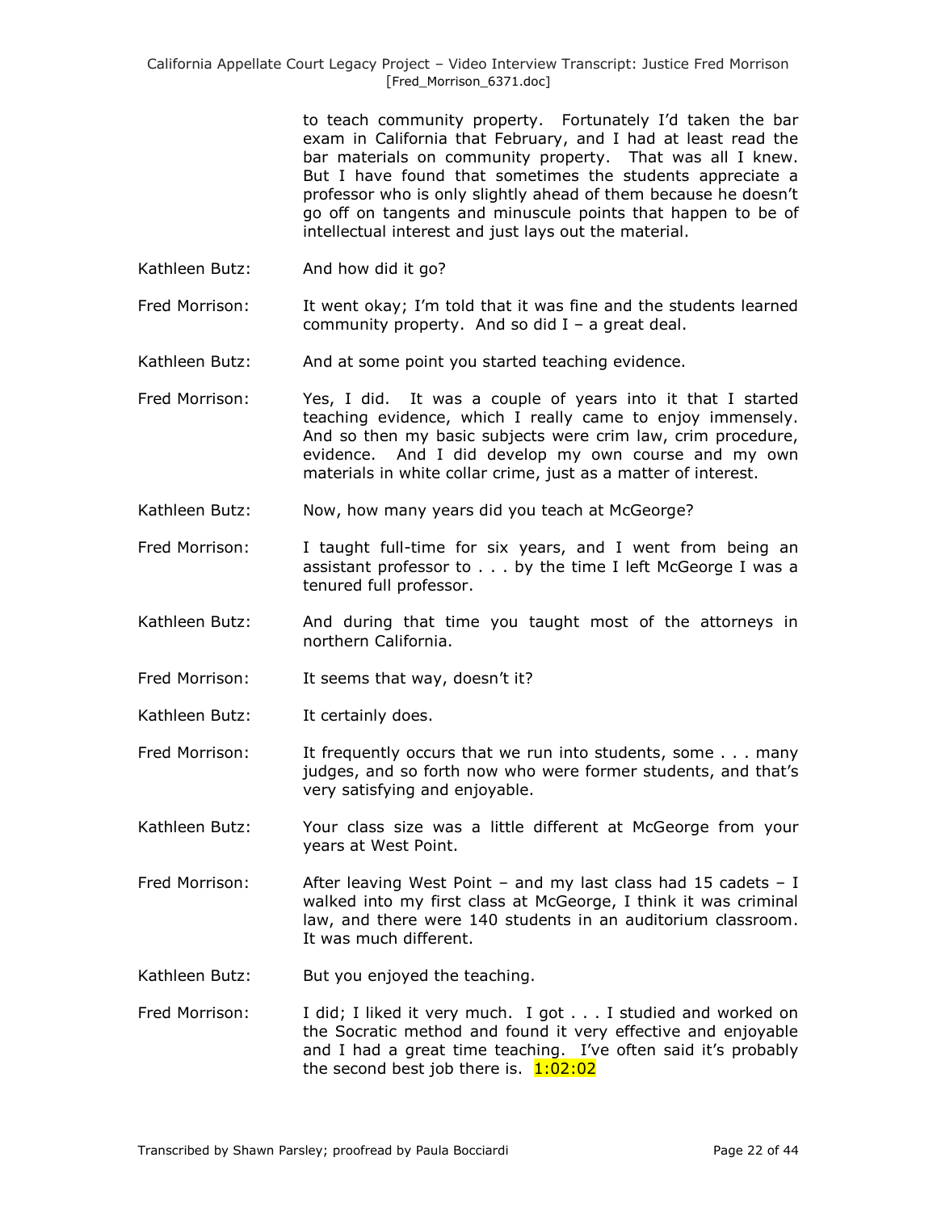to teach community property. Fortunately I'd taken the bar exam in California that February, and I had at least read the bar materials on community property. That was all I knew. But I have found that sometimes the students appreciate a professor who is only slightly ahead of them because he doesn't go off on tangents and minuscule points that happen to be of intellectual interest and just lays out the material.

Kathleen Butz: And how did it go?

Fred Morrison: It went okay; I'm told that it was fine and the students learned community property. And so did I – a great deal.

Kathleen Butz: And at some point you started teaching evidence.

Fred Morrison: Yes, I did. It was a couple of years into it that I started teaching evidence, which I really came to enjoy immensely. And so then my basic subjects were crim law, crim procedure, evidence. And I did develop my own course and my own materials in white collar crime, just as a matter of interest.

Kathleen Butz: Now, how many years did you teach at McGeorge?

Fred Morrison: I taught full-time for six years, and I went from being an assistant professor to . . . by the time I left McGeorge I was a tenured full professor.

Kathleen Butz: And during that time you taught most of the attorneys in northern California.

Fred Morrison: It seems that way, doesn't it?

Kathleen Butz: It certainly does.

Fred Morrison: It frequently occurs that we run into students, some . . . many judges, and so forth now who were former students, and that's very satisfying and enjoyable.

Kathleen Butz: Your class size was a little different at McGeorge from your years at West Point.

Fred Morrison: After leaving West Point – and my last class had 15 cadets – I walked into my first class at McGeorge, I think it was criminal law, and there were 140 students in an auditorium classroom. It was much different.

Kathleen Butz: But you enjoyed the teaching.

Fred Morrison: I did; I liked it very much. I got . . . I studied and worked on the Socratic method and found it very effective and enjoyable and I had a great time teaching. I've often said it's probably the second best job there is. 1:02:02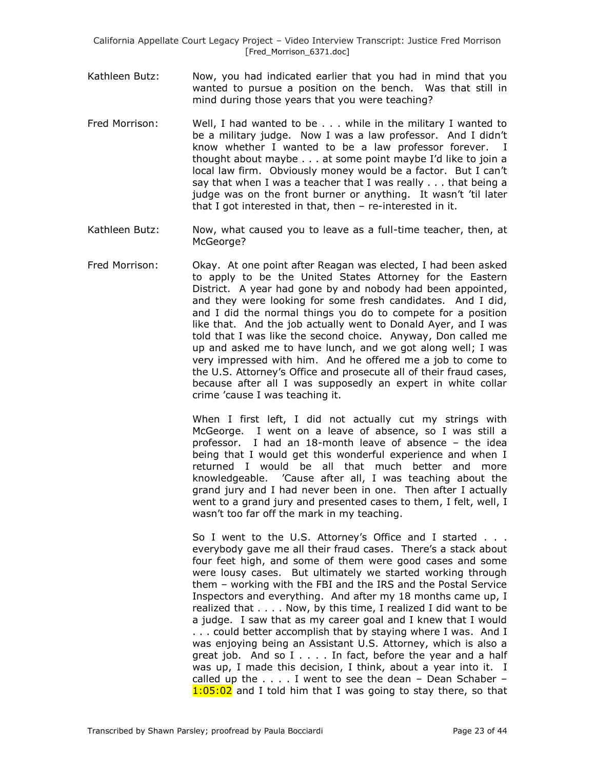Kathleen Butz: Now, you had indicated earlier that you had in mind that you wanted to pursue a position on the bench. Was that still in mind during those years that you were teaching?

Fred Morrison: Well, I had wanted to be . . . while in the military I wanted to be a military judge. Now I was a law professor. And I didn't know whether I wanted to be a law professor forever. I thought about maybe . . . at some point maybe I'd like to join a local law firm. Obviously money would be a factor. But I can't say that when I was a teacher that I was really . . . that being a judge was on the front burner or anything. It wasn't 'til later that I got interested in that, then – re-interested in it.

Kathleen Butz: Now, what caused you to leave as a full-time teacher, then, at McGeorge?

Fred Morrison: Okay. At one point after Reagan was elected, I had been asked to apply to be the United States Attorney for the Eastern District. A year had gone by and nobody had been appointed, and they were looking for some fresh candidates. And I did, and I did the normal things you do to compete for a position like that. And the job actually went to Donald Ayer, and I was told that I was like the second choice. Anyway, Don called me up and asked me to have lunch, and we got along well; I was very impressed with him. And he offered me a job to come to the U.S. Attorney's Office and prosecute all of their fraud cases, because after all I was supposedly an expert in white collar crime 'cause I was teaching it.

When I first left, I did not actually cut my strings with McGeorge. I went on a leave of absence, so I was still a professor. I had an 18-month leave of absence – the idea being that I would get this wonderful experience and when I returned I would be all that much better and more knowledgeable. 'Cause after all, I was teaching about the grand jury and I had never been in one. Then after I actually went to a grand jury and presented cases to them, I felt, well, I wasn't too far off the mark in my teaching.

So I went to the U.S. Attorney's Office and I started . . . everybody gave me all their fraud cases. There's a stack about four feet high, and some of them were good cases and some were lousy cases. But ultimately we started working through them – working with the FBI and the IRS and the Postal Service Inspectors and everything. And after my 18 months came up, I realized that . . . . Now, by this time, I realized I did want to be a judge. I saw that as my career goal and I knew that I would . . . could better accomplish that by staying where I was. And I was enjoying being an Assistant U.S. Attorney, which is also a great job. And so I . . . . In fact, before the year and a half was up, I made this decision, I think, about a year into it. I called up the . . . . I went to see the dean – Dean Schaber – 1:05:02 and I told him that I was going to stay there, so that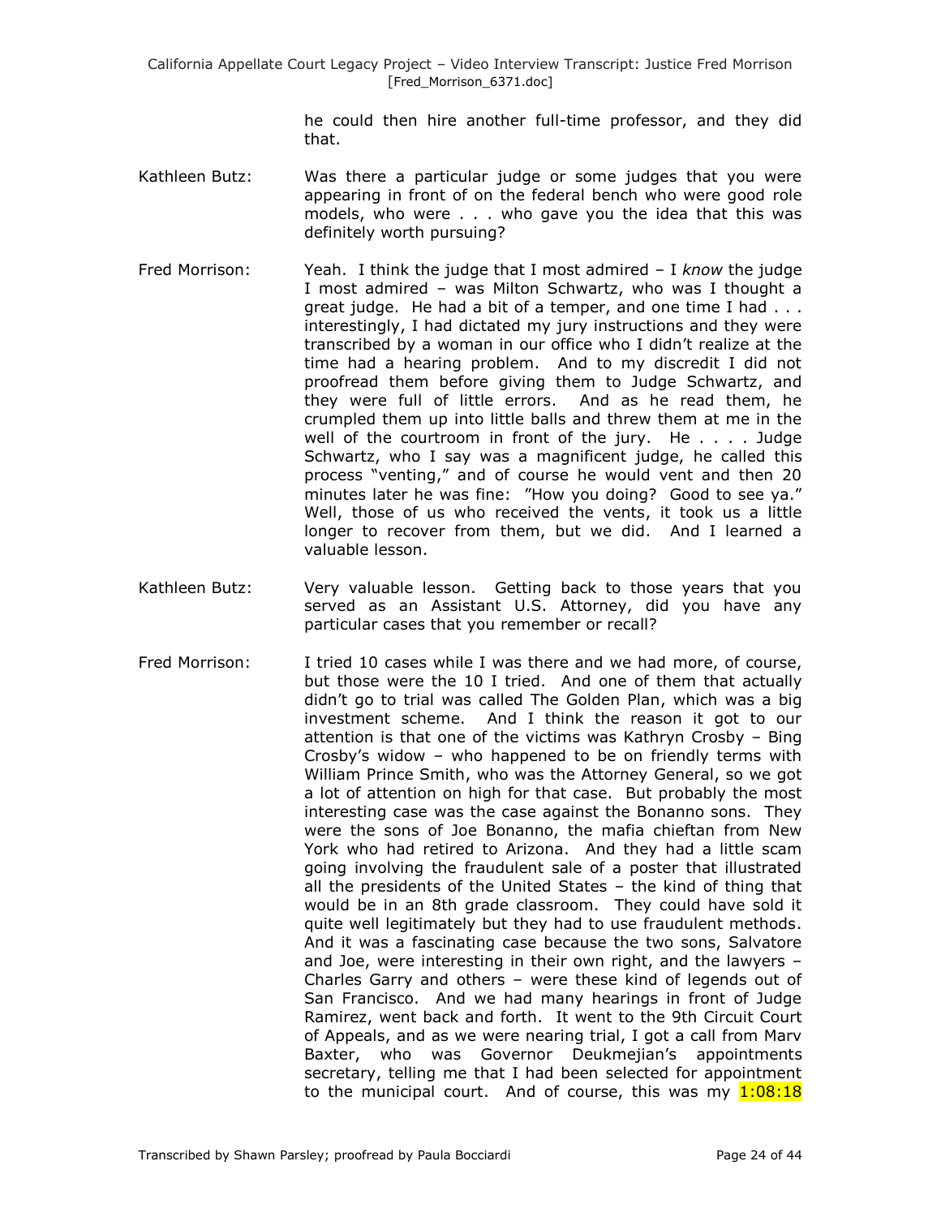he could then hire another full-time professor, and they did that.

Kathleen Butz: Was there a particular judge or some judges that you were appearing in front of on the federal bench who were good role models, who were . . . who gave you the idea that this was definitely worth pursuing?

Fred Morrison: Yeah. I think the judge that I most admired – I *know* the judge I most admired – was Milton Schwartz, who was I thought a great judge. He had a bit of a temper, and one time I had . . . interestingly, I had dictated my jury instructions and they were transcribed by a woman in our office who I didn't realize at the time had a hearing problem. And to my discredit I did not proofread them before giving them to Judge Schwartz, and they were full of little errors. And as he read them, he crumpled them up into little balls and threw them at me in the well of the courtroom in front of the jury. He . . . . Judge Schwartz, who I say was a magnificent judge, he called this process "venting," and of course he would vent and then 20 minutes later he was fine: "How you doing? Good to see ya." Well, those of us who received the vents, it took us a little longer to recover from them, but we did. And I learned a valuable lesson.

Kathleen Butz: Very valuable lesson. Getting back to those years that you served as an Assistant U.S. Attorney, did you have any particular cases that you remember or recall?

Fred Morrison: I tried 10 cases while I was there and we had more, of course, but those were the 10 I tried. And one of them that actually didn't go to trial was called The Golden Plan, which was a big investment scheme. And I think the reason it got to our attention is that one of the victims was Kathryn Crosby – Bing Crosby's widow – who happened to be on friendly terms with William Prince Smith, who was the Attorney General, so we got a lot of attention on high for that case. But probably the most interesting case was the case against the Bonanno sons. They were the sons of Joe Bonanno, the mafia chieftan from New York who had retired to Arizona. And they had a little scam going involving the fraudulent sale of a poster that illustrated all the presidents of the United States – the kind of thing that would be in an 8th grade classroom. They could have sold it quite well legitimately but they had to use fraudulent methods. And it was a fascinating case because the two sons, Salvatore and Joe, were interesting in their own right, and the lawyers – Charles Garry and others – were these kind of legends out of San Francisco. And we had many hearings in front of Judge Ramirez, went back and forth. It went to the 9th Circuit Court of Appeals, and as we were nearing trial, I got a call from Marv Baxter, who was Governor Deukmejian's appointments secretary, telling me that I had been selected for appointment to the municipal court. And of course, this was my 1:08:18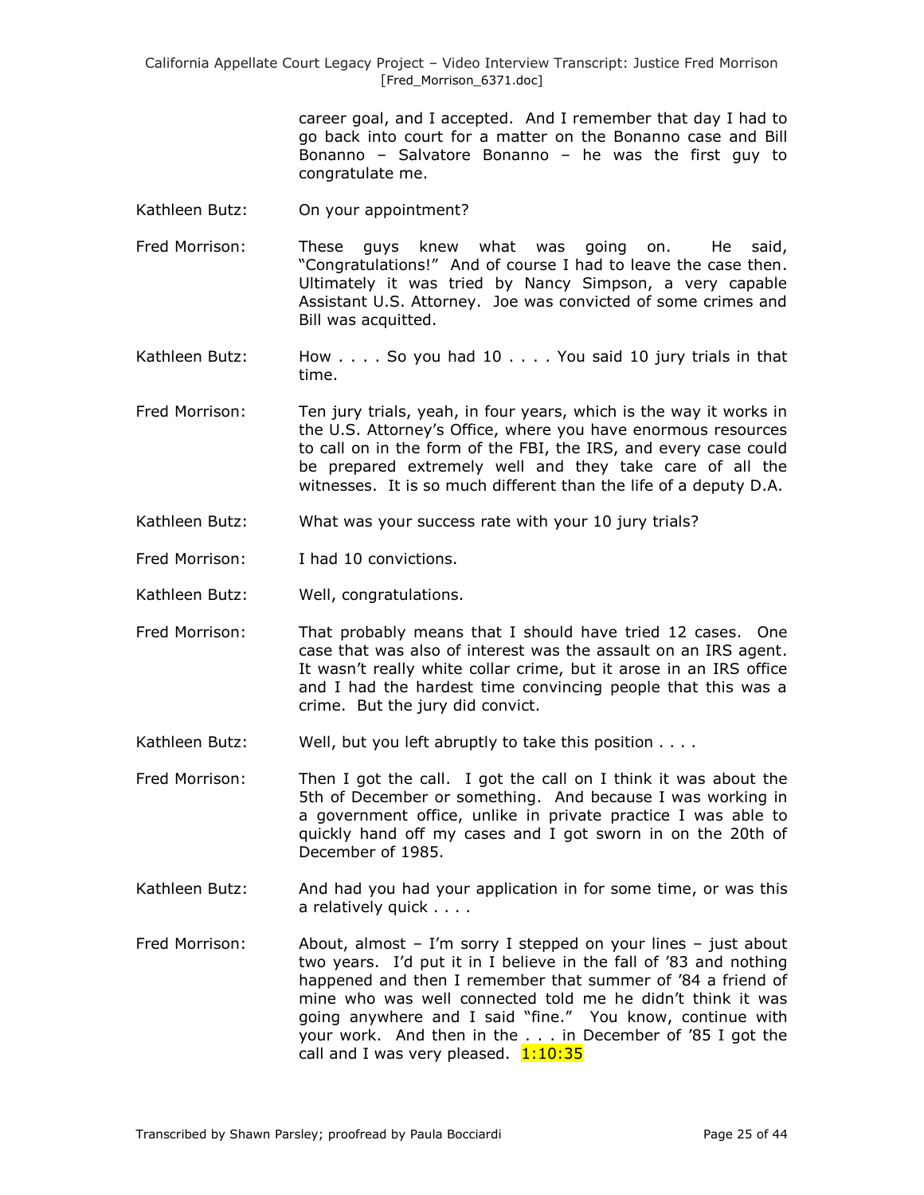career goal, and I accepted. And I remember that day I had to go back into court for a matter on the Bonanno case and Bill Bonanno – Salvatore Bonanno – he was the first guy to congratulate me.

Kathleen Butz: On your appointment?

Fred Morrison: These guys knew what was going on. He said, "Congratulations!" And of course I had to leave the case then. Ultimately it was tried by Nancy Simpson, a very capable Assistant U.S. Attorney. Joe was convicted of some crimes and Bill was acquitted.

Kathleen Butz: How . . . . So you had 10 . . . . You said 10 jury trials in that time.

Fred Morrison: Ten jury trials, yeah, in four years, which is the way it works in the U.S. Attorney's Office, where you have enormous resources to call on in the form of the FBI, the IRS, and every case could be prepared extremely well and they take care of all the witnesses. It is so much different than the life of a deputy D.A.

Kathleen Butz: What was your success rate with your 10 jury trials?

Fred Morrison: I had 10 convictions.

Kathleen Butz: Well, congratulations.

Fred Morrison: That probably means that I should have tried 12 cases. One case that was also of interest was the assault on an IRS agent. It wasn't really white collar crime, but it arose in an IRS office and I had the hardest time convincing people that this was a crime. But the jury did convict.

Kathleen Butz: Well, but you left abruptly to take this position . . . .

Fred Morrison: Then I got the call. I got the call on I think it was about the 5th of December or something. And because I was working in a government office, unlike in private practice I was able to quickly hand off my cases and I got sworn in on the 20th of December of 1985.

Kathleen Butz: And had you had your application in for some time, or was this a relatively quick . . . .

Fred Morrison: About, almost – I'm sorry I stepped on your lines – just about two years. I'd put it in I believe in the fall of '83 and nothing happened and then I remember that summer of '84 a friend of mine who was well connected told me he didn't think it was going anywhere and I said "fine." You know, continue with your work. And then in the . . . in December of '85 I got the call and I was very pleased. 1:10:35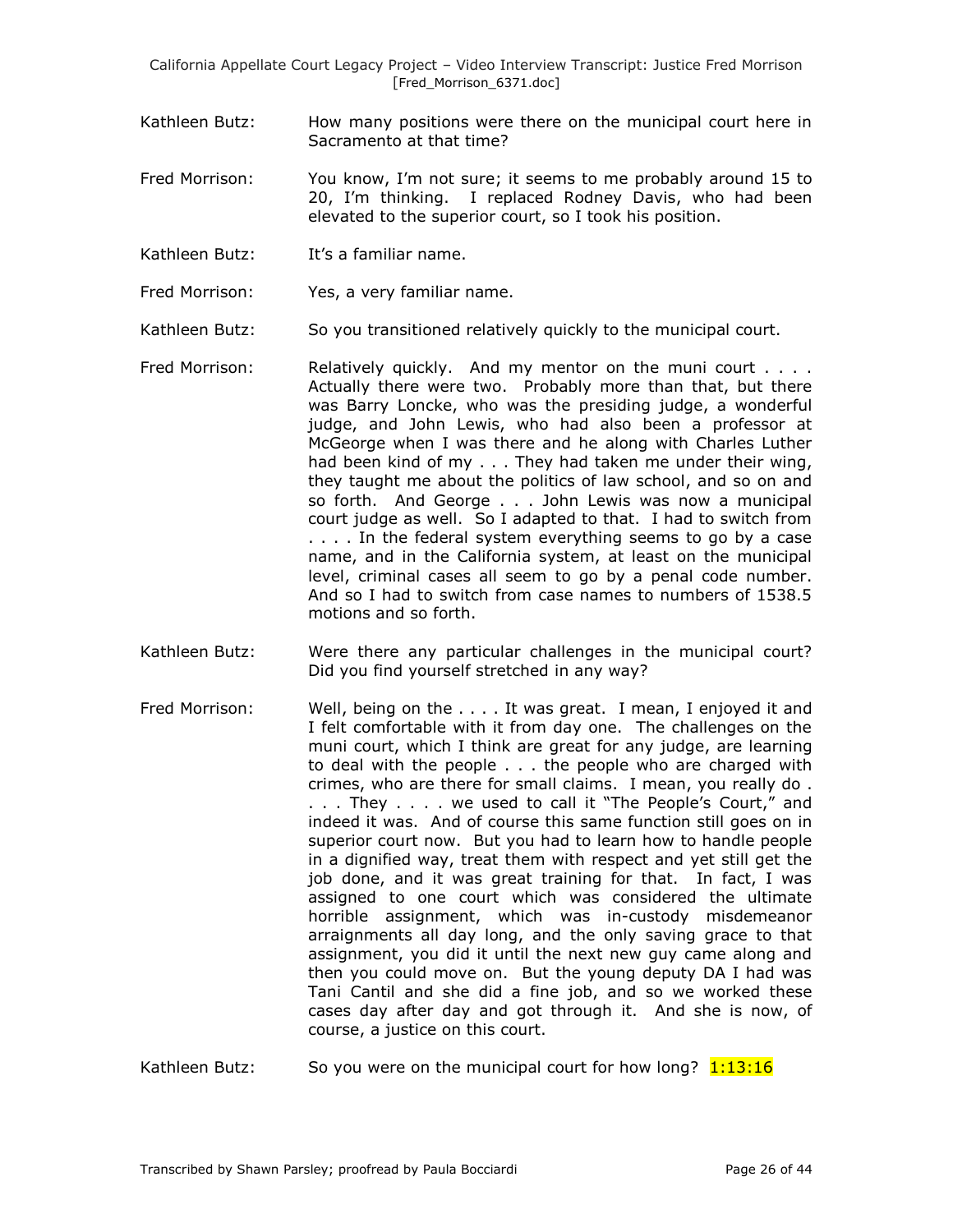Kathleen Butz: How many positions were there on the municipal court here in Sacramento at that time?

Fred Morrison: You know, I'm not sure; it seems to me probably around 15 to 20, I'm thinking. I replaced Rodney Davis, who had been elevated to the superior court, so I took his position.

Kathleen Butz: It's a familiar name.

Fred Morrison: Yes, a very familiar name.

Kathleen Butz: So you transitioned relatively quickly to the municipal court.

Fred Morrison: Relatively quickly. And my mentor on the muni court . . . . Actually there were two. Probably more than that, but there was Barry Loncke, who was the presiding judge, a wonderful judge, and John Lewis, who had also been a professor at McGeorge when I was there and he along with Charles Luther had been kind of my . . . They had taken me under their wing, they taught me about the politics of law school, and so on and so forth. And George . . . John Lewis was now a municipal court judge as well. So I adapted to that. I had to switch from . . . . In the federal system everything seems to go by a case name, and in the California system, at least on the municipal level, criminal cases all seem to go by a penal code number. And so I had to switch from case names to numbers of 1538.5 motions and so forth.

Kathleen Butz: Were there any particular challenges in the municipal court? Did you find yourself stretched in any way?

Fred Morrison: Well, being on the . . . . It was great. I mean, I enjoyed it and I felt comfortable with it from day one. The challenges on the muni court, which I think are great for any judge, are learning to deal with the people . . . the people who are charged with crimes, who are there for small claims. I mean, you really do . . . . They . . . . we used to call it "The People's Court," and indeed it was. And of course this same function still goes on in superior court now. But you had to learn how to handle people in a dignified way, treat them with respect and yet still get the job done, and it was great training for that. In fact, I was assigned to one court which was considered the ultimate horrible assignment, which was in-custody misdemeanor arraignments all day long, and the only saving grace to that assignment, you did it until the next new guy came along and then you could move on. But the young deputy DA I had was Tani Cantil and she did a fine job, and so we worked these cases day after day and got through it. And she is now, of course, a justice on this court.

Kathleen Butz: So you were on the municipal court for how long? 1:13:16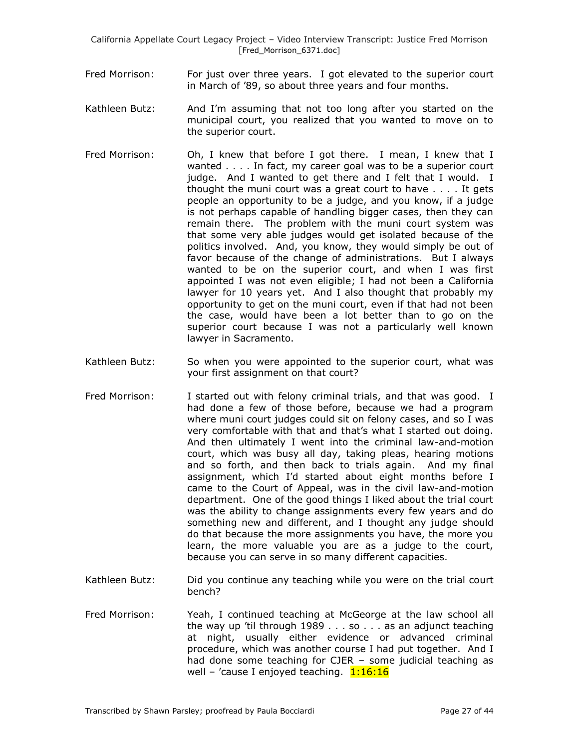Fred Morrison: For just over three years. I got elevated to the superior court in March of '89, so about three years and four months.

Kathleen Butz: And I'm assuming that not too long after you started on the municipal court, you realized that you wanted to move on to the superior court.

Fred Morrison: Oh, I knew that before I got there. I mean, I knew that I wanted . . . . In fact, my career goal was to be a superior court judge. And I wanted to get there and I felt that I would. I thought the muni court was a great court to have . . . . It gets people an opportunity to be a judge, and you know, if a judge is not perhaps capable of handling bigger cases, then they can remain there. The problem with the muni court system was that some very able judges would get isolated because of the politics involved. And, you know, they would simply be out of favor because of the change of administrations. But I always wanted to be on the superior court, and when I was first appointed I was not even eligible; I had not been a California lawyer for 10 years yet. And I also thought that probably my opportunity to get on the muni court, even if that had not been the case, would have been a lot better than to go on the superior court because I was not a particularly well known lawyer in Sacramento.

Kathleen Butz: So when you were appointed to the superior court, what was your first assignment on that court?

Fred Morrison: I started out with felony criminal trials, and that was good. I had done a few of those before, because we had a program where muni court judges could sit on felony cases, and so I was very comfortable with that and that's what I started out doing. And then ultimately I went into the criminal law-and-motion court, which was busy all day, taking pleas, hearing motions and so forth, and then back to trials again. And my final assignment, which I'd started about eight months before I came to the Court of Appeal, was in the civil law-and-motion department. One of the good things I liked about the trial court was the ability to change assignments every few years and do something new and different, and I thought any judge should do that because the more assignments you have, the more you learn, the more valuable you are as a judge to the court, because you can serve in so many different capacities.

Kathleen Butz: Did you continue any teaching while you were on the trial court bench?

Fred Morrison: Yeah, I continued teaching at McGeorge at the law school all the way up 'til through 1989 . . . so . . . as an adjunct teaching at night, usually either evidence or advanced criminal procedure, which was another course I had put together. And I had done some teaching for CJER – some judicial teaching as well – 'cause I enjoyed teaching. 1:16:16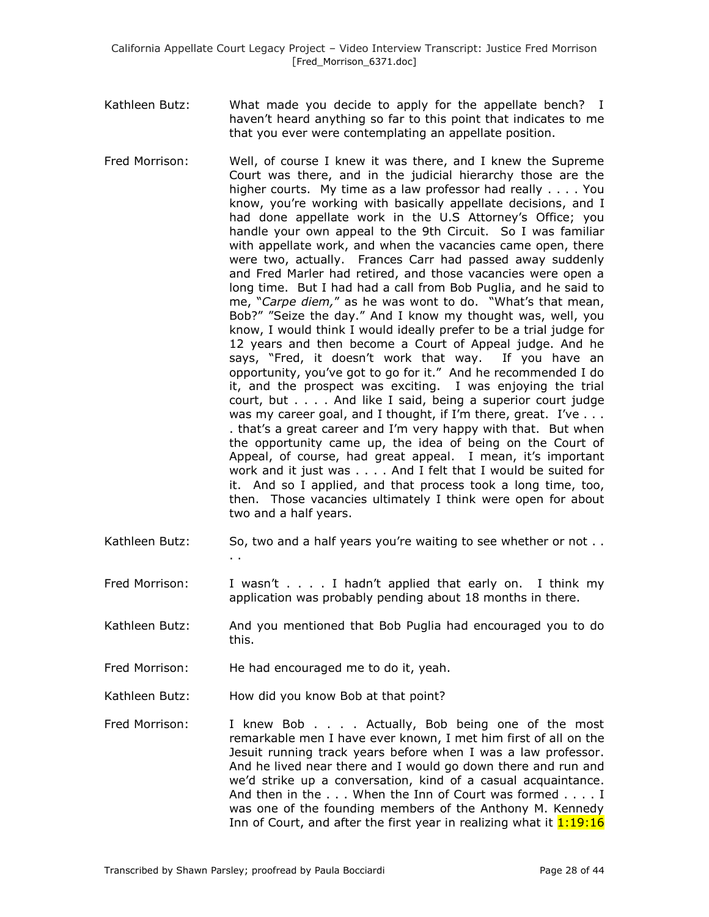Kathleen Butz: What made you decide to apply for the appellate bench? I haven't heard anything so far to this point that indicates to me that you ever were contemplating an appellate position.

Fred Morrison: Well, of course I knew it was there, and I knew the Supreme Court was there, and in the judicial hierarchy those are the higher courts. My time as a law professor had really . . . . You know, you're working with basically appellate decisions, and I had done appellate work in the U.S Attorney's Office; you handle your own appeal to the 9th Circuit. So I was familiar with appellate work, and when the vacancies came open, there were two, actually. Frances Carr had passed away suddenly and Fred Marler had retired, and those vacancies were open a long time. But I had had a call from Bob Puglia, and he said to me, "*Carpe diem,*" as he was wont to do. "What's that mean, Bob?" "Seize the day." And I know my thought was, well, you know, I would think I would ideally prefer to be a trial judge for 12 years and then become a Court of Appeal judge. And he says, "Fred, it doesn't work that way. If you have an opportunity, you've got to go for it." And he recommended I do it, and the prospect was exciting. I was enjoying the trial court, but . . . . And like I said, being a superior court judge was my career goal, and I thought, if I'm there, great. I've . . . . that's a great career and I'm very happy with that. But when the opportunity came up, the idea of being on the Court of Appeal, of course, had great appeal. I mean, it's important work and it just was . . . . And I felt that I would be suited for it. And so I applied, and that process took a long time, too, then. Those vacancies ultimately I think were open for about two and a half years.

Kathleen Butz: So, two and a half years you're waiting to see whether or not . . . .

Fred Morrison: I wasn't . . . . I hadn't applied that early on. I think my application was probably pending about 18 months in there.

Kathleen Butz: And you mentioned that Bob Puglia had encouraged you to do this.

Fred Morrison: He had encouraged me to do it, yeah.

Kathleen Butz: How did you know Bob at that point?

Fred Morrison: I knew Bob . . . . Actually, Bob being one of the most remarkable men I have ever known, I met him first of all on the Jesuit running track years before when I was a law professor. And he lived near there and I would go down there and run and we'd strike up a conversation, kind of a casual acquaintance. And then in the . . . When the Inn of Court was formed . . . . I was one of the founding members of the Anthony M. Kennedy Inn of Court, and after the first year in realizing what it 1:19:16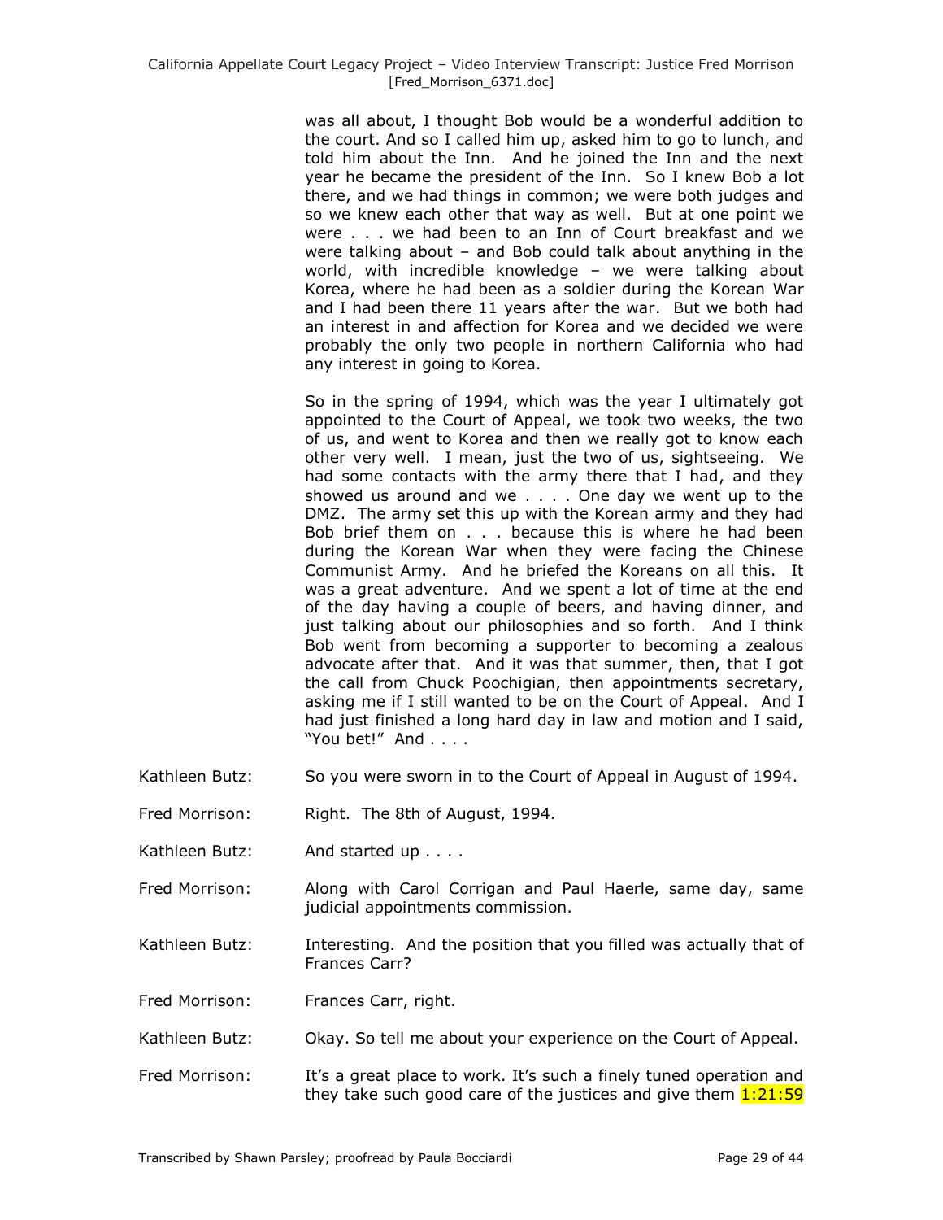was all about, I thought Bob would be a wonderful addition to the court. And so I called him up, asked him to go to lunch, and told him about the Inn. And he joined the Inn and the next year he became the president of the Inn. So I knew Bob a lot there, and we had things in common; we were both judges and so we knew each other that way as well. But at one point we were . . . we had been to an Inn of Court breakfast and we were talking about – and Bob could talk about anything in the world, with incredible knowledge – we were talking about Korea, where he had been as a soldier during the Korean War and I had been there 11 years after the war. But we both had an interest in and affection for Korea and we decided we were probably the only two people in northern California who had any interest in going to Korea.

So in the spring of 1994, which was the year I ultimately got appointed to the Court of Appeal, we took two weeks, the two of us, and went to Korea and then we really got to know each other very well. I mean, just the two of us, sightseeing. We had some contacts with the army there that I had, and they showed us around and we . . . . One day we went up to the DMZ. The army set this up with the Korean army and they had Bob brief them on . . . because this is where he had been during the Korean War when they were facing the Chinese Communist Army. And he briefed the Koreans on all this. It was a great adventure. And we spent a lot of time at the end of the day having a couple of beers, and having dinner, and just talking about our philosophies and so forth. And I think Bob went from becoming a supporter to becoming a zealous advocate after that. And it was that summer, then, that I got the call from Chuck Poochigian, then appointments secretary, asking me if I still wanted to be on the Court of Appeal. And I had just finished a long hard day in law and motion and I said, "You bet!" And . . . .

Kathleen Butz: So you were sworn in to the Court of Appeal in August of 1994.

Fred Morrison: Right. The 8th of August, 1994.

Kathleen Butz: And started up . . . .

Fred Morrison: Along with Carol Corrigan and Paul Haerle, same day, same judicial appointments commission.

Kathleen Butz: Interesting. And the position that you filled was actually that of Frances Carr?

Fred Morrison: Frances Carr, right.

Kathleen Butz: Okay. So tell me about your experience on the Court of Appeal.

Fred Morrison: It's a great place to work. It's such a finely tuned operation and they take such good care of the justices and give them 1:21:59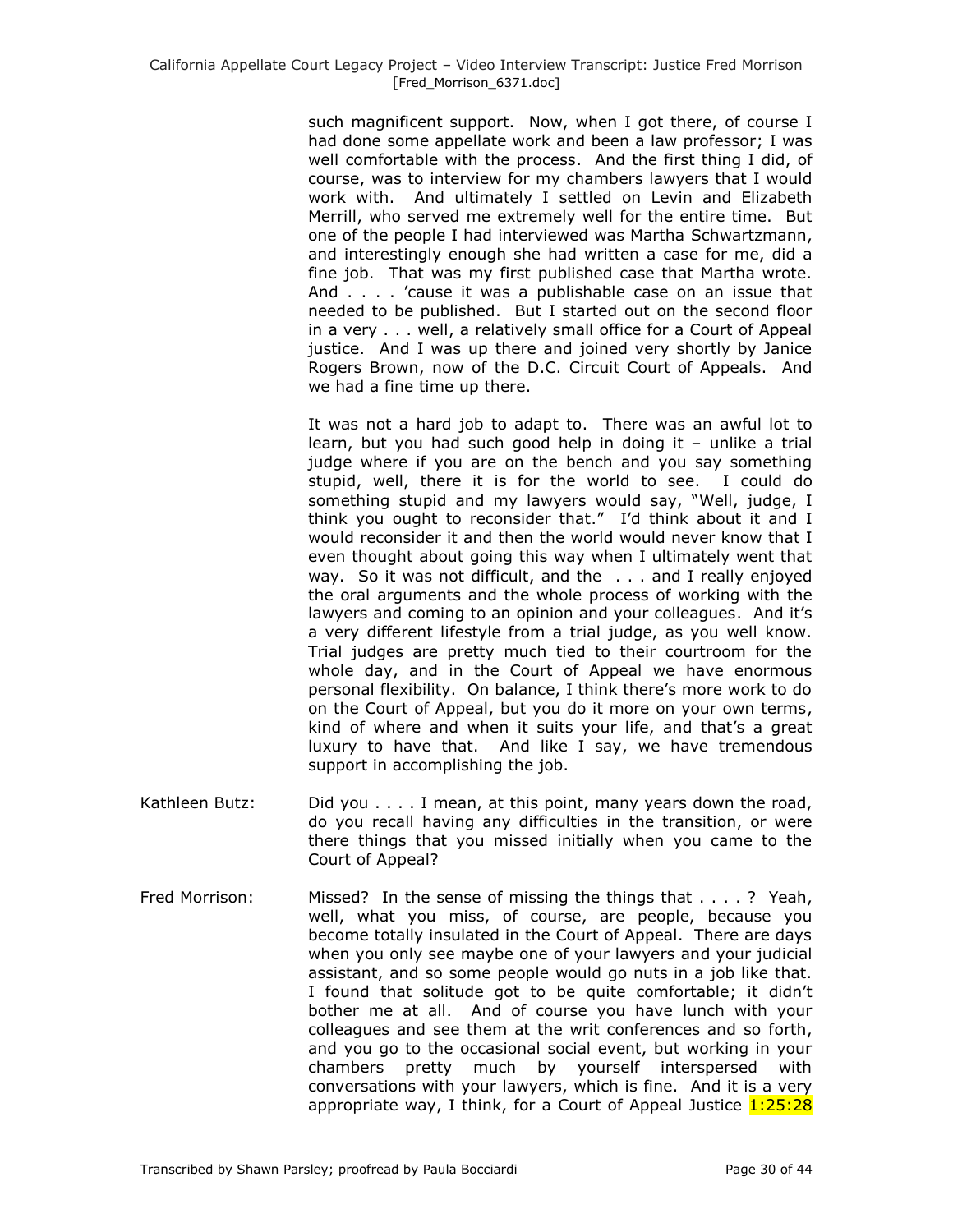such magnificent support. Now, when I got there, of course I had done some appellate work and been a law professor; I was well comfortable with the process. And the first thing I did, of course, was to interview for my chambers lawyers that I would work with. And ultimately I settled on Levin and Elizabeth Merrill, who served me extremely well for the entire time. But one of the people I had interviewed was Martha Schwartzmann, and interestingly enough she had written a case for me, did a fine job. That was my first published case that Martha wrote. And . . . . 'cause it was a publishable case on an issue that needed to be published. But I started out on the second floor in a very . . . well, a relatively small office for a Court of Appeal justice. And I was up there and joined very shortly by Janice Rogers Brown, now of the D.C. Circuit Court of Appeals. And we had a fine time up there.

It was not a hard job to adapt to. There was an awful lot to learn, but you had such good help in doing it – unlike a trial judge where if you are on the bench and you say something stupid, well, there it is for the world to see. I could do something stupid and my lawyers would say, "Well, judge, I think you ought to reconsider that." I'd think about it and I would reconsider it and then the world would never know that I even thought about going this way when I ultimately went that way. So it was not difficult, and the . . . and I really enjoyed the oral arguments and the whole process of working with the lawyers and coming to an opinion and your colleagues. And it's a very different lifestyle from a trial judge, as you well know. Trial judges are pretty much tied to their courtroom for the whole day, and in the Court of Appeal we have enormous personal flexibility. On balance, I think there's more work to do on the Court of Appeal, but you do it more on your own terms, kind of where and when it suits your life, and that's a great luxury to have that. And like I say, we have tremendous support in accomplishing the job.

Kathleen Butz: Did you . . . . I mean, at this point, many years down the road, do you recall having any difficulties in the transition, or were there things that you missed initially when you came to the Court of Appeal?

Fred Morrison: Missed? In the sense of missing the things that . . . . ? Yeah, well, what you miss, of course, are people, because you become totally insulated in the Court of Appeal. There are days when you only see maybe one of your lawyers and your judicial assistant, and so some people would go nuts in a job like that. I found that solitude got to be quite comfortable; it didn't bother me at all. And of course you have lunch with your colleagues and see them at the writ conferences and so forth, and you go to the occasional social event, but working in your chambers pretty much by yourself interspersed with conversations with your lawyers, which is fine. And it is a very appropriate way, I think, for a Court of Appeal Justice 1:25:28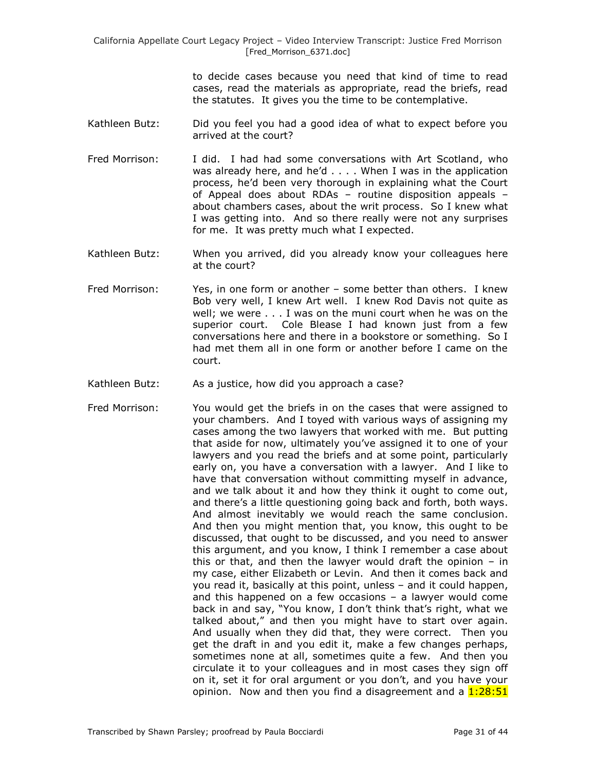to decide cases because you need that kind of time to read cases, read the materials as appropriate, read the briefs, read the statutes. It gives you the time to be contemplative.

Kathleen Butz: Did you feel you had a good idea of what to expect before you arrived at the court?

Fred Morrison: I did. I had had some conversations with Art Scotland, who was already here, and he'd . . . . When I was in the application process, he'd been very thorough in explaining what the Court of Appeal does about RDAs – routine disposition appeals – about chambers cases, about the writ process. So I knew what I was getting into. And so there really were not any surprises for me. It was pretty much what I expected.

Kathleen Butz: When you arrived, did you already know your colleagues here at the court?

Fred Morrison: Yes, in one form or another – some better than others. I knew Bob very well, I knew Art well. I knew Rod Davis not quite as well; we were . . . I was on the muni court when he was on the superior court. Cole Blease I had known just from a few conversations here and there in a bookstore or something. So I had met them all in one form or another before I came on the court.

Kathleen Butz: As a justice, how did you approach a case?

Fred Morrison: You would get the briefs in on the cases that were assigned to your chambers. And I toyed with various ways of assigning my cases among the two lawyers that worked with me. But putting that aside for now, ultimately you've assigned it to one of your lawyers and you read the briefs and at some point, particularly early on, you have a conversation with a lawyer. And I like to have that conversation without committing myself in advance, and we talk about it and how they think it ought to come out, and there's a little questioning going back and forth, both ways. And almost inevitably we would reach the same conclusion. And then you might mention that, you know, this ought to be discussed, that ought to be discussed, and you need to answer this argument, and you know, I think I remember a case about this or that, and then the lawyer would draft the opinion – in my case, either Elizabeth or Levin. And then it comes back and you read it, basically at this point, unless – and it could happen, and this happened on a few occasions – a lawyer would come back in and say, "You know, I don't think that's right, what we talked about," and then you might have to start over again. And usually when they did that, they were correct. Then you get the draft in and you edit it, make a few changes perhaps, sometimes none at all, sometimes quite a few. And then you circulate it to your colleagues and in most cases they sign off on it, set it for oral argument or you don't, and you have your opinion. Now and then you find a disagreement and a 1:28:51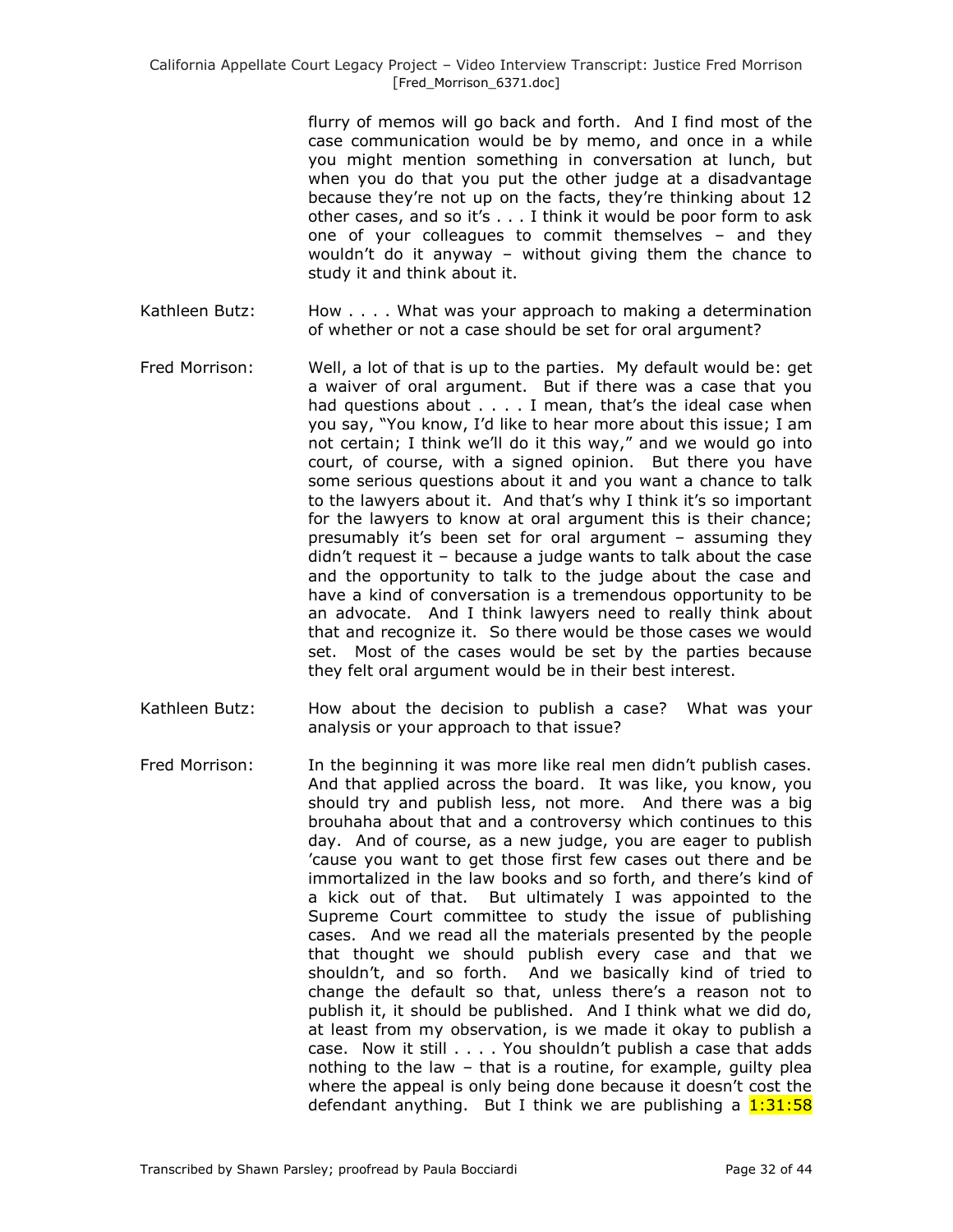flurry of memos will go back and forth. And I find most of the case communication would be by memo, and once in a while you might mention something in conversation at lunch, but when you do that you put the other judge at a disadvantage because they're not up on the facts, they're thinking about 12 other cases, and so it's . . . I think it would be poor form to ask one of your colleagues to commit themselves – and they wouldn't do it anyway – without giving them the chance to study it and think about it.

Kathleen Butz: How . . . . What was your approach to making a determination of whether or not a case should be set for oral argument?

Fred Morrison: Well, a lot of that is up to the parties. My default would be: get a waiver of oral argument. But if there was a case that you had questions about . . . . I mean, that's the ideal case when you say, "You know, I'd like to hear more about this issue; I am not certain; I think we'll do it this way," and we would go into court, of course, with a signed opinion. But there you have some serious questions about it and you want a chance to talk to the lawyers about it. And that's why I think it's so important for the lawyers to know at oral argument this is their chance; presumably it's been set for oral argument – assuming they didn't request it – because a judge wants to talk about the case and the opportunity to talk to the judge about the case and have a kind of conversation is a tremendous opportunity to be an advocate. And I think lawyers need to really think about that and recognize it. So there would be those cases we would set. Most of the cases would be set by the parties because they felt oral argument would be in their best interest.

Kathleen Butz: How about the decision to publish a case? What was your analysis or your approach to that issue?

Fred Morrison: In the beginning it was more like real men didn't publish cases. And that applied across the board. It was like, you know, you should try and publish less, not more. And there was a big brouhaha about that and a controversy which continues to this day. And of course, as a new judge, you are eager to publish 'cause you want to get those first few cases out there and be immortalized in the law books and so forth, and there's kind of a kick out of that. But ultimately I was appointed to the Supreme Court committee to study the issue of publishing cases. And we read all the materials presented by the people that thought we should publish every case and that we shouldn't, and so forth. And we basically kind of tried to change the default so that, unless there's a reason not to publish it, it should be published. And I think what we did do, at least from my observation, is we made it okay to publish a case. Now it still . . . . You shouldn't publish a case that adds nothing to the law – that is a routine, for example, guilty plea where the appeal is only being done because it doesn't cost the defendant anything. But I think we are publishing a 1:31:58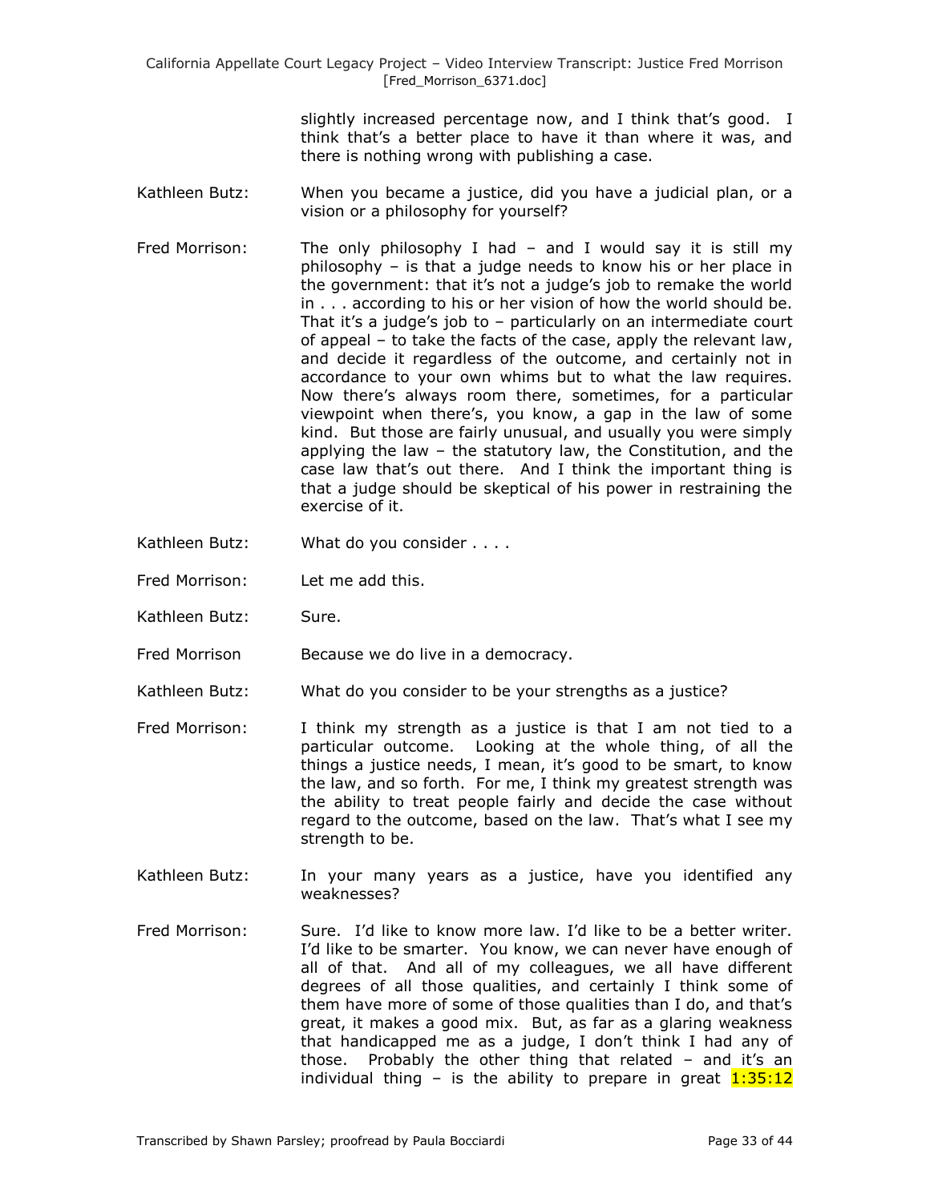slightly increased percentage now, and I think that's good. I think that's a better place to have it than where it was, and there is nothing wrong with publishing a case.

Kathleen Butz: When you became a justice, did you have a judicial plan, or a vision or a philosophy for yourself?

Fred Morrison: The only philosophy I had – and I would say it is still my philosophy – is that a judge needs to know his or her place in the government: that it's not a judge's job to remake the world in . . . according to his or her vision of how the world should be. That it's a judge's job to – particularly on an intermediate court of appeal – to take the facts of the case, apply the relevant law, and decide it regardless of the outcome, and certainly not in accordance to your own whims but to what the law requires. Now there's always room there, sometimes, for a particular viewpoint when there's, you know, a gap in the law of some kind. But those are fairly unusual, and usually you were simply applying the law – the statutory law, the Constitution, and the case law that's out there. And I think the important thing is that a judge should be skeptical of his power in restraining the exercise of it.

Kathleen Butz: What do you consider . . . .

Fred Morrison: Let me add this.

Kathleen Butz: Sure.

Fred Morrison Because we do live in a democracy.

Kathleen Butz: What do you consider to be your strengths as a justice?

Fred Morrison: I think my strength as a justice is that I am not tied to a particular outcome. Looking at the whole thing, of all the things a justice needs, I mean, it's good to be smart, to know the law, and so forth. For me, I think my greatest strength was the ability to treat people fairly and decide the case without regard to the outcome, based on the law. That's what I see my strength to be.

Kathleen Butz: In your many years as a justice, have you identified any weaknesses?

Fred Morrison: Sure. I'd like to know more law. I'd like to be a better writer. I'd like to be smarter. You know, we can never have enough of all of that. And all of my colleagues, we all have different degrees of all those qualities, and certainly I think some of them have more of some of those qualities than I do, and that's great, it makes a good mix. But, as far as a glaring weakness that handicapped me as a judge, I don't think I had any of those. Probably the other thing that related – and it's an individual thing – is the ability to prepare in great 1:35:12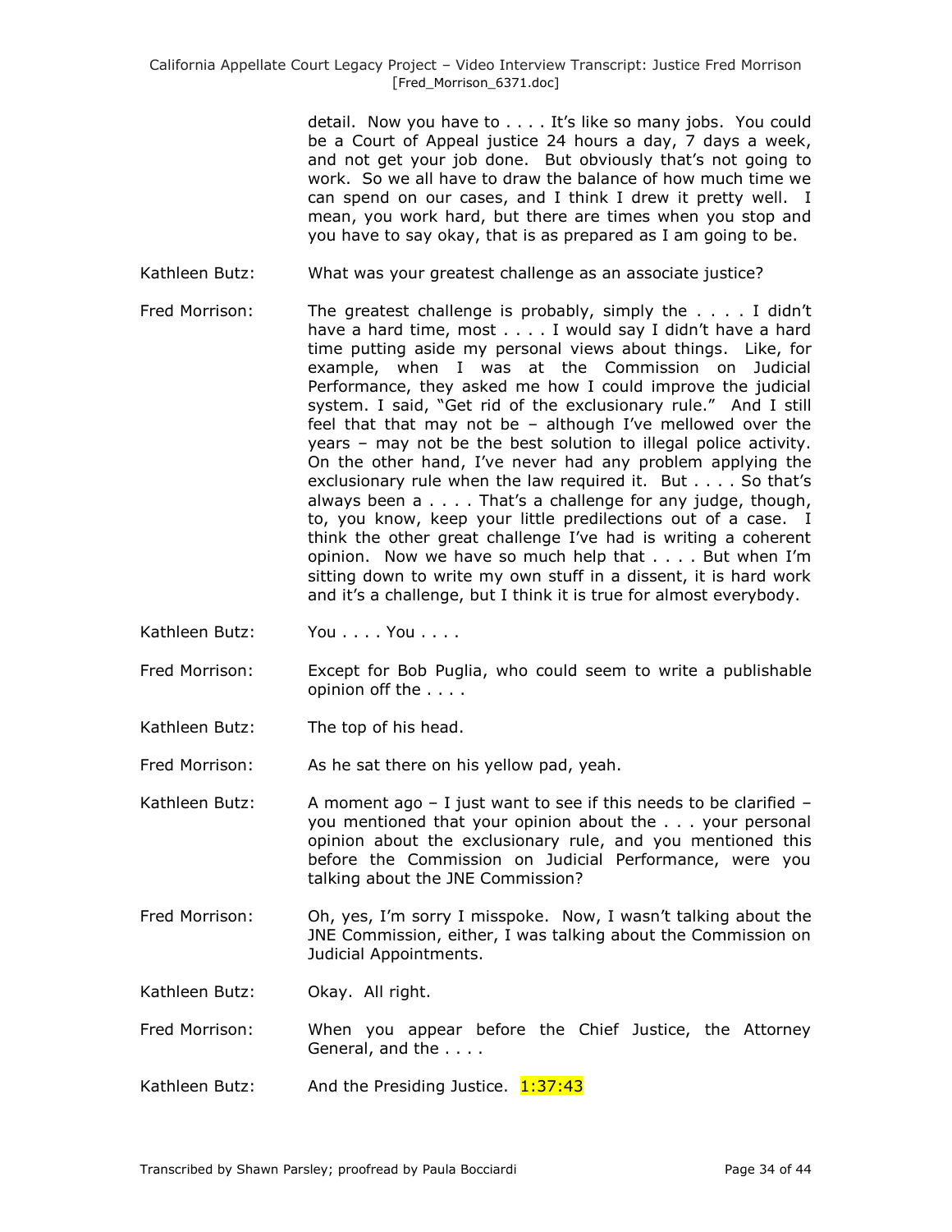detail. Now you have to . . . . It's like so many jobs. You could be a Court of Appeal justice 24 hours a day, 7 days a week, and not get your job done. But obviously that's not going to work. So we all have to draw the balance of how much time we can spend on our cases, and I think I drew it pretty well. I mean, you work hard, but there are times when you stop and you have to say okay, that is as prepared as I am going to be.

Kathleen Butz: What was your greatest challenge as an associate justice?

Fred Morrison: The greatest challenge is probably, simply the . . . . I didn't have a hard time, most . . . . I would say I didn't have a hard time putting aside my personal views about things. Like, for example, when I was at the Commission on Judicial Performance, they asked me how I could improve the judicial system. I said, "Get rid of the exclusionary rule." And I still feel that that may not be – although I've mellowed over the years – may not be the best solution to illegal police activity. On the other hand, I've never had any problem applying the exclusionary rule when the law required it. But . . . . So that's always been a . . . . That's a challenge for any judge, though, to, you know, keep your little predilections out of a case. I think the other great challenge I've had is writing a coherent opinion. Now we have so much help that . . . . But when I'm sitting down to write my own stuff in a dissent, it is hard work and it's a challenge, but I think it is true for almost everybody.

Kathleen Butz: You . . . . You . . . .

Fred Morrison: Except for Bob Puglia, who could seem to write a publishable opinion off the . . . .

Kathleen Butz: The top of his head.

Fred Morrison: As he sat there on his yellow pad, yeah.

Kathleen Butz: A moment ago – I just want to see if this needs to be clarified – you mentioned that your opinion about the . . . your personal opinion about the exclusionary rule, and you mentioned this before the Commission on Judicial Performance, were you talking about the JNE Commission?

Fred Morrison: Oh, yes, I'm sorry I misspoke. Now, I wasn't talking about the JNE Commission, either, I was talking about the Commission on Judicial Appointments.

Kathleen Butz: Okay. All right.

Fred Morrison: When you appear before the Chief Justice, the Attorney General, and the . . . .

Kathleen Butz: And the Presiding Justice. 1:37:43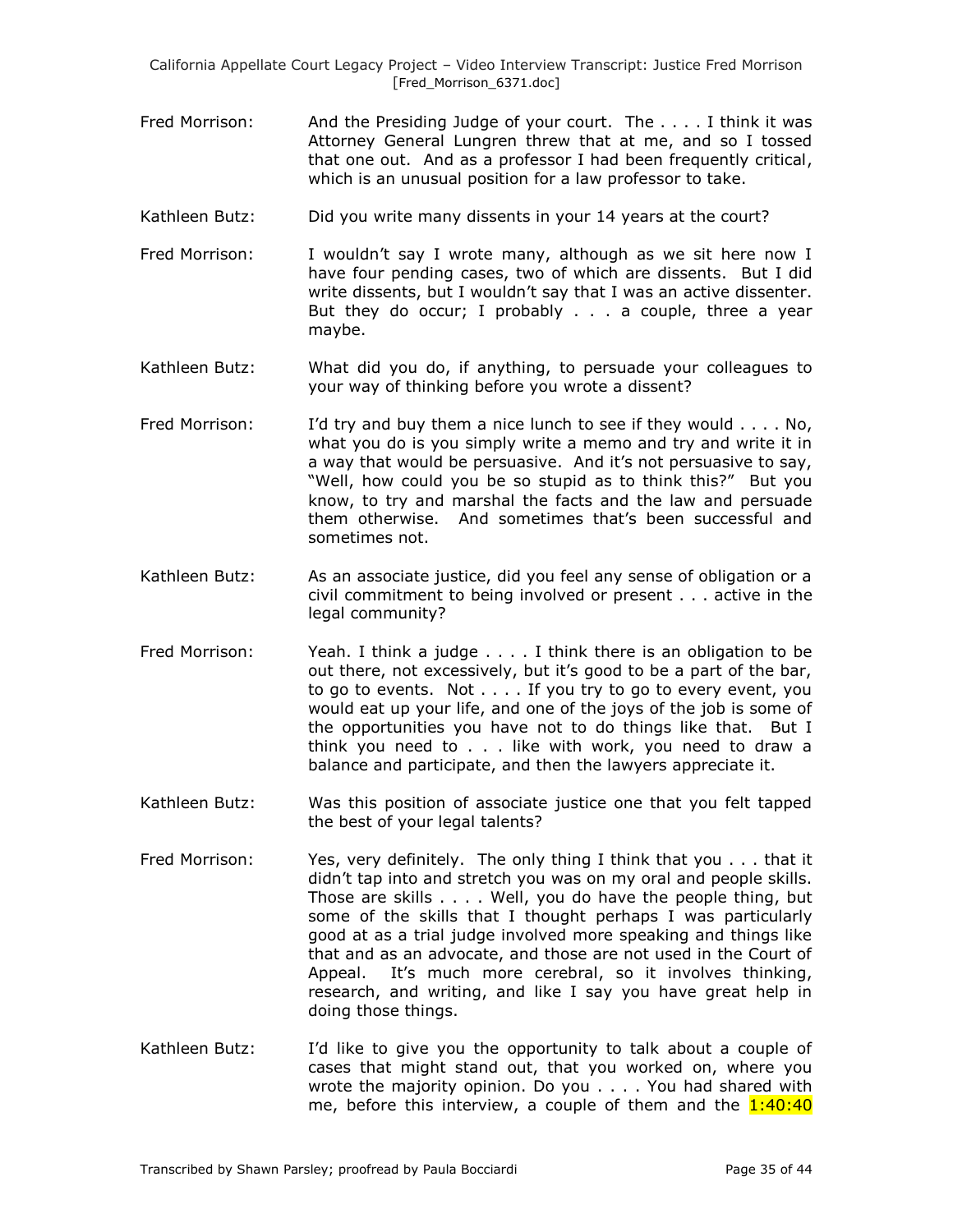Fred Morrison: And the Presiding Judge of your court. The . . . . I think it was Attorney General Lungren threw that at me, and so I tossed that one out. And as a professor I had been frequently critical, which is an unusual position for a law professor to take.

Kathleen Butz: Did you write many dissents in your 14 years at the court?

Fred Morrison: I wouldn't say I wrote many, although as we sit here now I have four pending cases, two of which are dissents. But I did write dissents, but I wouldn't say that I was an active dissenter. But they do occur; I probably . . . a couple, three a year maybe.

Kathleen Butz: What did you do, if anything, to persuade your colleagues to your way of thinking before you wrote a dissent?

Fred Morrison: I'd try and buy them a nice lunch to see if they would . . . . No, what you do is you simply write a memo and try and write it in a way that would be persuasive. And it's not persuasive to say, "Well, how could you be so stupid as to think this?" But you know, to try and marshal the facts and the law and persuade them otherwise. And sometimes that's been successful and sometimes not.

Kathleen Butz: As an associate justice, did you feel any sense of obligation or a civil commitment to being involved or present . . . active in the legal community?

Fred Morrison: Yeah. I think a judge . . . . I think there is an obligation to be out there, not excessively, but it's good to be a part of the bar, to go to events. Not . . . . If you try to go to every event, you would eat up your life, and one of the joys of the job is some of the opportunities you have not to do things like that. But I think you need to . . . like with work, you need to draw a balance and participate, and then the lawyers appreciate it.

Kathleen Butz: Was this position of associate justice one that you felt tapped the best of your legal talents?

Fred Morrison: Yes, very definitely. The only thing I think that you . . . that it didn't tap into and stretch you was on my oral and people skills. Those are skills . . . . Well, you do have the people thing, but some of the skills that I thought perhaps I was particularly good at as a trial judge involved more speaking and things like that and as an advocate, and those are not used in the Court of Appeal. It's much more cerebral, so it involves thinking, research, and writing, and like I say you have great help in doing those things.

Kathleen Butz: I'd like to give you the opportunity to talk about a couple of cases that might stand out, that you worked on, where you wrote the majority opinion. Do you . . . . You had shared with me, before this interview, a couple of them and the 1:40:40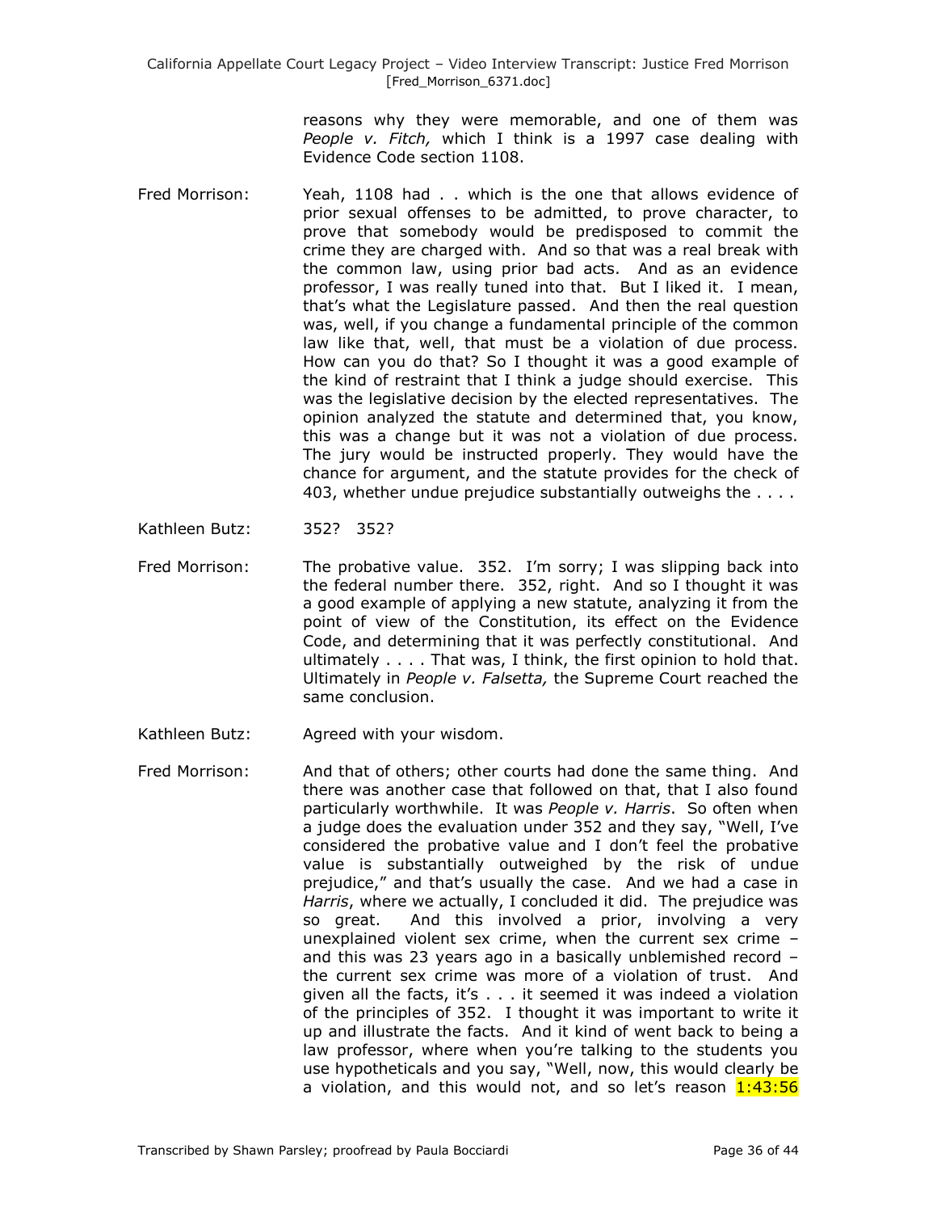reasons why they were memorable, and one of them was *People v. Fitch,* which I think is a 1997 case dealing with Evidence Code section 1108.

Fred Morrison: Yeah, 1108 had . . which is the one that allows evidence of prior sexual offenses to be admitted, to prove character, to prove that somebody would be predisposed to commit the crime they are charged with. And so that was a real break with the common law, using prior bad acts. And as an evidence professor, I was really tuned into that. But I liked it. I mean, that's what the Legislature passed. And then the real question was, well, if you change a fundamental principle of the common law like that, well, that must be a violation of due process. How can you do that? So I thought it was a good example of the kind of restraint that I think a judge should exercise. This was the legislative decision by the elected representatives. The opinion analyzed the statute and determined that, you know, this was a change but it was not a violation of due process. The jury would be instructed properly. They would have the chance for argument, and the statute provides for the check of 403, whether undue prejudice substantially outweighs the . . . .

Kathleen Butz: 352? 352?

Fred Morrison: The probative value. 352. I'm sorry; I was slipping back into the federal number there. 352, right. And so I thought it was a good example of applying a new statute, analyzing it from the point of view of the Constitution, its effect on the Evidence Code, and determining that it was perfectly constitutional. And ultimately . . . . That was, I think, the first opinion to hold that. Ultimately in *People v. Falsetta,* the Supreme Court reached the same conclusion.

Kathleen Butz: Agreed with your wisdom.

Fred Morrison: And that of others; other courts had done the same thing. And there was another case that followed on that, that I also found particularly worthwhile. It was *People v. Harris*. So often when a judge does the evaluation under 352 and they say, "Well, I've considered the probative value and I don't feel the probative value is substantially outweighed by the risk of undue prejudice," and that's usually the case. And we had a case in *Harris*, where we actually, I concluded it did. The prejudice was so great. And this involved a prior, involving a very unexplained violent sex crime, when the current sex crime – and this was 23 years ago in a basically unblemished record – the current sex crime was more of a violation of trust. And given all the facts, it's . . . it seemed it was indeed a violation of the principles of 352. I thought it was important to write it up and illustrate the facts. And it kind of went back to being a law professor, where when you're talking to the students you use hypotheticals and you say, "Well, now, this would clearly be a violation, and this would not, and so let's reason 1:43:56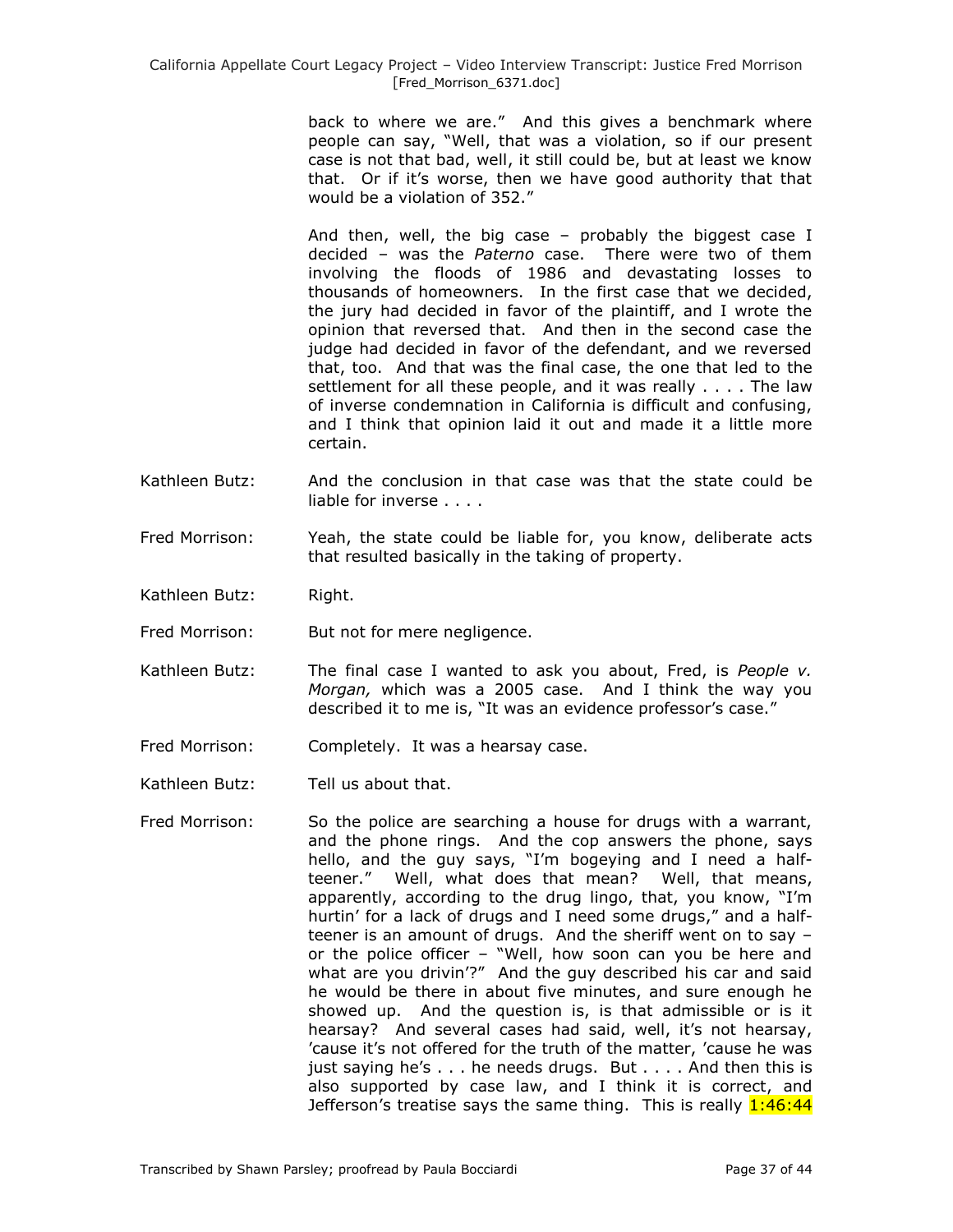back to where we are." And this gives a benchmark where people can say, "Well, that was a violation, so if our present case is not that bad, well, it still could be, but at least we know that. Or if it's worse, then we have good authority that that would be a violation of 352."

And then, well, the big case – probably the biggest case I decided – was the *Paterno* case. There were two of them involving the floods of 1986 and devastating losses to thousands of homeowners. In the first case that we decided, the jury had decided in favor of the plaintiff, and I wrote the opinion that reversed that. And then in the second case the judge had decided in favor of the defendant, and we reversed that, too. And that was the final case, the one that led to the settlement for all these people, and it was really . . . . The law of inverse condemnation in California is difficult and confusing, and I think that opinion laid it out and made it a little more certain.

Kathleen Butz: And the conclusion in that case was that the state could be liable for inverse . . . .

Fred Morrison: Yeah, the state could be liable for, you know, deliberate acts that resulted basically in the taking of property.

Kathleen Butz: Right.

Fred Morrison: But not for mere negligence.

Kathleen Butz: The final case I wanted to ask you about, Fred, is *People v. Morgan,* which was a 2005 case. And I think the way you described it to me is, "It was an evidence professor's case."

Fred Morrison: Completely. It was a hearsay case.

Kathleen Butz: Tell us about that.

Fred Morrison: So the police are searching a house for drugs with a warrant, and the phone rings. And the cop answers the phone, says hello, and the guy says, "I'm bogeying and I need a half-teener." Well, what does that mean? Well, that means, apparently, according to the drug lingo, that, you know, "I'm hurtin' for a lack of drugs and I need some drugs," and a half-teener is an amount of drugs. And the sheriff went on to say – or the police officer – "Well, how soon can you be here and what are you drivin'?" And the guy described his car and said he would be there in about five minutes, and sure enough he showed up. And the question is, is that admissible or is it hearsay? And several cases had said, well, it's not hearsay, 'cause it's not offered for the truth of the matter, 'cause he was just saying he's . . . he needs drugs. But . . . . And then this is also supported by case law, and I think it is correct, and Jefferson's treatise says the same thing. This is really 1:46:44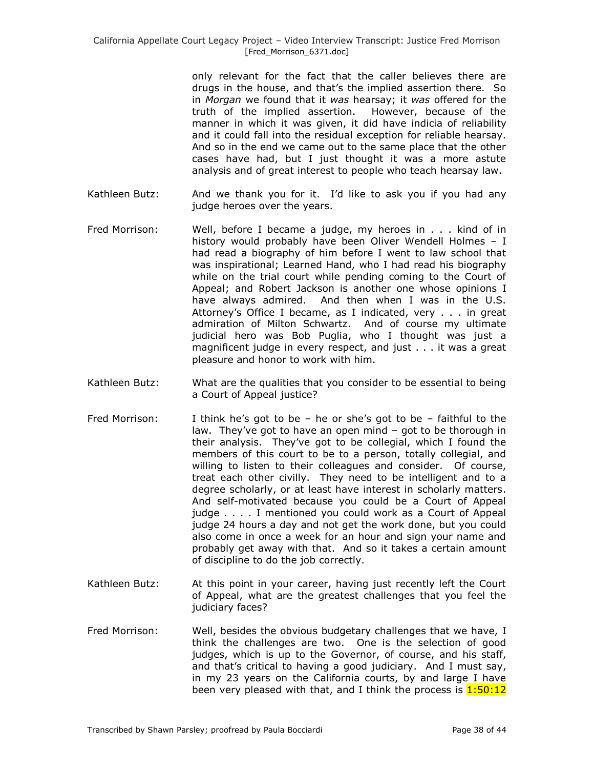only relevant for the fact that the caller believes there are drugs in the house, and that's the implied assertion there. So in *Morgan* we found that it *was* hearsay; it *was* offered for the truth of the implied assertion. However, because of the manner in which it was given, it did have indicia of reliability and it could fall into the residual exception for reliable hearsay. And so in the end we came out to the same place that the other cases have had, but I just thought it was a more astute analysis and of great interest to people who teach hearsay law.

Kathleen Butz: And we thank you for it. I'd like to ask you if you had any judge heroes over the years.

Fred Morrison: Well, before I became a judge, my heroes in . . . kind of in history would probably have been Oliver Wendell Holmes – I had read a biography of him before I went to law school that was inspirational; Learned Hand, who I had read his biography while on the trial court while pending coming to the Court of Appeal; and Robert Jackson is another one whose opinions I have always admired. And then when I was in the U.S. Attorney's Office I became, as I indicated, very . . . in great admiration of Milton Schwartz. And of course my ultimate judicial hero was Bob Puglia, who I thought was just a magnificent judge in every respect, and just . . . it was a great pleasure and honor to work with him.

Kathleen Butz: What are the qualities that you consider to be essential to being a Court of Appeal justice?

Fred Morrison: I think he's got to be – he or she's got to be – faithful to the law. They've got to have an open mind – got to be thorough in their analysis. They've got to be collegial, which I found the members of this court to be to a person, totally collegial, and willing to listen to their colleagues and consider. Of course, treat each other civilly. They need to be intelligent and to a degree scholarly, or at least have interest in scholarly matters. And self-motivated because you could be a Court of Appeal judge . . . . I mentioned you could work as a Court of Appeal judge 24 hours a day and not get the work done, but you could also come in once a week for an hour and sign your name and probably get away with that. And so it takes a certain amount of discipline to do the job correctly.

Kathleen Butz: At this point in your career, having just recently left the Court of Appeal, what are the greatest challenges that you feel the judiciary faces?

Fred Morrison: Well, besides the obvious budgetary challenges that we have, I think the challenges are two. One is the selection of good judges, which is up to the Governor, of course, and his staff, and that's critical to having a good judiciary. And I must say, in my 23 years on the California courts, by and large I have been very pleased with that, and I think the process is 1:50:12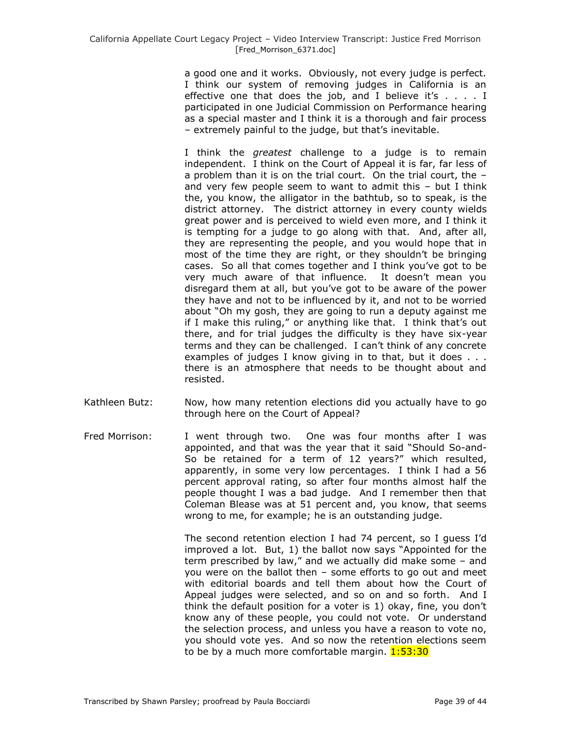a good one and it works. Obviously, not every judge is perfect. I think our system of removing judges in California is an effective one that does the job, and I believe it's . . . . I participated in one Judicial Commission on Performance hearing as a special master and I think it is a thorough and fair process – extremely painful to the judge, but that's inevitable.

I think the *greatest* challenge to a judge is to remain independent. I think on the Court of Appeal it is far, far less of a problem than it is on the trial court. On the trial court, the – and very few people seem to want to admit this – but I think the, you know, the alligator in the bathtub, so to speak, is the district attorney. The district attorney in every county wields great power and is perceived to wield even more, and I think it is tempting for a judge to go along with that. And, after all, they are representing the people, and you would hope that in most of the time they are right, or they shouldn't be bringing cases. So all that comes together and I think you've got to be very much aware of that influence. It doesn't mean you disregard them at all, but you've got to be aware of the power they have and not to be influenced by it, and not to be worried about "Oh my gosh, they are going to run a deputy against me if I make this ruling," or anything like that. I think that's out there, and for trial judges the difficulty is they have six-year terms and they can be challenged. I can't think of any concrete examples of judges I know giving in to that, but it does . . . there is an atmosphere that needs to be thought about and resisted.

Kathleen Butz: Now, how many retention elections did you actually have to go through here on the Court of Appeal?

Fred Morrison: I went through two. One was four months after I was appointed, and that was the year that it said "Should So-and-So be retained for a term of 12 years?" which resulted, apparently, in some very low percentages. I think I had a 56 percent approval rating, so after four months almost half the people thought I was a bad judge. And I remember then that Coleman Blease was at 51 percent and, you know, that seems wrong to me, for example; he is an outstanding judge.

The second retention election I had 74 percent, so I guess I'd improved a lot. But, 1) the ballot now says "Appointed for the term prescribed by law," and we actually did make some – and you were on the ballot then – some efforts to go out and meet with editorial boards and tell them about how the Court of Appeal judges were selected, and so on and so forth. And I think the default position for a voter is 1) okay, fine, you don't know any of these people, you could not vote. Or understand the selection process, and unless you have a reason to vote no, you should vote yes. And so now the retention elections seem to be by a much more comfortable margin. 1:53:30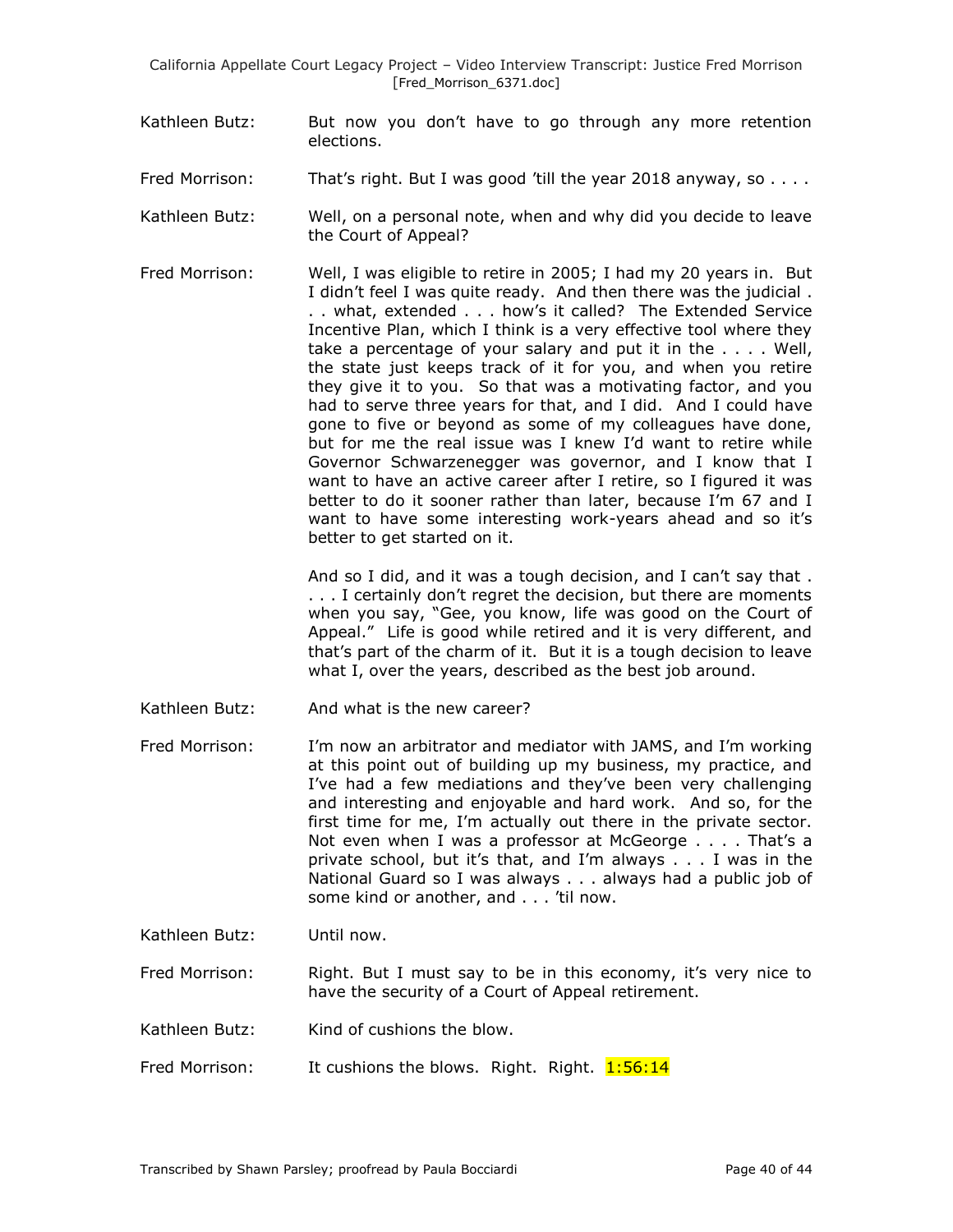Kathleen Butz: But now you don't have to go through any more retention elections.

Fred Morrison: That's right. But I was good 'till the year 2018 anyway, so . . . .

Kathleen Butz: Well, on a personal note, when and why did you decide to leave the Court of Appeal?

Fred Morrison: Well, I was eligible to retire in 2005; I had my 20 years in. But I didn't feel I was quite ready. And then there was the judicial . . . what, extended . . . how's it called? The Extended Service Incentive Plan, which I think is a very effective tool where they take a percentage of your salary and put it in the . . . . Well, the state just keeps track of it for you, and when you retire they give it to you. So that was a motivating factor, and you had to serve three years for that, and I did. And I could have gone to five or beyond as some of my colleagues have done, but for me the real issue was I knew I'd want to retire while Governor Schwarzenegger was governor, and I know that I want to have an active career after I retire, so I figured it was better to do it sooner rather than later, because I'm 67 and I want to have some interesting work-years ahead and so it's better to get started on it.

And so I did, and it was a tough decision, and I can't say that . . . . I certainly don't regret the decision, but there are moments when you say, "Gee, you know, life was good on the Court of Appeal." Life is good while retired and it is very different, and that's part of the charm of it. But it is a tough decision to leave what I, over the years, described as the best job around.

Kathleen Butz: And what is the new career?

Fred Morrison: I'm now an arbitrator and mediator with JAMS, and I'm working at this point out of building up my business, my practice, and I've had a few mediations and they've been very challenging and interesting and enjoyable and hard work. And so, for the first time for me, I'm actually out there in the private sector. Not even when I was a professor at McGeorge . . . . That's a private school, but it's that, and I'm always . . . I was in the National Guard so I was always . . . always had a public job of some kind or another, and . . . 'til now.

Kathleen Butz: Until now.

Fred Morrison: Right. But I must say to be in this economy, it's very nice to have the security of a Court of Appeal retirement.

Kathleen Butz: Kind of cushions the blow.

Fred Morrison: It cushions the blows. Right. Right. 1:56:14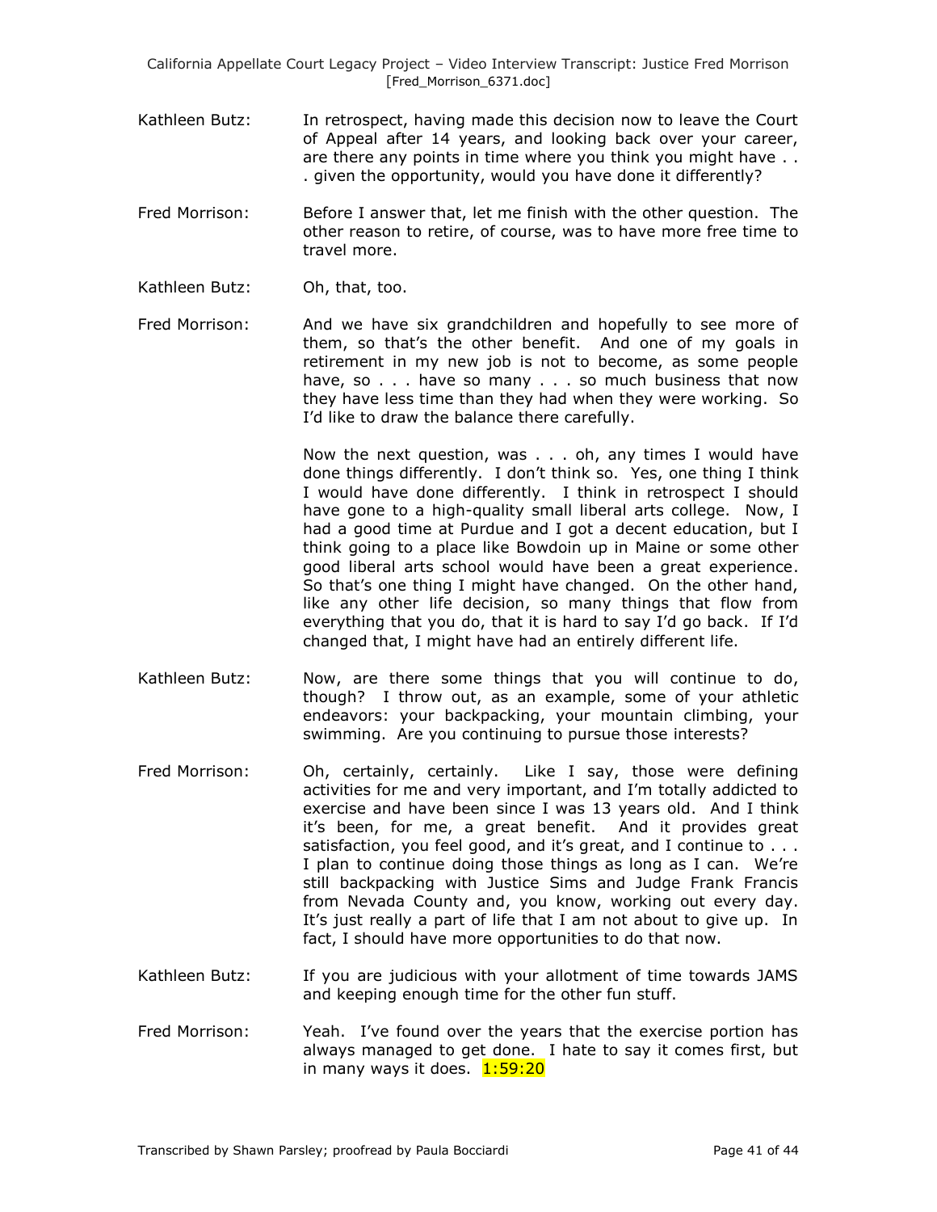Kathleen Butz: In retrospect, having made this decision now to leave the Court of Appeal after 14 years, and looking back over your career, are there any points in time where you think you might have . . . given the opportunity, would you have done it differently?

Fred Morrison: Before I answer that, let me finish with the other question. The other reason to retire, of course, was to have more free time to travel more.

Kathleen Butz: Oh, that, too.

Fred Morrison: And we have six grandchildren and hopefully to see more of them, so that's the other benefit. And one of my goals in retirement in my new job is not to become, as some people have, so . . . have so many . . . so much business that now they have less time than they had when they were working. So I'd like to draw the balance there carefully.

Now the next question, was . . . oh, any times I would have done things differently. I don't think so. Yes, one thing I think I would have done differently. I think in retrospect I should have gone to a high-quality small liberal arts college. Now, I had a good time at Purdue and I got a decent education, but I think going to a place like Bowdoin up in Maine or some other good liberal arts school would have been a great experience. So that's one thing I might have changed. On the other hand, like any other life decision, so many things that flow from everything that you do, that it is hard to say I'd go back. If I'd changed that, I might have had an entirely different life.

Kathleen Butz: Now, are there some things that you will continue to do, though? I throw out, as an example, some of your athletic endeavors: your backpacking, your mountain climbing, your swimming. Are you continuing to pursue those interests?

Fred Morrison: Oh, certainly, certainly. Like I say, those were defining activities for me and very important, and I'm totally addicted to exercise and have been since I was 13 years old. And I think it's been, for me, a great benefit. And it provides great satisfaction, you feel good, and it's great, and I continue to . . . I plan to continue doing those things as long as I can. We're still backpacking with Justice Sims and Judge Frank Francis from Nevada County and, you know, working out every day. It's just really a part of life that I am not about to give up. In fact, I should have more opportunities to do that now.

Kathleen Butz: If you are judicious with your allotment of time towards JAMS and keeping enough time for the other fun stuff.

Fred Morrison: Yeah. I've found over the years that the exercise portion has always managed to get done. I hate to say it comes first, but in many ways it does. 1:59:20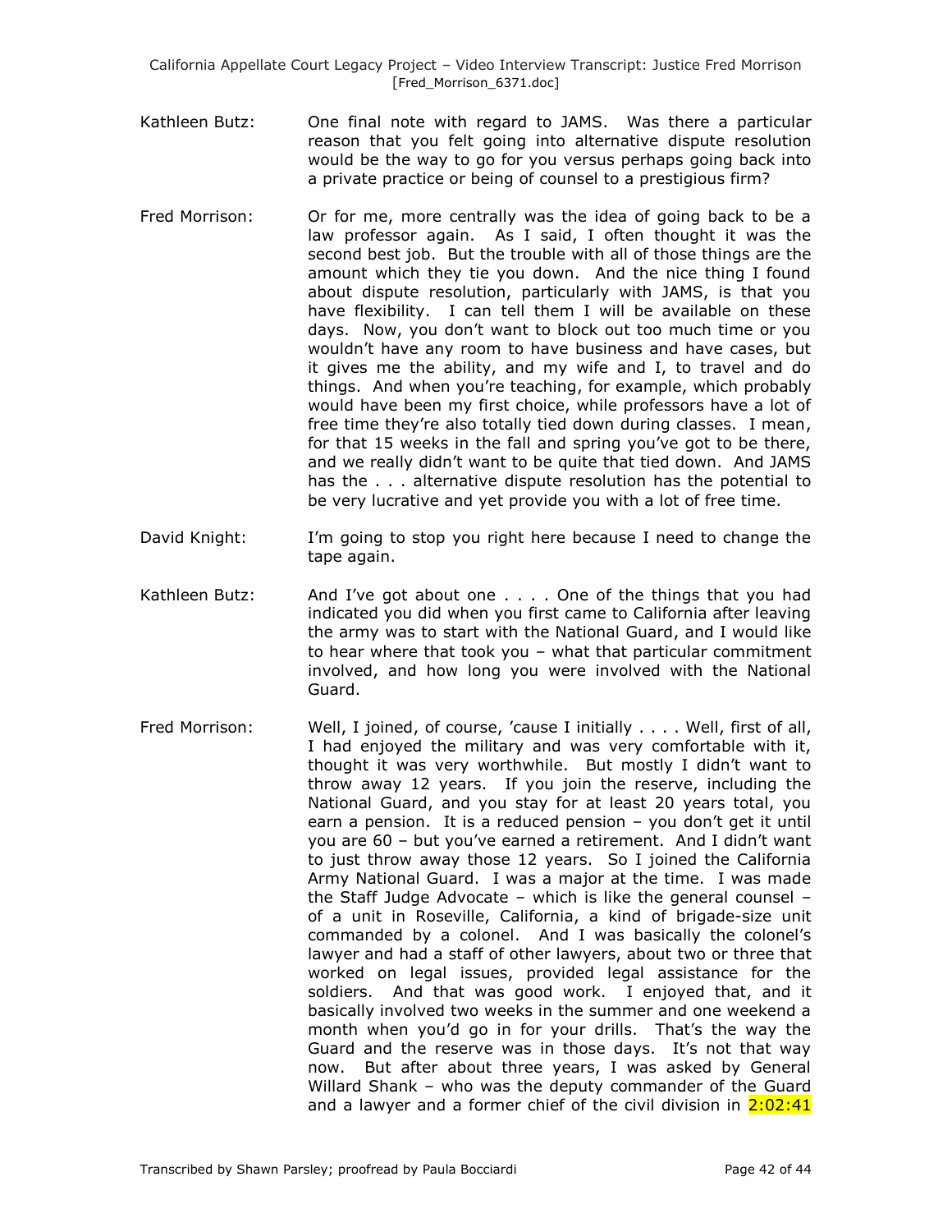Kathleen Butz: One final note with regard to JAMS. Was there a particular reason that you felt going into alternative dispute resolution would be the way to go for you versus perhaps going back into a private practice or being of counsel to a prestigious firm?

Fred Morrison: Or for me, more centrally was the idea of going back to be a law professor again. As I said, I often thought it was the second best job. But the trouble with all of those things are the amount which they tie you down. And the nice thing I found about dispute resolution, particularly with JAMS, is that you have flexibility. I can tell them I will be available on these days. Now, you don't want to block out too much time or you wouldn't have any room to have business and have cases, but it gives me the ability, and my wife and I, to travel and do things. And when you're teaching, for example, which probably would have been my first choice, while professors have a lot of free time they're also totally tied down during classes. I mean, for that 15 weeks in the fall and spring you've got to be there, and we really didn't want to be quite that tied down. And JAMS has the . . . alternative dispute resolution has the potential to be very lucrative and yet provide you with a lot of free time.

David Knight: I'm going to stop you right here because I need to change the tape again.

Kathleen Butz: And I've got about one . . . . One of the things that you had indicated you did when you first came to California after leaving the army was to start with the National Guard, and I would like to hear where that took you – what that particular commitment involved, and how long you were involved with the National Guard.

Fred Morrison: Well, I joined, of course, 'cause I initially . . . . Well, first of all, I had enjoyed the military and was very comfortable with it, thought it was very worthwhile. But mostly I didn't want to throw away 12 years. If you join the reserve, including the National Guard, and you stay for at least 20 years total, you earn a pension. It is a reduced pension – you don't get it until you are 60 – but you've earned a retirement. And I didn't want to just throw away those 12 years. So I joined the California Army National Guard. I was a major at the time. I was made the Staff Judge Advocate – which is like the general counsel – of a unit in Roseville, California, a kind of brigade-size unit commanded by a colonel. And I was basically the colonel's lawyer and had a staff of other lawyers, about two or three that worked on legal issues, provided legal assistance for the soldiers. And that was good work. I enjoyed that, and it basically involved two weeks in the summer and one weekend a month when you'd go in for your drills. That's the way the Guard and the reserve was in those days. It's not that way now. But after about three years, I was asked by General Willard Shank – who was the deputy commander of the Guard and a lawyer and a former chief of the civil division in 2:02:41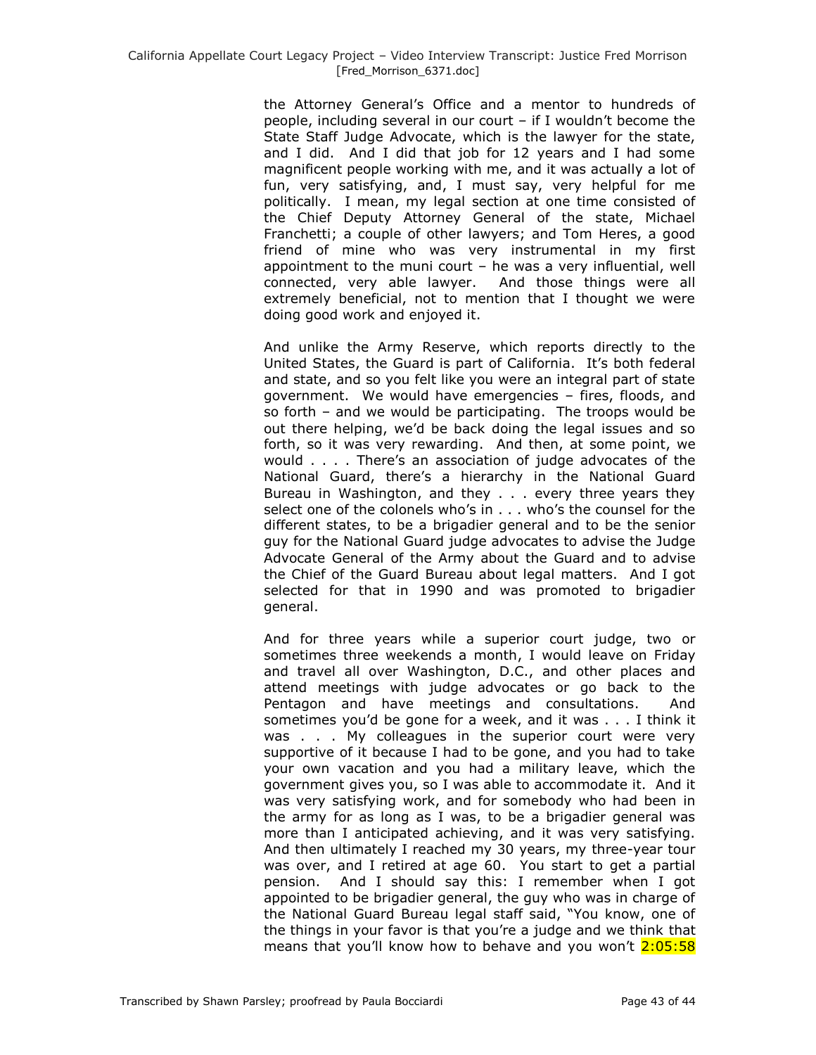the Attorney General's Office and a mentor to hundreds of people, including several in our court – if I wouldn't become the State Staff Judge Advocate, which is the lawyer for the state, and I did. And I did that job for 12 years and I had some magnificent people working with me, and it was actually a lot of fun, very satisfying, and, I must say, very helpful for me politically. I mean, my legal section at one time consisted of the Chief Deputy Attorney General of the state, Michael Franchetti; a couple of other lawyers; and Tom Heres, a good friend of mine who was very instrumental in my first appointment to the muni court – he was a very influential, well connected, very able lawyer. And those things were all extremely beneficial, not to mention that I thought we were doing good work and enjoyed it.

And unlike the Army Reserve, which reports directly to the United States, the Guard is part of California. It's both federal and state, and so you felt like you were an integral part of state government. We would have emergencies – fires, floods, and so forth – and we would be participating. The troops would be out there helping, we'd be back doing the legal issues and so forth, so it was very rewarding. And then, at some point, we would . . . . There's an association of judge advocates of the National Guard, there's a hierarchy in the National Guard Bureau in Washington, and they . . . every three years they select one of the colonels who's in . . . who's the counsel for the different states, to be a brigadier general and to be the senior guy for the National Guard judge advocates to advise the Judge Advocate General of the Army about the Guard and to advise the Chief of the Guard Bureau about legal matters. And I got selected for that in 1990 and was promoted to brigadier general.

And for three years while a superior court judge, two or sometimes three weekends a month, I would leave on Friday and travel all over Washington, D.C., and other places and attend meetings with judge advocates or go back to the Pentagon and have meetings and consultations. And sometimes you'd be gone for a week, and it was . . . I think it was . . . My colleagues in the superior court were very supportive of it because I had to be gone, and you had to take your own vacation and you had a military leave, which the government gives you, so I was able to accommodate it. And it was very satisfying work, and for somebody who had been in the army for as long as I was, to be a brigadier general was more than I anticipated achieving, and it was very satisfying. And then ultimately I reached my 30 years, my three-year tour was over, and I retired at age 60. You start to get a partial pension. And I should say this: I remember when I got appointed to be brigadier general, the guy who was in charge of the National Guard Bureau legal staff said, "You know, one of the things in your favor is that you're a judge and we think that means that you'll know how to behave and you won't 2:05:58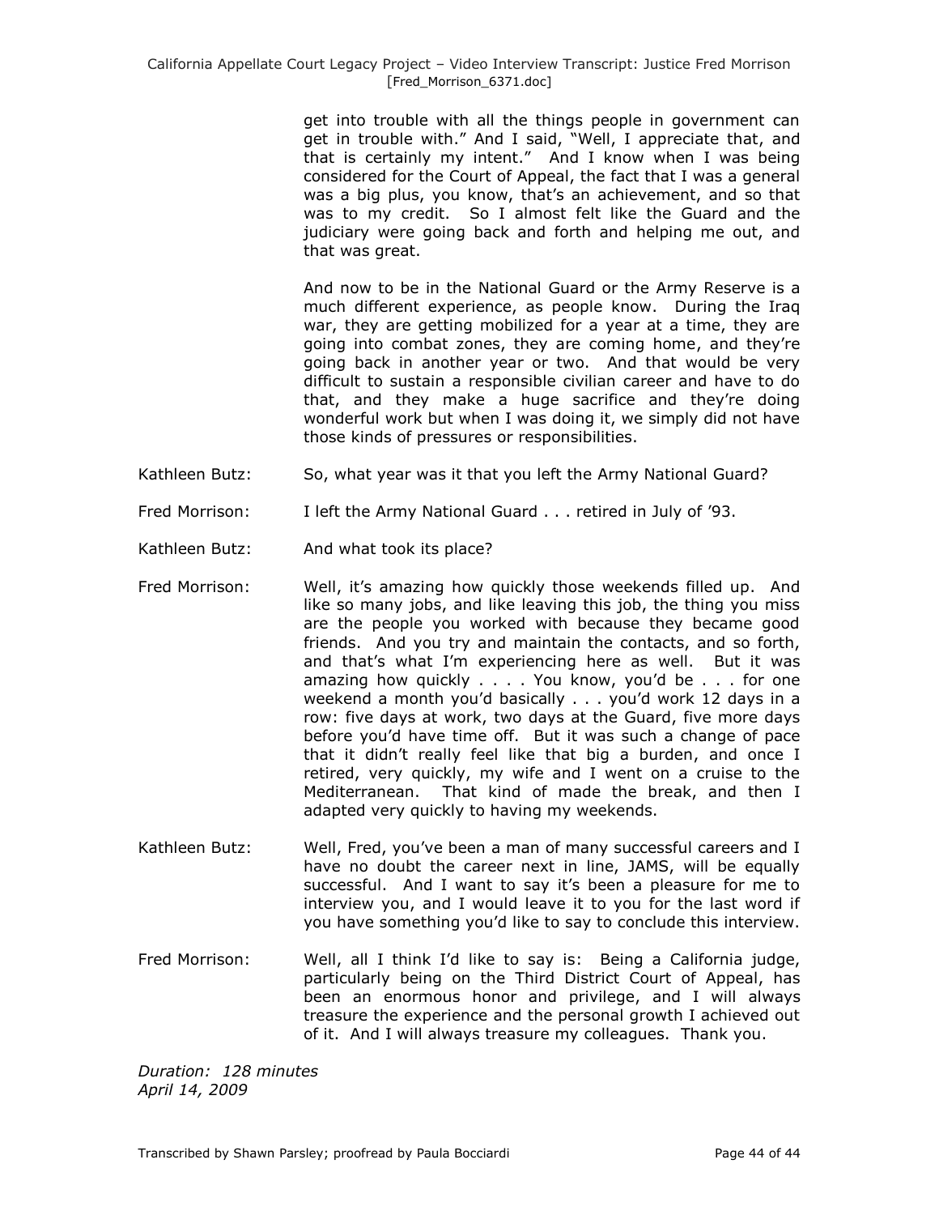get into trouble with all the things people in government can get in trouble with." And I said, "Well, I appreciate that, and that is certainly my intent." And I know when I was being considered for the Court of Appeal, the fact that I was a general was a big plus, you know, that's an achievement, and so that was to my credit. So I almost felt like the Guard and the judiciary were going back and forth and helping me out, and that was great.

And now to be in the National Guard or the Army Reserve is a much different experience, as people know. During the Iraq war, they are getting mobilized for a year at a time, they are going into combat zones, they are coming home, and they're going back in another year or two. And that would be very difficult to sustain a responsible civilian career and have to do that, and they make a huge sacrifice and they're doing wonderful work but when I was doing it, we simply did not have those kinds of pressures or responsibilities.

Kathleen Butz: So, what year was it that you left the Army National Guard?

Fred Morrison: I left the Army National Guard . . . retired in July of '93.

Kathleen Butz: And what took its place?

Fred Morrison: Well, it's amazing how quickly those weekends filled up. And like so many jobs, and like leaving this job, the thing you miss are the people you worked with because they became good friends. And you try and maintain the contacts, and so forth, and that's what I'm experiencing here as well. But it was amazing how quickly . . . . You know, you'd be . . . for one weekend a month you'd basically . . . you'd work 12 days in a row: five days at work, two days at the Guard, five more days before you'd have time off. But it was such a change of pace that it didn't really feel like that big a burden, and once I retired, very quickly, my wife and I went on a cruise to the Mediterranean. That kind of made the break, and then I adapted very quickly to having my weekends.

Kathleen Butz: Well, Fred, you've been a man of many successful careers and I have no doubt the career next in line, JAMS, will be equally successful. And I want to say it's been a pleasure for me to interview you, and I would leave it to you for the last word if you have something you'd like to say to conclude this interview.

Fred Morrison: Well, all I think I'd like to say is: Being a California judge, particularly being on the Third District Court of Appeal, has been an enormous honor and privilege, and I will always treasure the experience and the personal growth I achieved out of it. And I will always treasure my colleagues. Thank you.

*Duration: 128 minutes*
*April 14, 2009*

Transcribed by Shawn Parsley; proofread by Paula Bocciardi